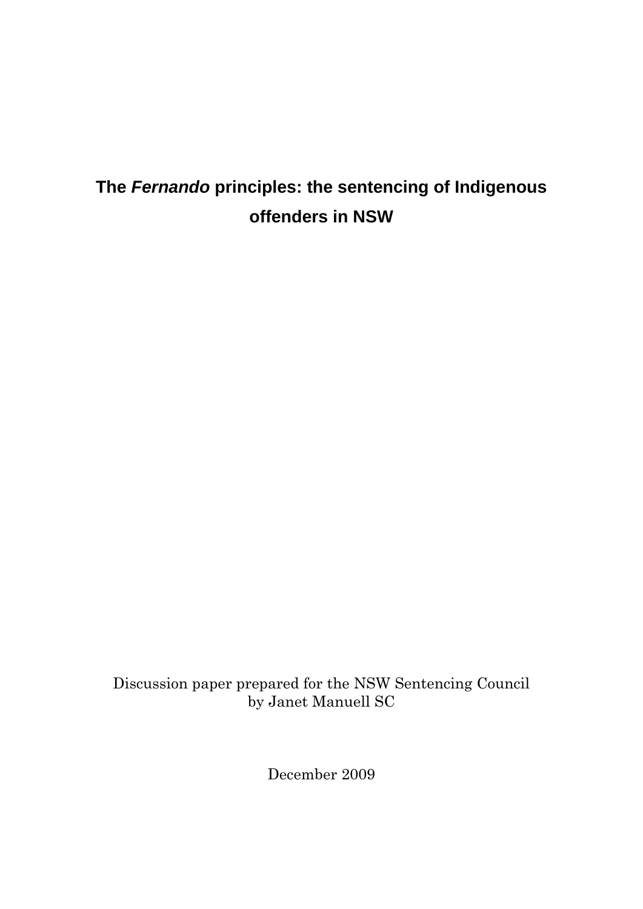# The *Fernando* principles: the sentencing of Indigenous offenders in NSW

Discussion paper prepared for the NSW Sentencing Council
by Janet Manuell SC

December 2009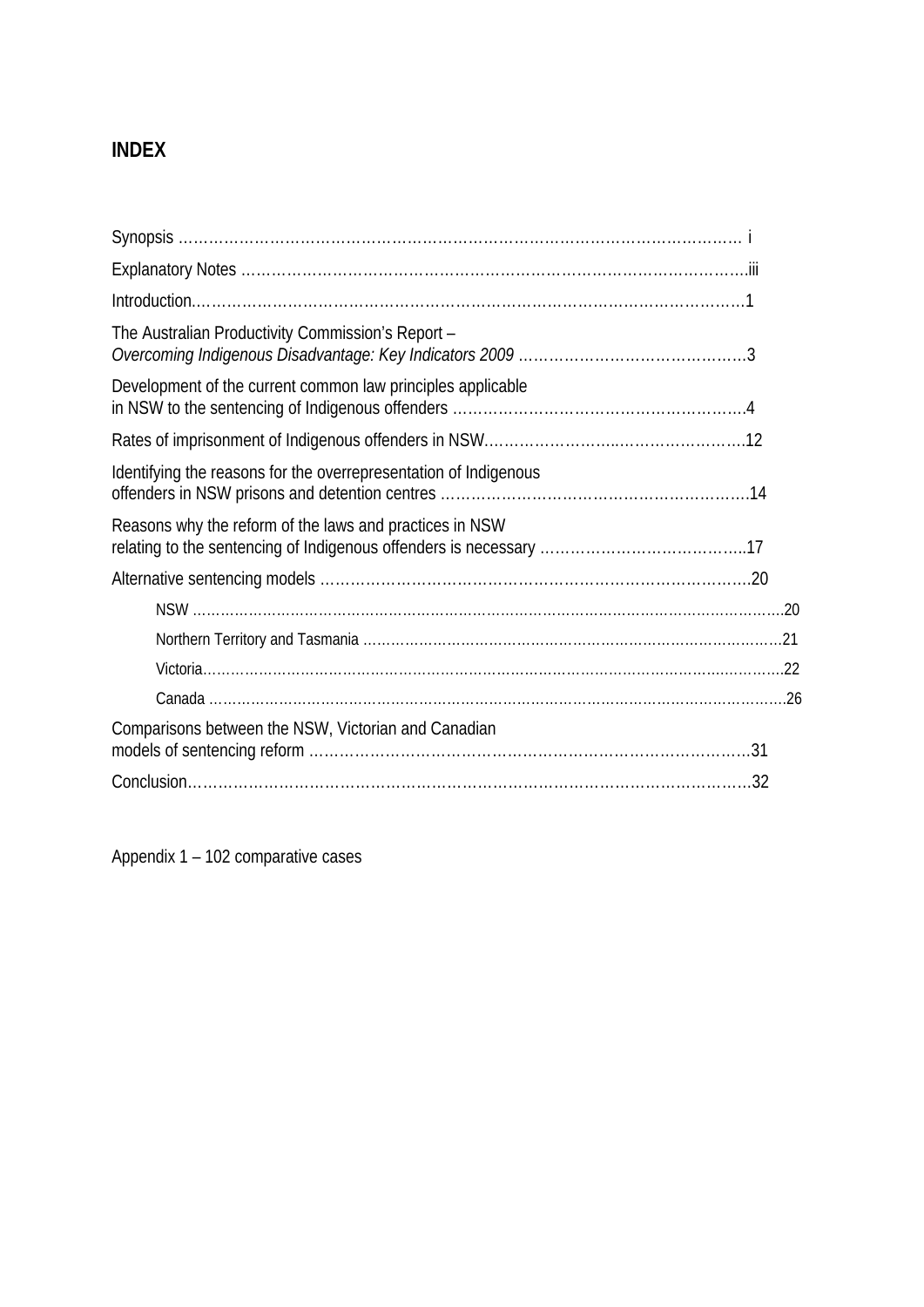## INDEX

Synopsis …………………………………………………………………………………………………… i

Explanatory Notes ……………………………………………………………………………………….iii

Introduction.……………………………………………………………………………………………….1

The Australian Productivity Commission's Report –
*Overcoming Indigenous Disadvantage: Key Indicators 2009* ………………………………………3

Development of the current common law principles applicable
in NSW to the sentencing of Indigenous offenders ………………………………………………….4

Rates of imprisonment of Indigenous offenders in NSW……………………..……………………12

Identifying the reasons for the overrepresentation of Indigenous
offenders in NSW prisons and detention centres ……………………………………………………14

Reasons why the reform of the laws and practices in NSW
relating to the sentencing of Indigenous offenders is necessary …………………………………..17

Alternative sentencing models …………………………………………………………………………20

- NSW ……………………………………………………………………………………………………20
- Northern Territory and Tasmania ……………………………………………………………………21
- Victoria…………………………………………………………………………………………………22
- Canada …………………………………………………………………………………………………26

Comparisons between the NSW, Victorian and Canadian
models of sentencing reform ……………………………………………………………………………31

Conclusion……………………………………………………………………………………………….32

Appendix 1 – 102 comparative cases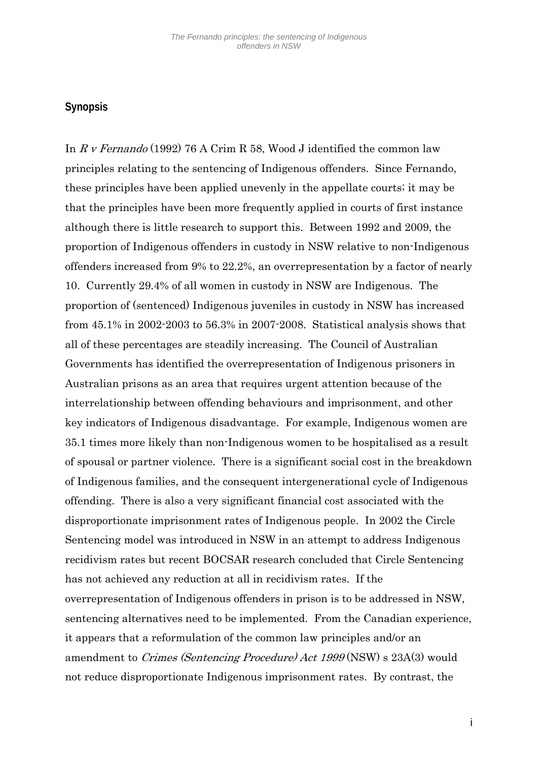## Synopsis

In *R v Fernando* (1992) 76 A Crim R 58, Wood J identified the common law principles relating to the sentencing of Indigenous offenders. Since Fernando, these principles have been applied unevenly in the appellate courts; it may be that the principles have been more frequently applied in courts of first instance although there is little research to support this. Between 1992 and 2009, the proportion of Indigenous offenders in custody in NSW relative to non-Indigenous offenders increased from 9% to 22.2%, an overrepresentation by a factor of nearly 10. Currently 29.4% of all women in custody in NSW are Indigenous. The proportion of (sentenced) Indigenous juveniles in custody in NSW has increased from 45.1% in 2002-2003 to 56.3% in 2007-2008. Statistical analysis shows that all of these percentages are steadily increasing. The Council of Australian Governments has identified the overrepresentation of Indigenous prisoners in Australian prisons as an area that requires urgent attention because of the interrelationship between offending behaviours and imprisonment, and other key indicators of Indigenous disadvantage. For example, Indigenous women are 35.1 times more likely than non-Indigenous women to be hospitalised as a result of spousal or partner violence. There is a significant social cost in the breakdown of Indigenous families, and the consequent intergenerational cycle of Indigenous offending. There is also a very significant financial cost associated with the disproportionate imprisonment rates of Indigenous people. In 2002 the Circle Sentencing model was introduced in NSW in an attempt to address Indigenous recidivism rates but recent BOCSAR research concluded that Circle Sentencing has not achieved any reduction at all in recidivism rates. If the overrepresentation of Indigenous offenders in prison is to be addressed in NSW, sentencing alternatives need to be implemented. From the Canadian experience, it appears that a reformulation of the common law principles and/or an amendment to *Crimes (Sentencing Procedure) Act 1999* (NSW) s 23A(3) would not reduce disproportionate Indigenous imprisonment rates. By contrast, the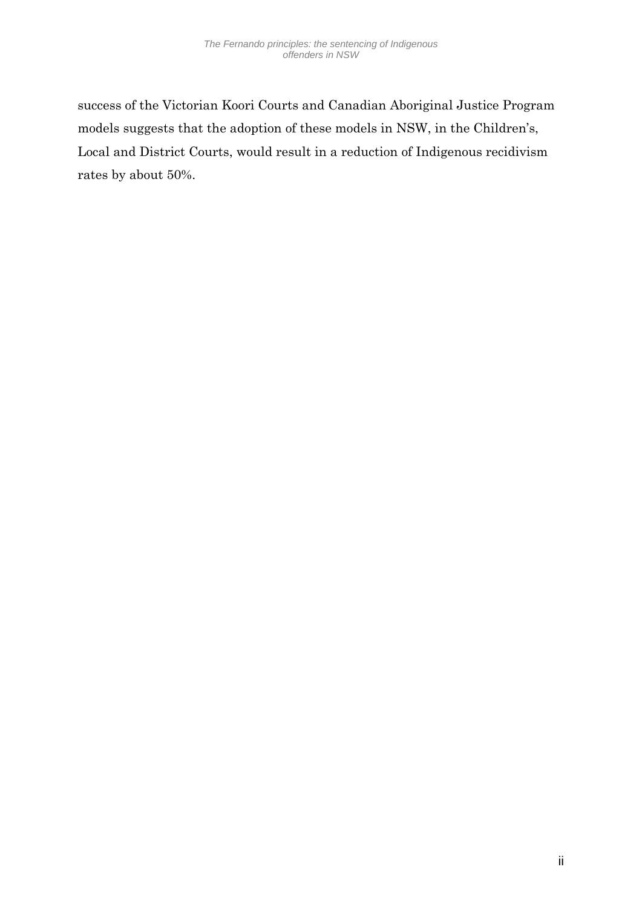success of the Victorian Koori Courts and Canadian Aboriginal Justice Program models suggests that the adoption of these models in NSW, in the Children's, Local and District Courts, would result in a reduction of Indigenous recidivism rates by about 50%.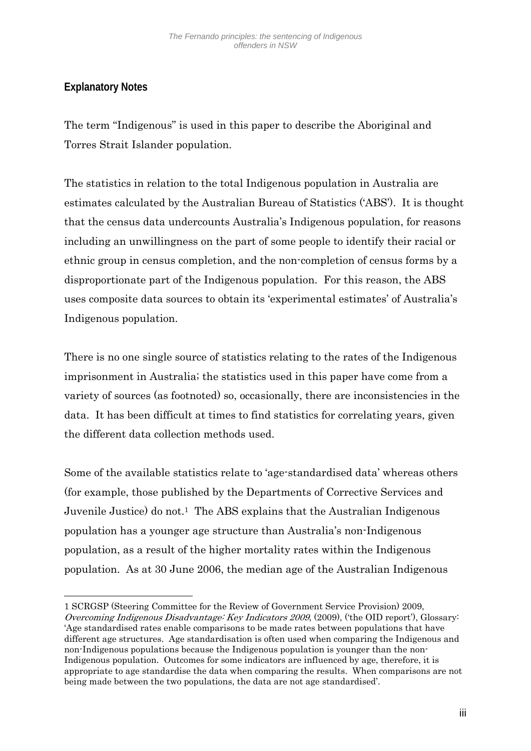## Explanatory Notes

The term "Indigenous" is used in this paper to describe the Aboriginal and Torres Strait Islander population.

The statistics in relation to the total Indigenous population in Australia are estimates calculated by the Australian Bureau of Statistics ('ABS'). It is thought that the census data undercounts Australia's Indigenous population, for reasons including an unwillingness on the part of some people to identify their racial or ethnic group in census completion, and the non-completion of census forms by a disproportionate part of the Indigenous population. For this reason, the ABS uses composite data sources to obtain its 'experimental estimates' of Australia's Indigenous population.

There is no one single source of statistics relating to the rates of the Indigenous imprisonment in Australia; the statistics used in this paper have come from a variety of sources (as footnoted) so, occasionally, there are inconsistencies in the data. It has been difficult at times to find statistics for correlating years, given the different data collection methods used.

Some of the available statistics relate to 'age-standardised data' whereas others (for example, those published by the Departments of Corrective Services and Juvenile Justice) do not.[1] The ABS explains that the Australian Indigenous population has a younger age structure than Australia's non-Indigenous population, as a result of the higher mortality rates within the Indigenous population. As at 30 June 2006, the median age of the Australian Indigenous

---

1 SCRGSP (Steering Committee for the Review of Government Service Provision) 2009, *Overcoming Indigenous Disadvantage: Key Indicators 2009*, (2009), ('the OID report'), Glossary: 'Age standardised rates enable comparisons to be made rates between populations that have different age structures. Age standardisation is often used when comparing the Indigenous and non-Indigenous populations because the Indigenous population is younger than the non-Indigenous population. Outcomes for some indicators are influenced by age, therefore, it is appropriate to age standardise the data when comparing the results. When comparisons are not being made between the two populations, the data are not age standardised'.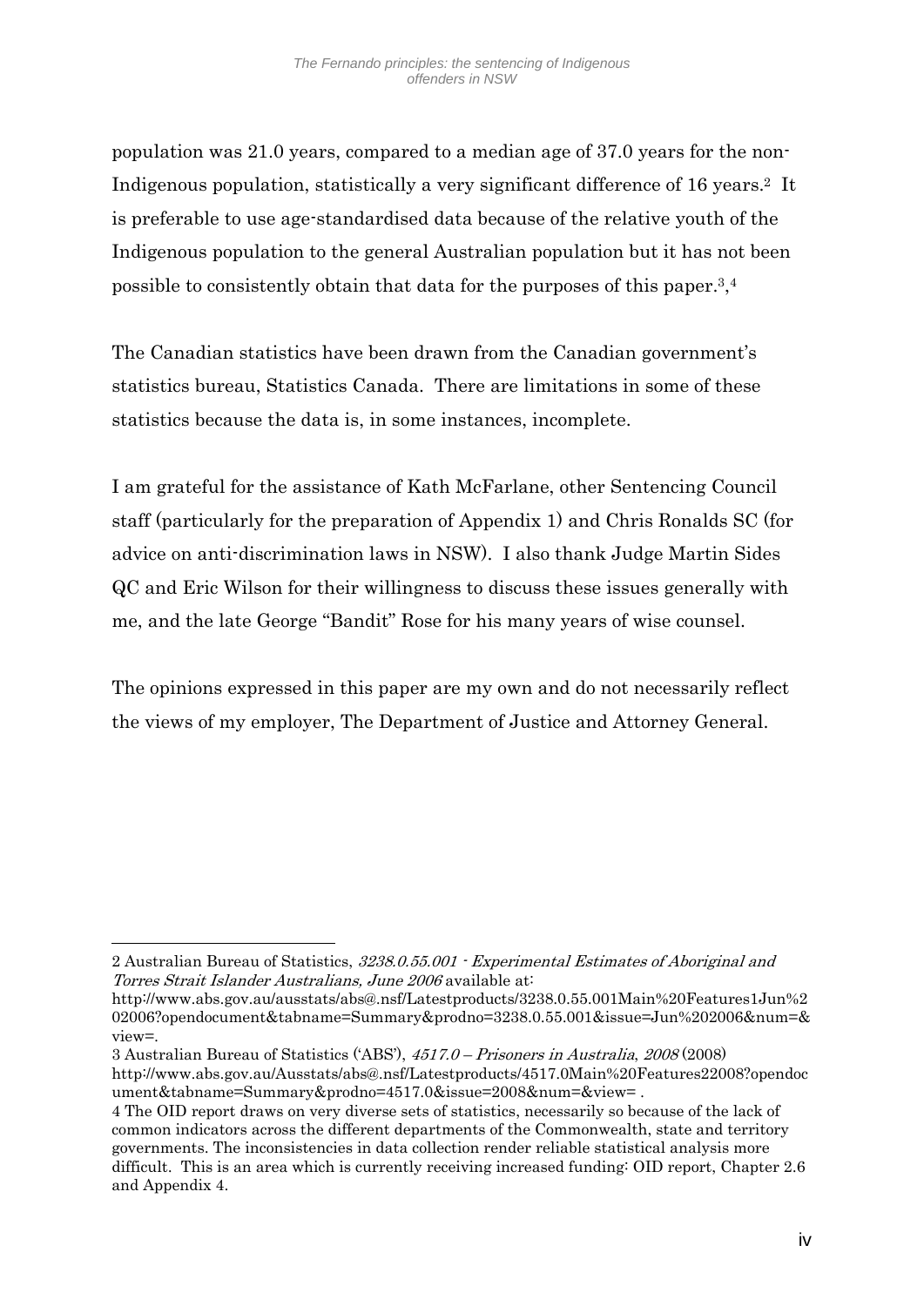population was 21.0 years, compared to a median age of 37.0 years for the non-Indigenous population, statistically a very significant difference of 16 years.[2] It is preferable to use age-standardised data because of the relative youth of the Indigenous population to the general Australian population but it has not been possible to consistently obtain that data for the purposes of this paper.[3],[4]

The Canadian statistics have been drawn from the Canadian government's statistics bureau, Statistics Canada. There are limitations in some of these statistics because the data is, in some instances, incomplete.

I am grateful for the assistance of Kath McFarlane, other Sentencing Council staff (particularly for the preparation of Appendix 1) and Chris Ronalds SC (for advice on anti-discrimination laws in NSW). I also thank Judge Martin Sides QC and Eric Wilson for their willingness to discuss these issues generally with me, and the late George "Bandit" Rose for his many years of wise counsel.

The opinions expressed in this paper are my own and do not necessarily reflect the views of my employer, The Department of Justice and Attorney General.

---

2 Australian Bureau of Statistics, *3238.0.55.001 - Experimental Estimates of Aboriginal and Torres Strait Islander Australians, June 2006* available at: http://www.abs.gov.au/ausstats/abs@.nsf/Latestproducts/3238.0.55.001Main%20Features1Jun%202006?opendocument&tabname=Summary&prodno=3238.0.55.001&issue=Jun%202006&num=&view=.

3 Australian Bureau of Statistics ('ABS'), *4517.0 – Prisoners in Australia, 2008* (2008) http://www.abs.gov.au/Ausstats/abs@.nsf/Latestproducts/4517.0Main%20Features22008?opendocument&tabname=Summary&prodno=4517.0&issue=2008&num=&view= .

4 The OID report draws on very diverse sets of statistics, necessarily so because of the lack of common indicators across the different departments of the Commonwealth, state and territory governments. The inconsistencies in data collection render reliable statistical analysis more difficult. This is an area which is currently receiving increased funding: OID report, Chapter 2.6 and Appendix 4.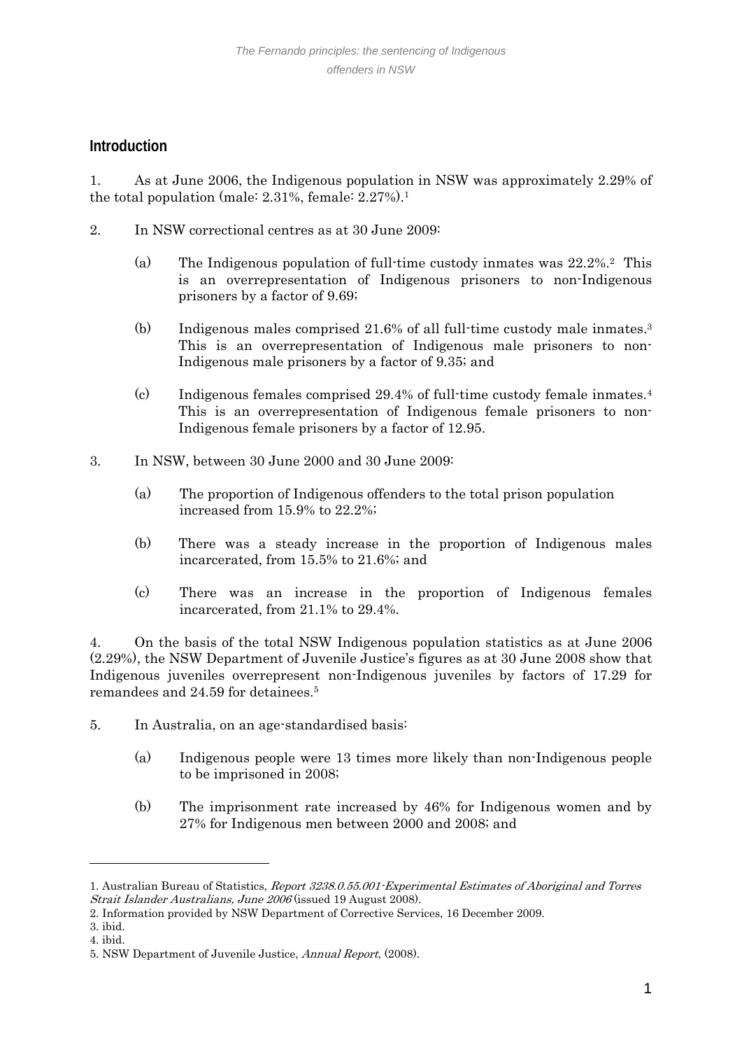## Introduction

1. As at June 2006, the Indigenous population in NSW was approximately 2.29% of the total population (male: 2.31%, female: 2.27%).[1]

2. In NSW correctional centres as at 30 June 2009:

   (a) The Indigenous population of full-time custody inmates was 22.2%.[2] This is an overrepresentation of Indigenous prisoners to non-Indigenous prisoners by a factor of 9.69;

   (b) Indigenous males comprised 21.6% of all full-time custody male inmates.[3] This is an overrepresentation of Indigenous male prisoners to non-Indigenous male prisoners by a factor of 9.35; and

   (c) Indigenous females comprised 29.4% of full-time custody female inmates.[4] This is an overrepresentation of Indigenous female prisoners to non-Indigenous female prisoners by a factor of 12.95.

3. In NSW, between 30 June 2000 and 30 June 2009:

   (a) The proportion of Indigenous offenders to the total prison population increased from 15.9% to 22.2%;

   (b) There was a steady increase in the proportion of Indigenous males incarcerated, from 15.5% to 21.6%; and

   (c) There was an increase in the proportion of Indigenous females incarcerated, from 21.1% to 29.4%.

4. On the basis of the total NSW Indigenous population statistics as at June 2006 (2.29%), the NSW Department of Juvenile Justice's figures as at 30 June 2008 show that Indigenous juveniles overrepresent non-Indigenous juveniles by factors of 17.29 for remandees and 24.59 for detainees.[5]

5. In Australia, on an age-standardised basis:

   (a) Indigenous people were 13 times more likely than non-Indigenous people to be imprisoned in 2008;

   (b) The imprisonment rate increased by 46% for Indigenous women and by 27% for Indigenous men between 2000 and 2008; and

---

1. Australian Bureau of Statistics, *Report 3238.0.55.001-Experimental Estimates of Aboriginal and Torres Strait Islander Australians, June 2006* (issued 19 August 2008).
2. Information provided by NSW Department of Corrective Services, 16 December 2009.
3. ibid.
4. ibid.
5. NSW Department of Juvenile Justice, *Annual Report*, (2008).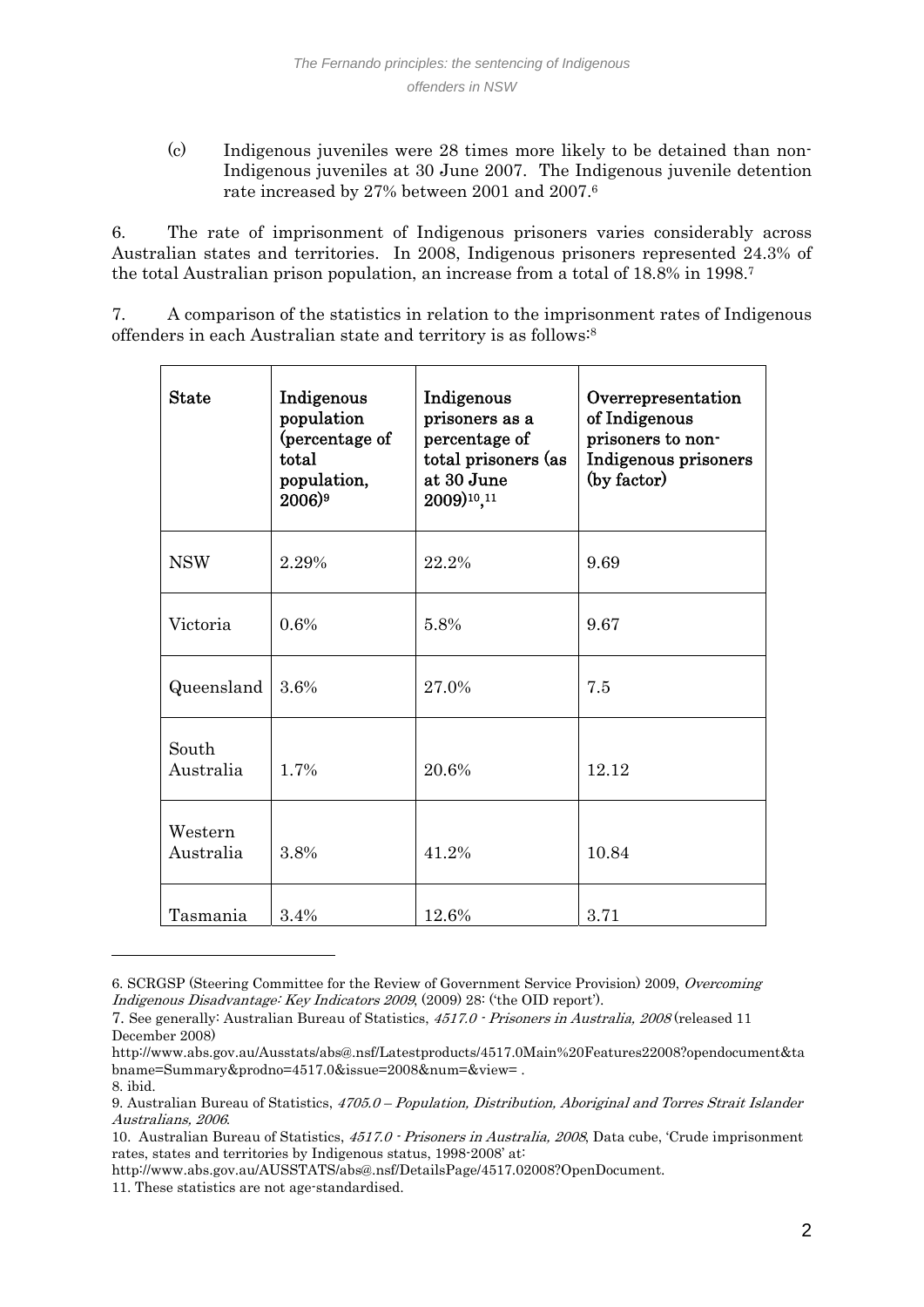(c) Indigenous juveniles were 28 times more likely to be detained than non-Indigenous juveniles at 30 June 2007. The Indigenous juvenile detention rate increased by 27% between 2001 and 2007.[6]

6. The rate of imprisonment of Indigenous prisoners varies considerably across Australian states and territories. In 2008, Indigenous prisoners represented 24.3% of the total Australian prison population, an increase from a total of 18.8% in 1998.[7]

7. A comparison of the statistics in relation to the imprisonment rates of Indigenous offenders in each Australian state and territory is as follows:[8]

| State | Indigenous population (percentage of total population, 2006)[9] | Indigenous prisoners as a percentage of total prisoners (as at 30 June 2009)[10,11] | Overrepresentation of Indigenous prisoners to non-Indigenous prisoners (by factor) |
|---|---|---|---|
| NSW | 2.29% | 22.2% | 9.69 |
| Victoria | 0.6% | 5.8% | 9.67 |
| Queensland | 3.6% | 27.0% | 7.5 |
| South Australia | 1.7% | 20.6% | 12.12 |
| Western Australia | 3.8% | 41.2% | 10.84 |
| Tasmania | 3.4% | 12.6% | 3.71 |

---

6. SCRGSP (Steering Committee for the Review of Government Service Provision) 2009, *Overcoming Indigenous Disadvantage: Key Indicators 2009*, (2009) 28: ('the OID report').

7. See generally: Australian Bureau of Statistics, *4517.0 - Prisoners in Australia, 2008* (released 11 December 2008) http://www.abs.gov.au/Ausstats/abs@.nsf/Latestproducts/4517.0Main%20Features22008?opendocument&tabname=Summary&prodno=4517.0&issue=2008&num=&view= .

8. ibid.

9. Australian Bureau of Statistics, *4705.0 – Population, Distribution, Aboriginal and Torres Strait Islander Australians, 2006*.

10. Australian Bureau of Statistics, *4517.0 - Prisoners in Australia, 2008*, Data cube, 'Crude imprisonment rates, states and territories by Indigenous status, 1998-2008' at: http://www.abs.gov.au/AUSSTATS/abs@.nsf/DetailsPage/4517.02008?OpenDocument.

11. These statistics are not age-standardised.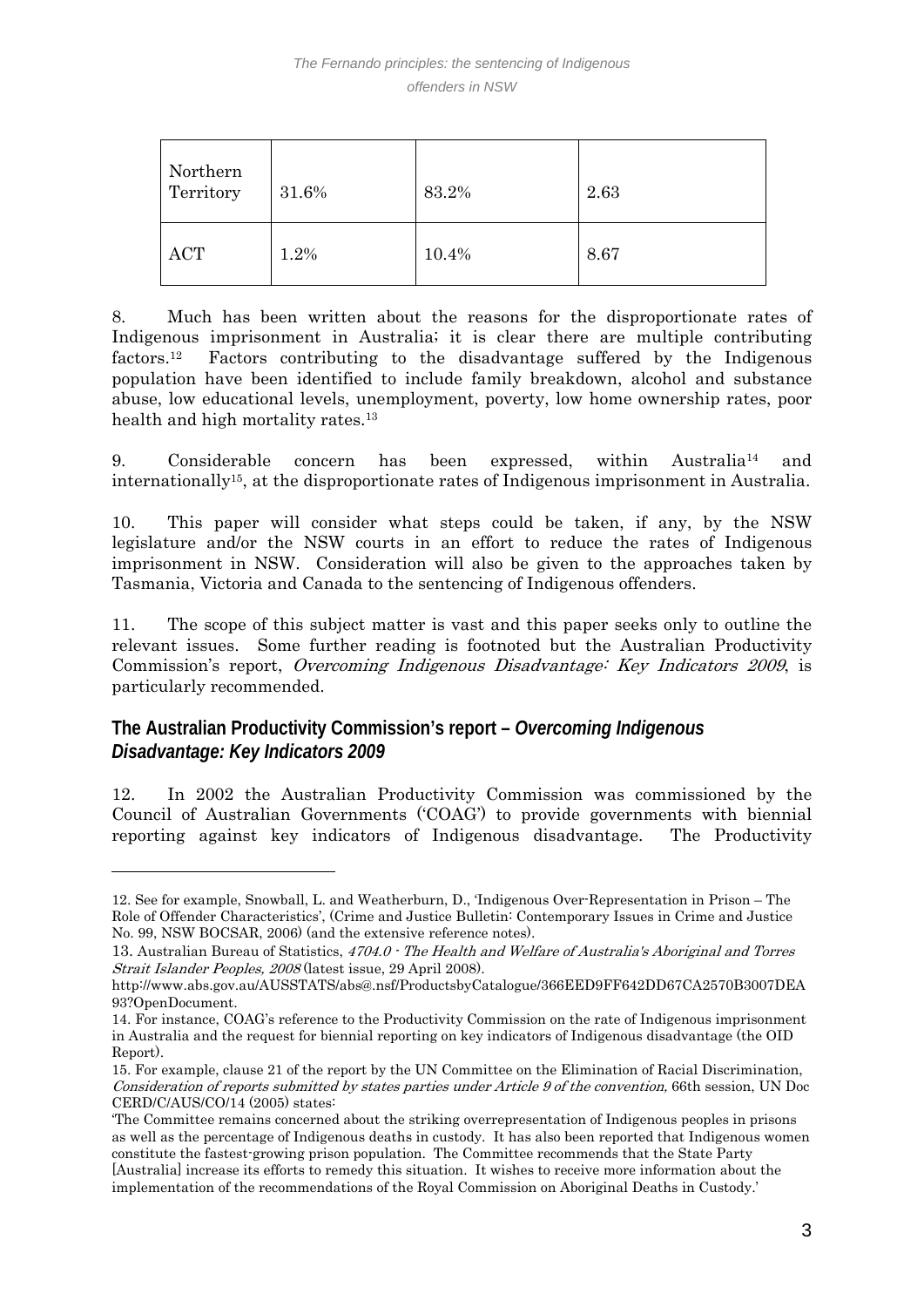| Northern Territory | 31.6% | 83.2% | 2.63 |
|---|---|---|---|
| ACT | 1.2% | 10.4% | 8.67 |

8. Much has been written about the reasons for the disproportionate rates of Indigenous imprisonment in Australia; it is clear there are multiple contributing factors.[12] Factors contributing to the disadvantage suffered by the Indigenous population have been identified to include family breakdown, alcohol and substance abuse, low educational levels, unemployment, poverty, low home ownership rates, poor health and high mortality rates.[13]

9. Considerable concern has been expressed, within Australia[14] and internationally[15], at the disproportionate rates of Indigenous imprisonment in Australia.

10. This paper will consider what steps could be taken, if any, by the NSW legislature and/or the NSW courts in an effort to reduce the rates of Indigenous imprisonment in NSW. Consideration will also be given to the approaches taken by Tasmania, Victoria and Canada to the sentencing of Indigenous offenders.

11. The scope of this subject matter is vast and this paper seeks only to outline the relevant issues. Some further reading is footnoted but the Australian Productivity Commission's report, *Overcoming Indigenous Disadvantage: Key Indicators 2009*, is particularly recommended.

## The Australian Productivity Commission's report – *Overcoming Indigenous Disadvantage: Key Indicators 2009*

12. In 2002 the Australian Productivity Commission was commissioned by the Council of Australian Governments ('COAG') to provide governments with biennial reporting against key indicators of Indigenous disadvantage. The Productivity

---

12. See for example, Snowball, L. and Weatherburn, D., 'Indigenous Over-Representation in Prison – The Role of Offender Characteristics', (Crime and Justice Bulletin: Contemporary Issues in Crime and Justice No. 99, NSW BOCSAR, 2006) (and the extensive reference notes).

13. Australian Bureau of Statistics, *4704.0 - The Health and Welfare of Australia's Aboriginal and Torres Strait Islander Peoples, 2008* (latest issue, 29 April 2008).
http://www.abs.gov.au/AUSSTATS/abs@.nsf/ProductsbyCatalogue/366EED9FF642DD67CA2570B3007DEA93?OpenDocument.

14. For instance, COAG's reference to the Productivity Commission on the rate of Indigenous imprisonment in Australia and the request for biennial reporting on key indicators of Indigenous disadvantage (the OID Report).

15. For example, clause 21 of the report by the UN Committee on the Elimination of Racial Discrimination, *Consideration of reports submitted by states parties under Article 9 of the convention,* 66th session, UN Doc CERD/C/AUS/CO/14 (2005) states:

'The Committee remains concerned about the striking overrepresentation of Indigenous peoples in prisons as well as the percentage of Indigenous deaths in custody. It has also been reported that Indigenous women constitute the fastest-growing prison population. The Committee recommends that the State Party [Australia] increase its efforts to remedy this situation. It wishes to receive more information about the implementation of the recommendations of the Royal Commission on Aboriginal Deaths in Custody.'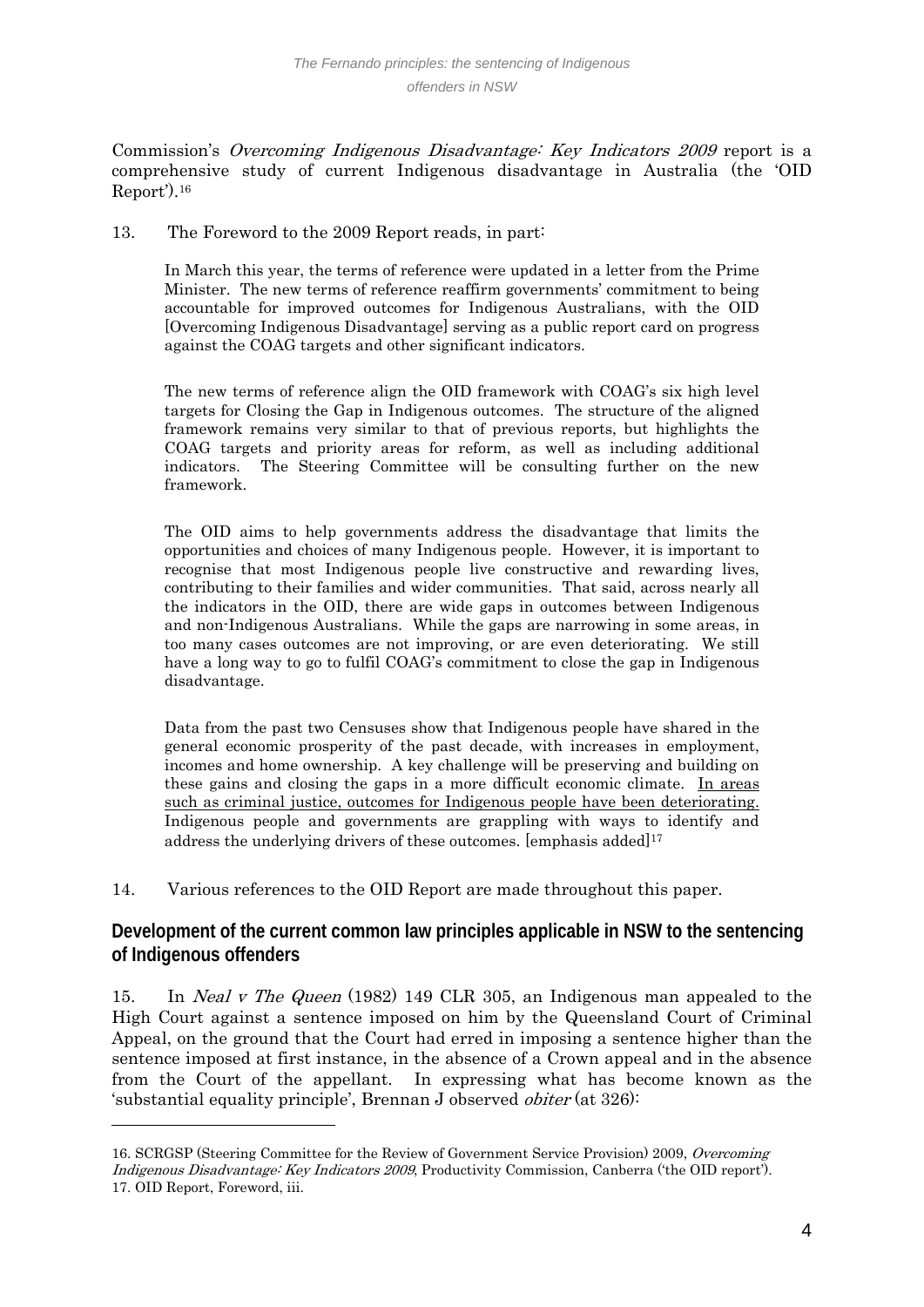Commission's *Overcoming Indigenous Disadvantage: Key Indicators 2009* report is a comprehensive study of current Indigenous disadvantage in Australia (the 'OID Report').[16]

13. The Foreword to the 2009 Report reads, in part:

> In March this year, the terms of reference were updated in a letter from the Prime Minister. The new terms of reference reaffirm governments' commitment to being accountable for improved outcomes for Indigenous Australians, with the OID [Overcoming Indigenous Disadvantage] serving as a public report card on progress against the COAG targets and other significant indicators.
>
> The new terms of reference align the OID framework with COAG's six high level targets for Closing the Gap in Indigenous outcomes. The structure of the aligned framework remains very similar to that of previous reports, but highlights the COAG targets and priority areas for reform, as well as including additional indicators. The Steering Committee will be consulting further on the new framework.
>
> The OID aims to help governments address the disadvantage that limits the opportunities and choices of many Indigenous people. However, it is important to recognise that most Indigenous people live constructive and rewarding lives, contributing to their families and wider communities. That said, across nearly all the indicators in the OID, there are wide gaps in outcomes between Indigenous and non-Indigenous Australians. While the gaps are narrowing in some areas, in too many cases outcomes are not improving, or are even deteriorating. We still have a long way to go to fulfil COAG's commitment to close the gap in Indigenous disadvantage.
>
> Data from the past two Censuses show that Indigenous people have shared in the general economic prosperity of the past decade, with increases in employment, incomes and home ownership. A key challenge will be preserving and building on these gains and closing the gaps in a more difficult economic climate. <u>In areas such as criminal justice, outcomes for Indigenous people have been deteriorating.</u> Indigenous people and governments are grappling with ways to identify and address the underlying drivers of these outcomes. [emphasis added][17]

14. Various references to the OID Report are made throughout this paper.

## Development of the current common law principles applicable in NSW to the sentencing of Indigenous offenders

15. In *Neal v The Queen* (1982) 149 CLR 305, an Indigenous man appealed to the High Court against a sentence imposed on him by the Queensland Court of Criminal Appeal, on the ground that the Court had erred in imposing a sentence higher than the sentence imposed at first instance, in the absence of a Crown appeal and in the absence from the Court of the appellant. In expressing what has become known as the 'substantial equality principle', Brennan J observed *obiter* (at 326):

---

16. SCRGSP (Steering Committee for the Review of Government Service Provision) 2009, *Overcoming Indigenous Disadvantage: Key Indicators 2009*, Productivity Commission, Canberra ('the OID report').

17. OID Report, Foreword, iii.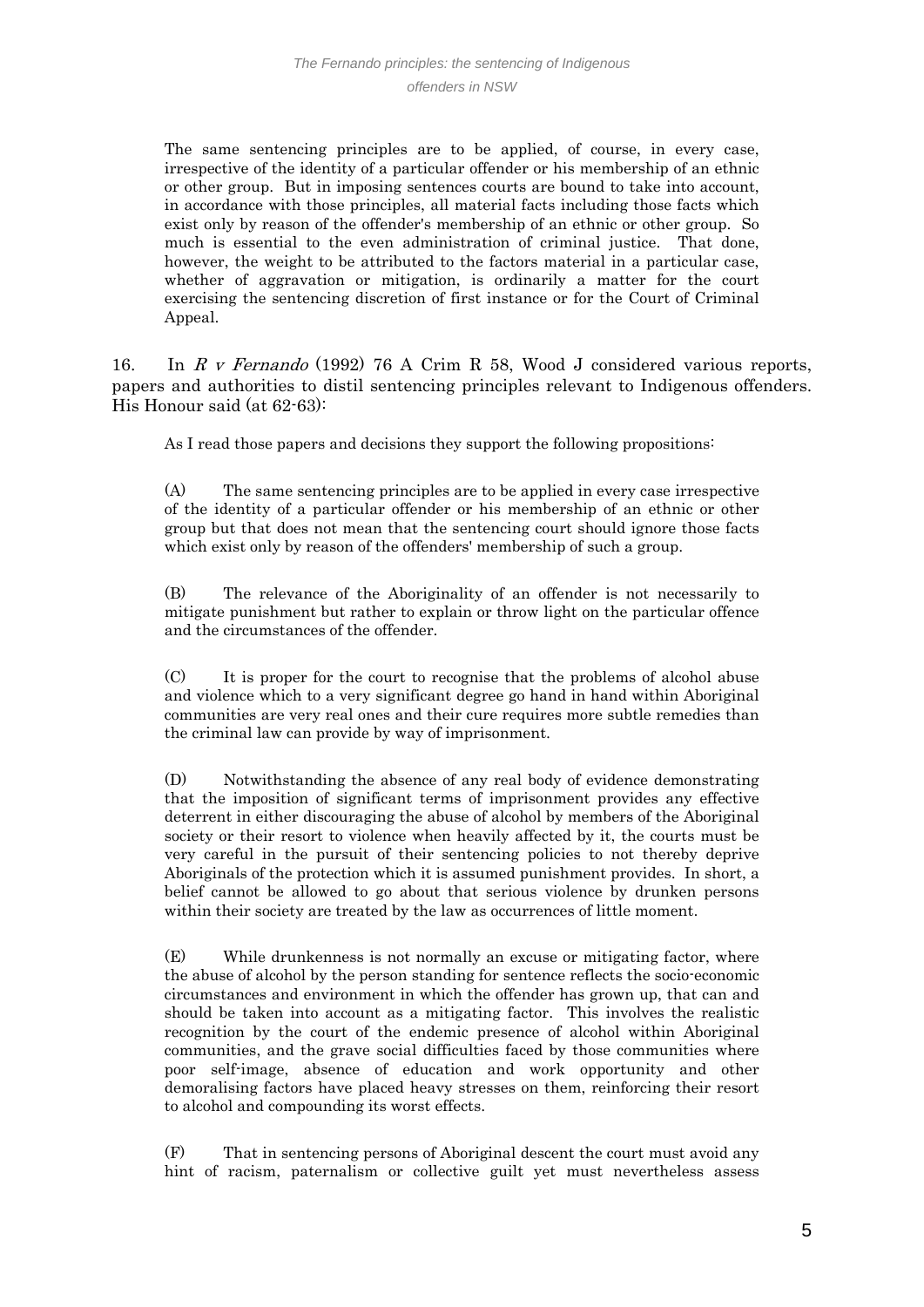> The same sentencing principles are to be applied, of course, in every case, irrespective of the identity of a particular offender or his membership of an ethnic or other group. But in imposing sentences courts are bound to take into account, in accordance with those principles, all material facts including those facts which exist only by reason of the offender's membership of an ethnic or other group. So much is essential to the even administration of criminal justice. That done, however, the weight to be attributed to the factors material in a particular case, whether of aggravation or mitigation, is ordinarily a matter for the court exercising the sentencing discretion of first instance or for the Court of Criminal Appeal.

16. In *R v Fernando* (1992) 76 A Crim R 58, Wood J considered various reports, papers and authorities to distil sentencing principles relevant to Indigenous offenders. His Honour said (at 62-63):

> As I read those papers and decisions they support the following propositions:
>
> (A) The same sentencing principles are to be applied in every case irrespective of the identity of a particular offender or his membership of an ethnic or other group but that does not mean that the sentencing court should ignore those facts which exist only by reason of the offenders' membership of such a group.
>
> (B) The relevance of the Aboriginality of an offender is not necessarily to mitigate punishment but rather to explain or throw light on the particular offence and the circumstances of the offender.
>
> (C) It is proper for the court to recognise that the problems of alcohol abuse and violence which to a very significant degree go hand in hand within Aboriginal communities are very real ones and their cure requires more subtle remedies than the criminal law can provide by way of imprisonment.
>
> (D) Notwithstanding the absence of any real body of evidence demonstrating that the imposition of significant terms of imprisonment provides any effective deterrent in either discouraging the abuse of alcohol by members of the Aboriginal society or their resort to violence when heavily affected by it, the courts must be very careful in the pursuit of their sentencing policies to not thereby deprive Aboriginals of the protection which it is assumed punishment provides. In short, a belief cannot be allowed to go about that serious violence by drunken persons within their society are treated by the law as occurrences of little moment.
>
> (E) While drunkenness is not normally an excuse or mitigating factor, where the abuse of alcohol by the person standing for sentence reflects the socio-economic circumstances and environment in which the offender has grown up, that can and should be taken into account as a mitigating factor. This involves the realistic recognition by the court of the endemic presence of alcohol within Aboriginal communities, and the grave social difficulties faced by those communities where poor self-image, absence of education and work opportunity and other demoralising factors have placed heavy stresses on them, reinforcing their resort to alcohol and compounding its worst effects.
>
> (F) That in sentencing persons of Aboriginal descent the court must avoid any hint of racism, paternalism or collective guilt yet must nevertheless assess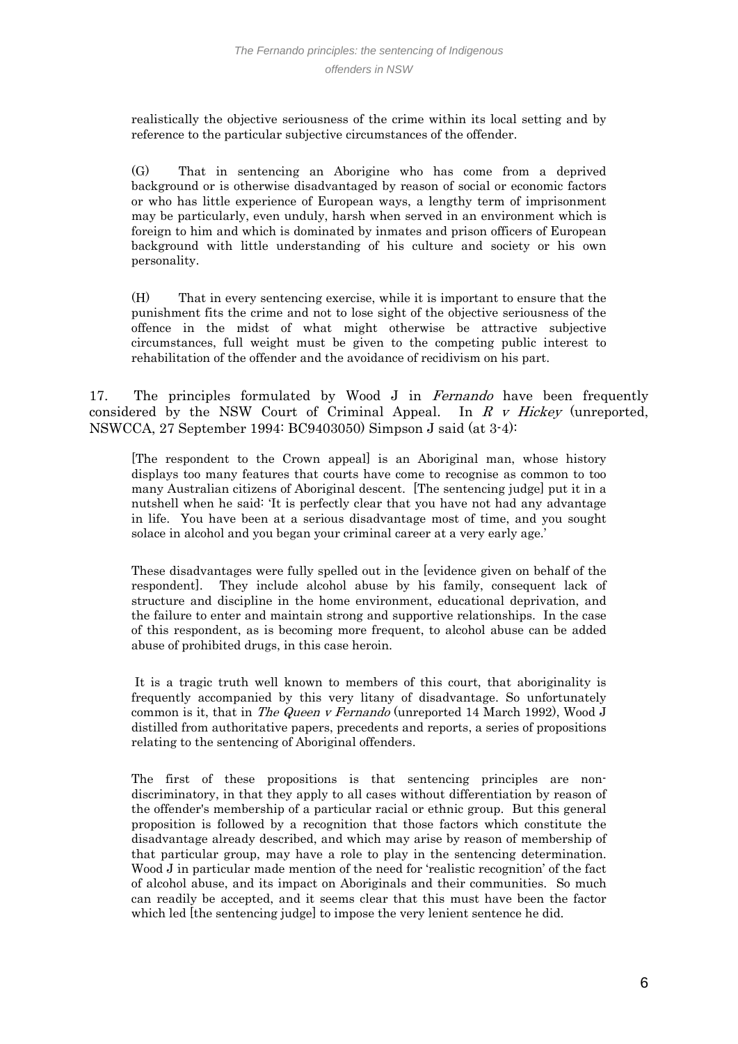realistically the objective seriousness of the crime within its local setting and by reference to the particular subjective circumstances of the offender.

(G) That in sentencing an Aborigine who has come from a deprived background or is otherwise disadvantaged by reason of social or economic factors or who has little experience of European ways, a lengthy term of imprisonment may be particularly, even unduly, harsh when served in an environment which is foreign to him and which is dominated by inmates and prison officers of European background with little understanding of his culture and society or his own personality.

(H) That in every sentencing exercise, while it is important to ensure that the punishment fits the crime and not to lose sight of the objective seriousness of the offence in the midst of what might otherwise be attractive subjective circumstances, full weight must be given to the competing public interest to rehabilitation of the offender and the avoidance of recidivism on his part.

17. The principles formulated by Wood J in *Fernando* have been frequently considered by the NSW Court of Criminal Appeal. In *R v Hickey* (unreported, NSWCCA, 27 September 1994: BC9403050) Simpson J said (at 3-4):

> [The respondent to the Crown appeal] is an Aboriginal man, whose history displays too many features that courts have come to recognise as common to too many Australian citizens of Aboriginal descent. [The sentencing judge] put it in a nutshell when he said: 'It is perfectly clear that you have not had any advantage in life. You have been at a serious disadvantage most of time, and you sought solace in alcohol and you began your criminal career at a very early age.'
>
> These disadvantages were fully spelled out in the [evidence given on behalf of the respondent]. They include alcohol abuse by his family, consequent lack of structure and discipline in the home environment, educational deprivation, and the failure to enter and maintain strong and supportive relationships. In the case of this respondent, as is becoming more frequent, to alcohol abuse can be added abuse of prohibited drugs, in this case heroin.
>
> It is a tragic truth well known to members of this court, that aboriginality is frequently accompanied by this very litany of disadvantage. So unfortunately common is it, that in *The Queen v Fernando* (unreported 14 March 1992), Wood J distilled from authoritative papers, precedents and reports, a series of propositions relating to the sentencing of Aboriginal offenders.
>
> The first of these propositions is that sentencing principles are non-discriminatory, in that they apply to all cases without differentiation by reason of the offender's membership of a particular racial or ethnic group. But this general proposition is followed by a recognition that those factors which constitute the disadvantage already described, and which may arise by reason of membership of that particular group, may have a role to play in the sentencing determination. Wood J in particular made mention of the need for 'realistic recognition' of the fact of alcohol abuse, and its impact on Aboriginals and their communities. So much can readily be accepted, and it seems clear that this must have been the factor which led [the sentencing judge] to impose the very lenient sentence he did.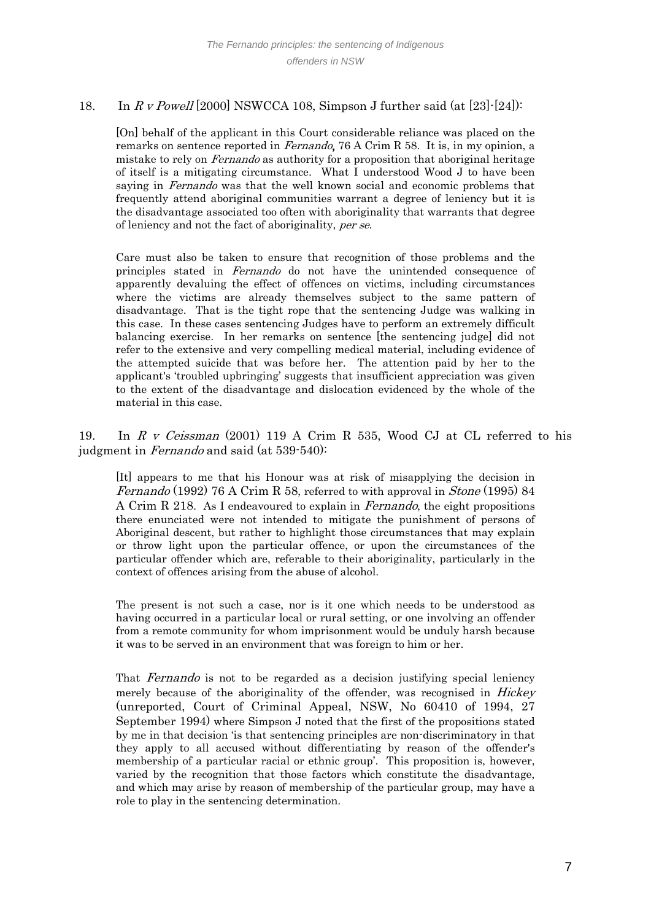18. In *R v Powell* [2000] NSWCCA 108, Simpson J further said (at [23]-[24]):

> [On] behalf of the applicant in this Court considerable reliance was placed on the remarks on sentence reported in *Fernando*, 76 A Crim R 58. It is, in my opinion, a mistake to rely on *Fernando* as authority for a proposition that aboriginal heritage of itself is a mitigating circumstance. What I understood Wood J to have been saying in *Fernando* was that the well known social and economic problems that frequently attend aboriginal communities warrant a degree of leniency but it is the disadvantage associated too often with aboriginality that warrants that degree of leniency and not the fact of aboriginality, *per se*.
>
> Care must also be taken to ensure that recognition of those problems and the principles stated in *Fernando* do not have the unintended consequence of apparently devaluing the effect of offences on victims, including circumstances where the victims are already themselves subject to the same pattern of disadvantage. That is the tight rope that the sentencing Judge was walking in this case. In these cases sentencing Judges have to perform an extremely difficult balancing exercise. In her remarks on sentence [the sentencing judge] did not refer to the extensive and very compelling medical material, including evidence of the attempted suicide that was before her. The attention paid by her to the applicant's 'troubled upbringing' suggests that insufficient appreciation was given to the extent of the disadvantage and dislocation evidenced by the whole of the material in this case.

19. In *R v Ceissman* (2001) 119 A Crim R 535, Wood CJ at CL referred to his judgment in *Fernando* and said (at 539-540):

> [It] appears to me that his Honour was at risk of misapplying the decision in *Fernando* (1992) 76 A Crim R 58, referred to with approval in *Stone* (1995) 84 A Crim R 218. As I endeavoured to explain in *Fernando*, the eight propositions there enunciated were not intended to mitigate the punishment of persons of Aboriginal descent, but rather to highlight those circumstances that may explain or throw light upon the particular offence, or upon the circumstances of the particular offender which are, referable to their aboriginality, particularly in the context of offences arising from the abuse of alcohol.
>
> The present is not such a case, nor is it one which needs to be understood as having occurred in a particular local or rural setting, or one involving an offender from a remote community for whom imprisonment would be unduly harsh because it was to be served in an environment that was foreign to him or her.
>
> That *Fernando* is not to be regarded as a decision justifying special leniency merely because of the aboriginality of the offender, was recognised in *Hickey* (unreported, Court of Criminal Appeal, NSW, No 60410 of 1994, 27 September 1994) where Simpson J noted that the first of the propositions stated by me in that decision 'is that sentencing principles are non-discriminatory in that they apply to all accused without differentiating by reason of the offender's membership of a particular racial or ethnic group'. This proposition is, however, varied by the recognition that those factors which constitute the disadvantage, and which may arise by reason of membership of the particular group, may have a role to play in the sentencing determination.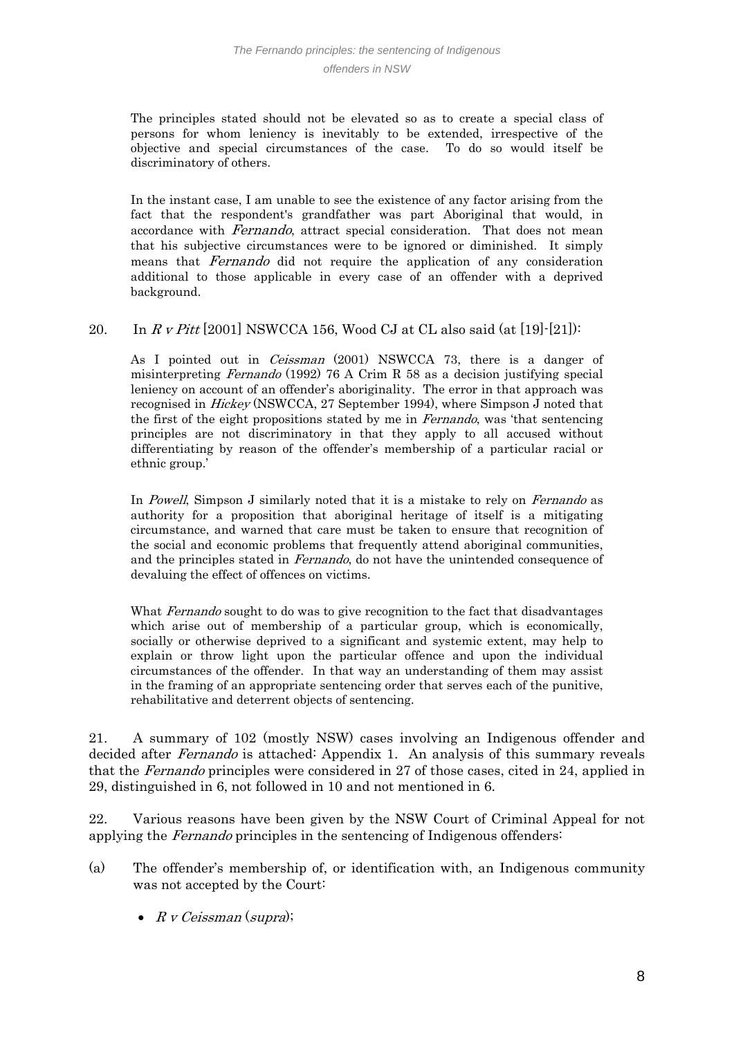> The principles stated should not be elevated so as to create a special class of persons for whom leniency is inevitably to be extended, irrespective of the objective and special circumstances of the case. To do so would itself be discriminatory of others.
>
> In the instant case, I am unable to see the existence of any factor arising from the fact that the respondent's grandfather was part Aboriginal that would, in accordance with *Fernando*, attract special consideration. That does not mean that his subjective circumstances were to be ignored or diminished. It simply means that *Fernando* did not require the application of any consideration additional to those applicable in every case of an offender with a deprived background.

20. In *R v Pitt* [2001] NSWCCA 156, Wood CJ at CL also said (at [19]-[21]):

> As I pointed out in *Ceissman* (2001) NSWCCA 73, there is a danger of misinterpreting *Fernando* (1992) 76 A Crim R 58 as a decision justifying special leniency on account of an offender's aboriginality. The error in that approach was recognised in *Hickey* (NSWCCA, 27 September 1994), where Simpson J noted that the first of the eight propositions stated by me in *Fernando*, was 'that sentencing principles are not discriminatory in that they apply to all accused without differentiating by reason of the offender's membership of a particular racial or ethnic group.'
>
> In *Powell*, Simpson J similarly noted that it is a mistake to rely on *Fernando* as authority for a proposition that aboriginal heritage of itself is a mitigating circumstance, and warned that care must be taken to ensure that recognition of the social and economic problems that frequently attend aboriginal communities, and the principles stated in *Fernando*, do not have the unintended consequence of devaluing the effect of offences on victims.
>
> What *Fernando* sought to do was to give recognition to the fact that disadvantages which arise out of membership of a particular group, which is economically, socially or otherwise deprived to a significant and systemic extent, may help to explain or throw light upon the particular offence and upon the individual circumstances of the offender. In that way an understanding of them may assist in the framing of an appropriate sentencing order that serves each of the punitive, rehabilitative and deterrent objects of sentencing.

21. A summary of 102 (mostly NSW) cases involving an Indigenous offender and decided after *Fernando* is attached: Appendix 1. An analysis of this summary reveals that the *Fernando* principles were considered in 27 of those cases, cited in 24, applied in 29, distinguished in 6, not followed in 10 and not mentioned in 6.

22. Various reasons have been given by the NSW Court of Criminal Appeal for not applying the *Fernando* principles in the sentencing of Indigenous offenders:

(a) The offender's membership of, or identification with, an Indigenous community was not accepted by the Court:

- *R v Ceissman* (*supra*);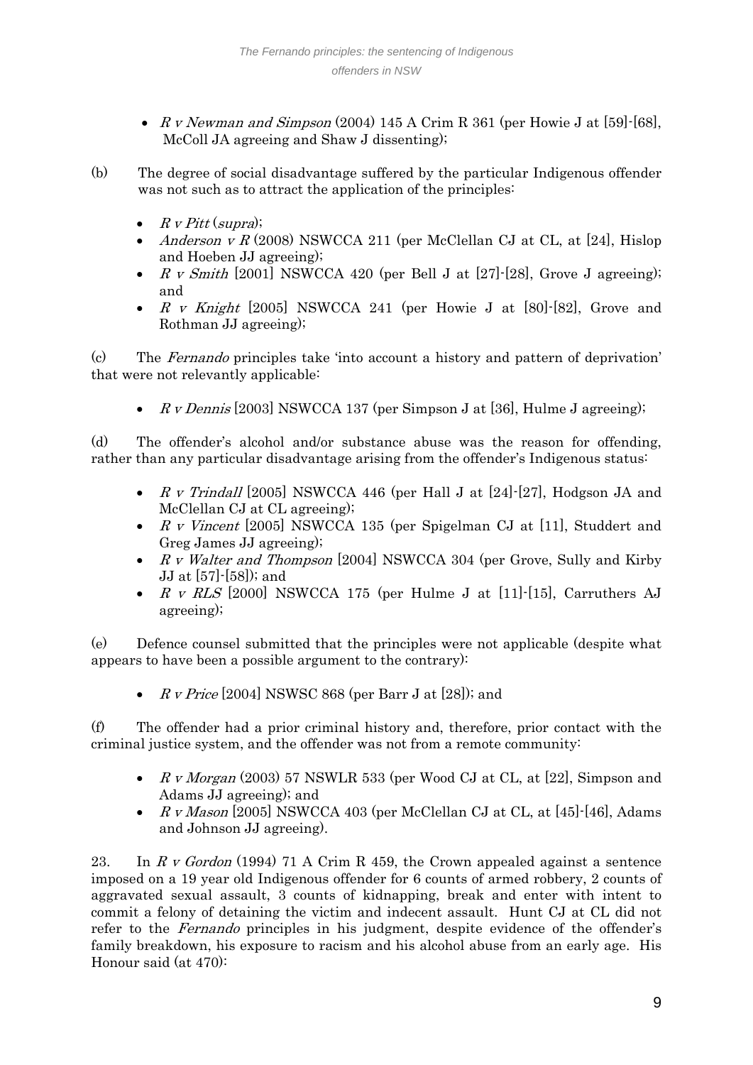- *R v Newman and Simpson* (2004) 145 A Crim R 361 (per Howie J at [59]-[68], McColl JA agreeing and Shaw J dissenting);

(b) The degree of social disadvantage suffered by the particular Indigenous offender was not such as to attract the application of the principles:

- *R v Pitt* (*supra*);
- *Anderson v R* (2008) NSWCCA 211 (per McClellan CJ at CL, at [24], Hislop and Hoeben JJ agreeing);
- *R v Smith* [2001] NSWCCA 420 (per Bell J at [27]-[28], Grove J agreeing); and
- *R v Knight* [2005] NSWCCA 241 (per Howie J at [80]-[82], Grove and Rothman JJ agreeing);

(c) The *Fernando* principles take 'into account a history and pattern of deprivation' that were not relevantly applicable:

- *R v Dennis* [2003] NSWCCA 137 (per Simpson J at [36], Hulme J agreeing);

(d) The offender's alcohol and/or substance abuse was the reason for offending, rather than any particular disadvantage arising from the offender's Indigenous status:

- *R v Trindall* [2005] NSWCCA 446 (per Hall J at [24]-[27], Hodgson JA and McClellan CJ at CL agreeing);
- *R v Vincent* [2005] NSWCCA 135 (per Spigelman CJ at [11], Studdert and Greg James JJ agreeing);
- *R v Walter and Thompson* [2004] NSWCCA 304 (per Grove, Sully and Kirby JJ at [57]-[58]); and
- *R v RLS* [2000] NSWCCA 175 (per Hulme J at [11]-[15], Carruthers AJ agreeing);

(e) Defence counsel submitted that the principles were not applicable (despite what appears to have been a possible argument to the contrary):

- *R v Price* [2004] NSWSC 868 (per Barr J at [28]); and

(f) The offender had a prior criminal history and, therefore, prior contact with the criminal justice system, and the offender was not from a remote community:

- *R v Morgan* (2003) 57 NSWLR 533 (per Wood CJ at CL, at [22], Simpson and Adams JJ agreeing); and
- *R v Mason* [2005] NSWCCA 403 (per McClellan CJ at CL, at [45]-[46], Adams and Johnson JJ agreeing).

23. In *R v Gordon* (1994) 71 A Crim R 459, the Crown appealed against a sentence imposed on a 19 year old Indigenous offender for 6 counts of armed robbery, 2 counts of aggravated sexual assault, 3 counts of kidnapping, break and enter with intent to commit a felony of detaining the victim and indecent assault. Hunt CJ at CL did not refer to the *Fernando* principles in his judgment, despite evidence of the offender's family breakdown, his exposure to racism and his alcohol abuse from an early age. His Honour said (at 470):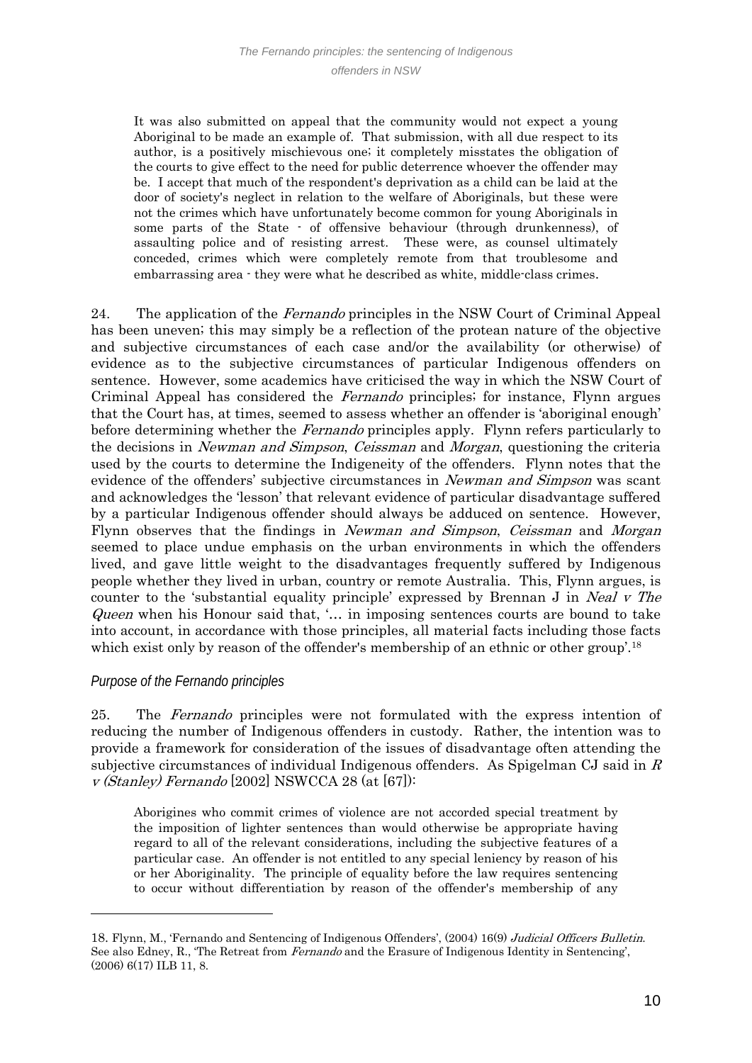> It was also submitted on appeal that the community would not expect a young Aboriginal to be made an example of. That submission, with all due respect to its author, is a positively mischievous one; it completely misstates the obligation of the courts to give effect to the need for public deterrence whoever the offender may be. I accept that much of the respondent's deprivation as a child can be laid at the door of society's neglect in relation to the welfare of Aboriginals, but these were not the crimes which have unfortunately become common for young Aboriginals in some parts of the State - of offensive behaviour (through drunkenness), of assaulting police and of resisting arrest. These were, as counsel ultimately conceded, crimes which were completely remote from that troublesome and embarrassing area - they were what he described as white, middle-class crimes.

24. The application of the *Fernando* principles in the NSW Court of Criminal Appeal has been uneven; this may simply be a reflection of the protean nature of the objective and subjective circumstances of each case and/or the availability (or otherwise) of evidence as to the subjective circumstances of particular Indigenous offenders on sentence. However, some academics have criticised the way in which the NSW Court of Criminal Appeal has considered the *Fernando* principles; for instance, Flynn argues that the Court has, at times, seemed to assess whether an offender is 'aboriginal enough' before determining whether the *Fernando* principles apply. Flynn refers particularly to the decisions in *Newman and Simpson*, *Ceissman* and *Morgan*, questioning the criteria used by the courts to determine the Indigeneity of the offenders. Flynn notes that the evidence of the offenders' subjective circumstances in *Newman and Simpson* was scant and acknowledges the 'lesson' that relevant evidence of particular disadvantage suffered by a particular Indigenous offender should always be adduced on sentence. However, Flynn observes that the findings in *Newman and Simpson*, *Ceissman* and *Morgan* seemed to place undue emphasis on the urban environments in which the offenders lived, and gave little weight to the disadvantages frequently suffered by Indigenous people whether they lived in urban, country or remote Australia. This, Flynn argues, is counter to the 'substantial equality principle' expressed by Brennan J in *Neal v The Queen* when his Honour said that, '… in imposing sentences courts are bound to take into account, in accordance with those principles, all material facts including those facts which exist only by reason of the offender's membership of an ethnic or other group'.[18]

### *Purpose of the Fernando principles*

25. The *Fernando* principles were not formulated with the express intention of reducing the number of Indigenous offenders in custody. Rather, the intention was to provide a framework for consideration of the issues of disadvantage often attending the subjective circumstances of individual Indigenous offenders. As Spigelman CJ said in *R v (Stanley) Fernando* [2002] NSWCCA 28 (at [67]):

> Aborigines who commit crimes of violence are not accorded special treatment by the imposition of lighter sentences than would otherwise be appropriate having regard to all of the relevant considerations, including the subjective features of a particular case. An offender is not entitled to any special leniency by reason of his or her Aboriginality. The principle of equality before the law requires sentencing to occur without differentiation by reason of the offender's membership of any

---

18. Flynn, M., 'Fernando and Sentencing of Indigenous Offenders', (2004) 16(9) *Judicial Officers Bulletin*. See also Edney, R., 'The Retreat from *Fernando* and the Erasure of Indigenous Identity in Sentencing', (2006) 6(17) ILB 11, 8.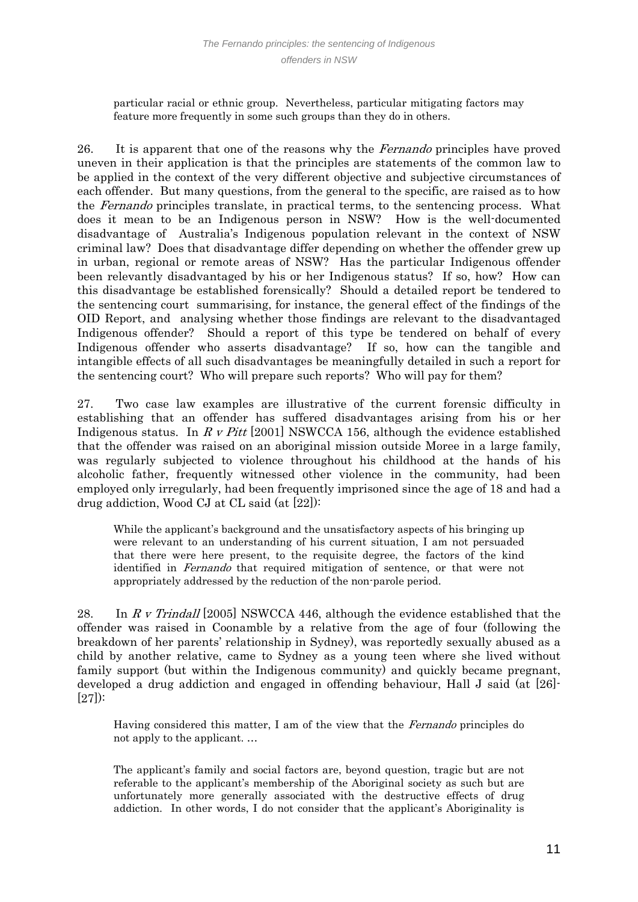particular racial or ethnic group. Nevertheless, particular mitigating factors may feature more frequently in some such groups than they do in others.

26. It is apparent that one of the reasons why the *Fernando* principles have proved uneven in their application is that the principles are statements of the common law to be applied in the context of the very different objective and subjective circumstances of each offender. But many questions, from the general to the specific, are raised as to how the *Fernando* principles translate, in practical terms, to the sentencing process. What does it mean to be an Indigenous person in NSW? How is the well-documented disadvantage of Australia's Indigenous population relevant in the context of NSW criminal law? Does that disadvantage differ depending on whether the offender grew up in urban, regional or remote areas of NSW? Has the particular Indigenous offender been relevantly disadvantaged by his or her Indigenous status? If so, how? How can this disadvantage be established forensically? Should a detailed report be tendered to the sentencing court summarising, for instance, the general effect of the findings of the OID Report, and analysing whether those findings are relevant to the disadvantaged Indigenous offender? Should a report of this type be tendered on behalf of every Indigenous offender who asserts disadvantage? If so, how can the tangible and intangible effects of all such disadvantages be meaningfully detailed in such a report for the sentencing court? Who will prepare such reports? Who will pay for them?

27. Two case law examples are illustrative of the current forensic difficulty in establishing that an offender has suffered disadvantages arising from his or her Indigenous status. In *R v Pitt* [2001] NSWCCA 156, although the evidence established that the offender was raised on an aboriginal mission outside Moree in a large family, was regularly subjected to violence throughout his childhood at the hands of his alcoholic father, frequently witnessed other violence in the community, had been employed only irregularly, had been frequently imprisoned since the age of 18 and had a drug addiction, Wood CJ at CL said (at [22]):

> While the applicant's background and the unsatisfactory aspects of his bringing up were relevant to an understanding of his current situation, I am not persuaded that there were here present, to the requisite degree, the factors of the kind identified in *Fernando* that required mitigation of sentence, or that were not appropriately addressed by the reduction of the non-parole period.

28. In *R v Trindall* [2005] NSWCCA 446, although the evidence established that the offender was raised in Coonamble by a relative from the age of four (following the breakdown of her parents' relationship in Sydney), was reportedly sexually abused as a child by another relative, came to Sydney as a young teen where she lived without family support (but within the Indigenous community) and quickly became pregnant, developed a drug addiction and engaged in offending behaviour, Hall J said (at [26]-[27]):

> Having considered this matter, I am of the view that the *Fernando* principles do not apply to the applicant. …
>
> The applicant's family and social factors are, beyond question, tragic but are not referable to the applicant's membership of the Aboriginal society as such but are unfortunately more generally associated with the destructive effects of drug addiction. In other words, I do not consider that the applicant's Aboriginality is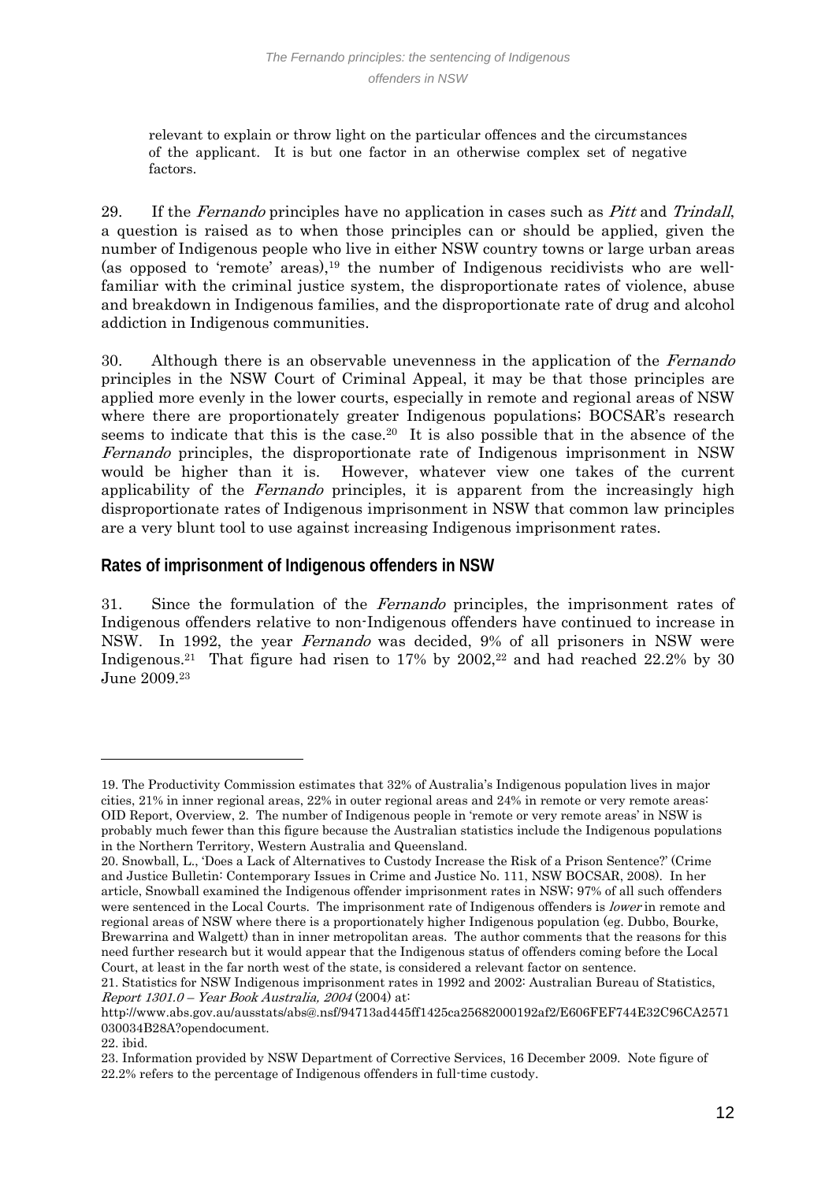relevant to explain or throw light on the particular offences and the circumstances of the applicant. It is but one factor in an otherwise complex set of negative factors.

29. If the *Fernando* principles have no application in cases such as *Pitt* and *Trindall*, a question is raised as to when those principles can or should be applied, given the number of Indigenous people who live in either NSW country towns or large urban areas (as opposed to 'remote' areas),[19] the number of Indigenous recidivists who are well-familiar with the criminal justice system, the disproportionate rates of violence, abuse and breakdown in Indigenous families, and the disproportionate rate of drug and alcohol addiction in Indigenous communities.

30. Although there is an observable unevenness in the application of the *Fernando* principles in the NSW Court of Criminal Appeal, it may be that those principles are applied more evenly in the lower courts, especially in remote and regional areas of NSW where there are proportionately greater Indigenous populations; BOCSAR's research seems to indicate that this is the case.[20] It is also possible that in the absence of the *Fernando* principles, the disproportionate rate of Indigenous imprisonment in NSW would be higher than it is. However, whatever view one takes of the current applicability of the *Fernando* principles, it is apparent from the increasingly high disproportionate rates of Indigenous imprisonment in NSW that common law principles are a very blunt tool to use against increasing Indigenous imprisonment rates.

## Rates of imprisonment of Indigenous offenders in NSW

31. Since the formulation of the *Fernando* principles, the imprisonment rates of Indigenous offenders relative to non-Indigenous offenders have continued to increase in NSW. In 1992, the year *Fernando* was decided, 9% of all prisoners in NSW were Indigenous.[21] That figure had risen to 17% by 2002,[22] and had reached 22.2% by 30 June 2009.[23]

---

19. The Productivity Commission estimates that 32% of Australia's Indigenous population lives in major cities, 21% in inner regional areas, 22% in outer regional areas and 24% in remote or very remote areas: OID Report, Overview, 2. The number of Indigenous people in 'remote or very remote areas' in NSW is probably much fewer than this figure because the Australian statistics include the Indigenous populations in the Northern Territory, Western Australia and Queensland.

20. Snowball, L., 'Does a Lack of Alternatives to Custody Increase the Risk of a Prison Sentence?' (Crime and Justice Bulletin: Contemporary Issues in Crime and Justice No. 111, NSW BOCSAR, 2008). In her article, Snowball examined the Indigenous offender imprisonment rates in NSW; 97% of all such offenders were sentenced in the Local Courts. The imprisonment rate of Indigenous offenders is *lower* in remote and regional areas of NSW where there is a proportionately higher Indigenous population (eg. Dubbo, Bourke, Brewarrina and Walgett) than in inner metropolitan areas. The author comments that the reasons for this need further research but it would appear that the Indigenous status of offenders coming before the Local Court, at least in the far north west of the state, is considered a relevant factor on sentence.

21. Statistics for NSW Indigenous imprisonment rates in 1992 and 2002: Australian Bureau of Statistics, *Report 1301.0 – Year Book Australia, 2004* (2004) at: http://www.abs.gov.au/ausstats/abs@.nsf/94713ad445ff1425ca25682000192af2/E606FEF744E32C96CA2571030034B28A?opendocument.

22. ibid.

23. Information provided by NSW Department of Corrective Services, 16 December 2009. Note figure of 22.2% refers to the percentage of Indigenous offenders in full-time custody.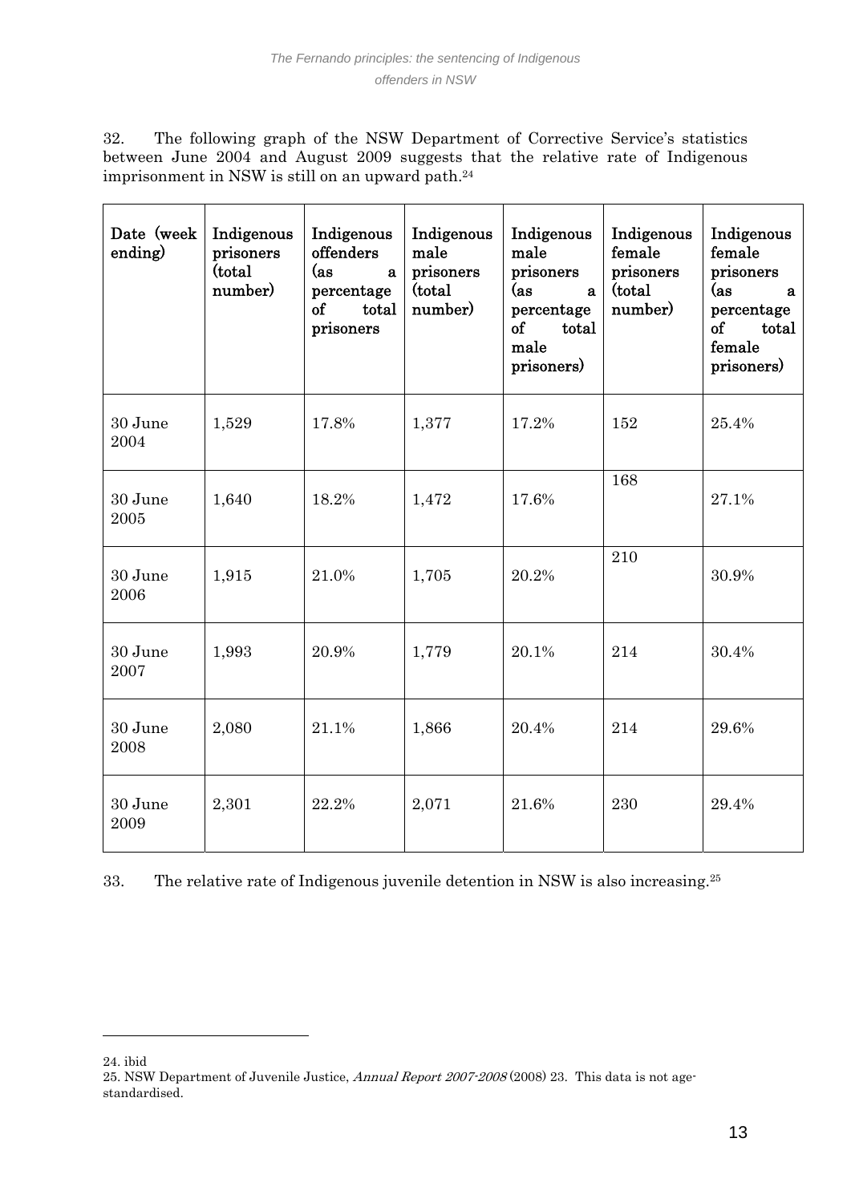32. The following graph of the NSW Department of Corrective Service's statistics between June 2004 and August 2009 suggests that the relative rate of Indigenous imprisonment in NSW is still on an upward path.[24]

| Date (week ending) | Indigenous prisoners (total number) | Indigenous offenders (as a percentage of total prisoners | Indigenous male prisoners (total number) | Indigenous male prisoners (as a percentage of total male prisoners) | Indigenous female prisoners (total number) | Indigenous female prisoners (as a percentage of total female prisoners) |
|---|---|---|---|---|---|---|
| 30 June 2004 | 1,529 | 17.8% | 1,377 | 17.2% | 152 | 25.4% |
| 30 June 2005 | 1,640 | 18.2% | 1,472 | 17.6% | 168 | 27.1% |
| 30 June 2006 | 1,915 | 21.0% | 1,705 | 20.2% | 210 | 30.9% |
| 30 June 2007 | 1,993 | 20.9% | 1,779 | 20.1% | 214 | 30.4% |
| 30 June 2008 | 2,080 | 21.1% | 1,866 | 20.4% | 214 | 29.6% |
| 30 June 2009 | 2,301 | 22.2% | 2,071 | 21.6% | 230 | 29.4% |

33. The relative rate of Indigenous juvenile detention in NSW is also increasing.[25]

---

24. ibid

25. NSW Department of Juvenile Justice, *Annual Report 2007-2008* (2008) 23. This data is not age-standardised.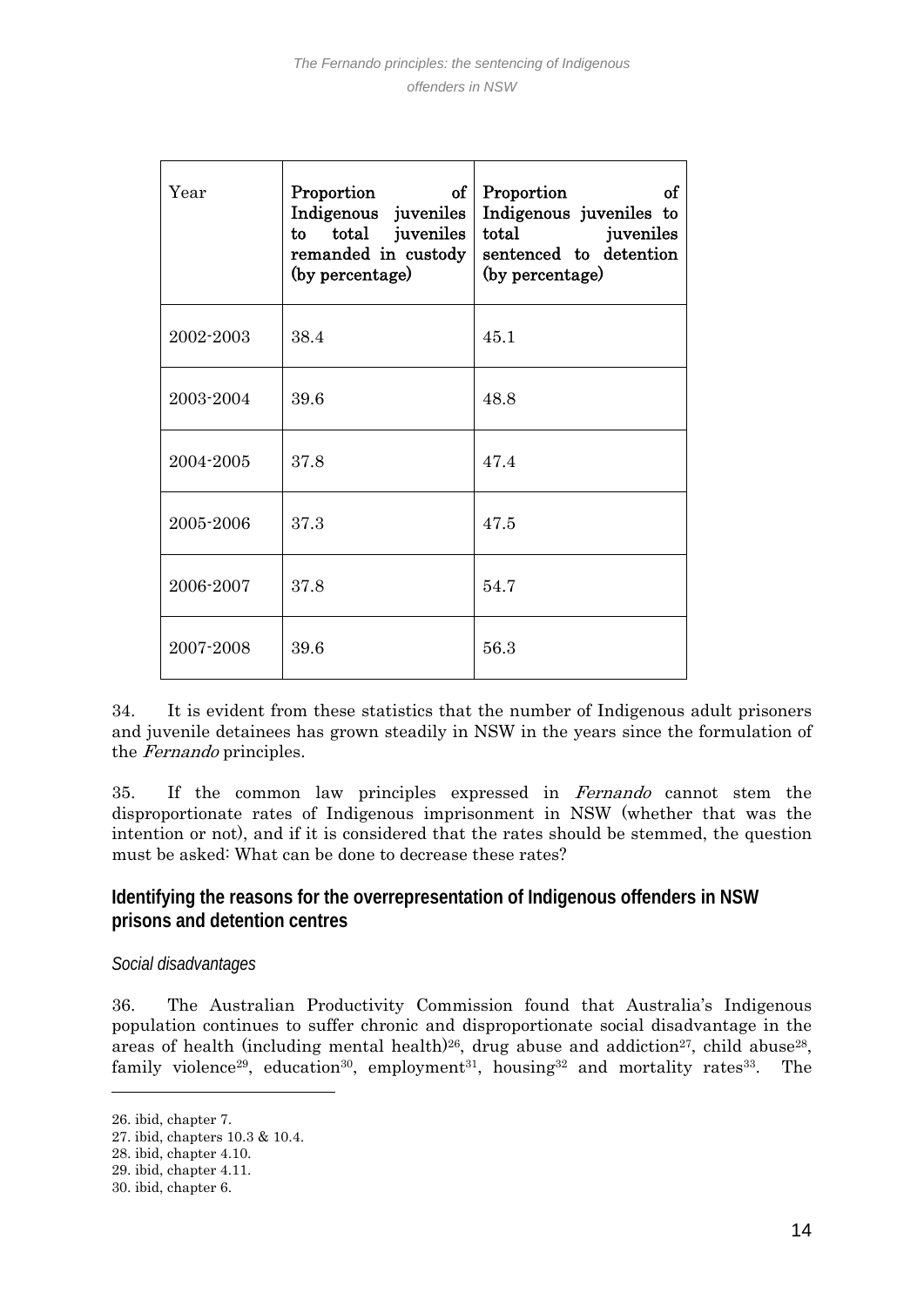| Year | Proportion of Indigenous juveniles to total juveniles remanded in custody (by percentage) | Proportion of Indigenous juveniles to total juveniles sentenced to detention (by percentage) |
|---|---|---|
| 2002-2003 | 38.4 | 45.1 |
| 2003-2004 | 39.6 | 48.8 |
| 2004-2005 | 37.8 | 47.4 |
| 2005-2006 | 37.3 | 47.5 |
| 2006-2007 | 37.8 | 54.7 |
| 2007-2008 | 39.6 | 56.3 |

34. It is evident from these statistics that the number of Indigenous adult prisoners and juvenile detainees has grown steadily in NSW in the years since the formulation of the *Fernando* principles.

35. If the common law principles expressed in *Fernando* cannot stem the disproportionate rates of Indigenous imprisonment in NSW (whether that was the intention or not), and if it is considered that the rates should be stemmed, the question must be asked: What can be done to decrease these rates?

## Identifying the reasons for the overrepresentation of Indigenous offenders in NSW prisons and detention centres

*Social disadvantages*

36. The Australian Productivity Commission found that Australia's Indigenous population continues to suffer chronic and disproportionate social disadvantage in the areas of health (including mental health)[26], drug abuse and addiction[27], child abuse[28], family violence[29], education[30], employment[31], housing[32] and mortality rates[33]. The

26. ibid, chapter 7.
27. ibid, chapters 10.3 & 10.4.
28. ibid, chapter 4.10.
29. ibid, chapter 4.11.
30. ibid, chapter 6.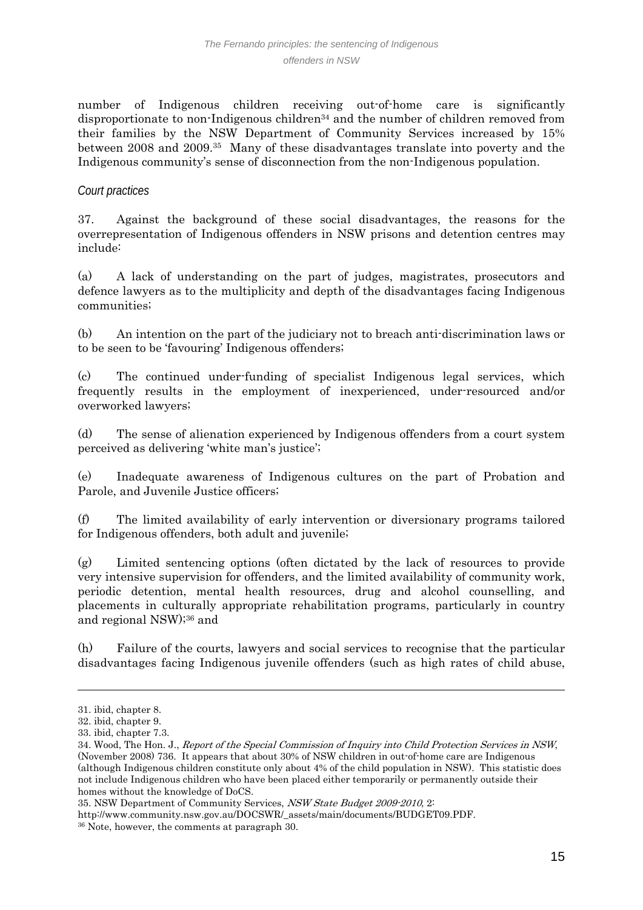number of Indigenous children receiving out-of-home care is significantly disproportionate to non-Indigenous children[34] and the number of children removed from their families by the NSW Department of Community Services increased by 15% between 2008 and 2009.[35] Many of these disadvantages translate into poverty and the Indigenous community's sense of disconnection from the non-Indigenous population.

### *Court practices*

37. Against the background of these social disadvantages, the reasons for the overrepresentation of Indigenous offenders in NSW prisons and detention centres may include:

(a) A lack of understanding on the part of judges, magistrates, prosecutors and defence lawyers as to the multiplicity and depth of the disadvantages facing Indigenous communities;

(b) An intention on the part of the judiciary not to breach anti-discrimination laws or to be seen to be 'favouring' Indigenous offenders;

(c) The continued under-funding of specialist Indigenous legal services, which frequently results in the employment of inexperienced, under-resourced and/or overworked lawyers;

(d) The sense of alienation experienced by Indigenous offenders from a court system perceived as delivering 'white man's justice';

(e) Inadequate awareness of Indigenous cultures on the part of Probation and Parole, and Juvenile Justice officers;

(f) The limited availability of early intervention or diversionary programs tailored for Indigenous offenders, both adult and juvenile;

(g) Limited sentencing options (often dictated by the lack of resources to provide very intensive supervision for offenders, and the limited availability of community work, periodic detention, mental health resources, drug and alcohol counselling, and placements in culturally appropriate rehabilitation programs, particularly in country and regional NSW);[36] and

(h) Failure of the courts, lawyers and social services to recognise that the particular disadvantages facing Indigenous juvenile offenders (such as high rates of child abuse,

---

31. ibid, chapter 8.

32. ibid, chapter 9.

33. ibid, chapter 7.3.

34. Wood, The Hon. J., *Report of the Special Commission of Inquiry into Child Protection Services in NSW*, (November 2008) 736. It appears that about 30% of NSW children in out-of-home care are Indigenous (although Indigenous children constitute only about 4% of the child population in NSW). This statistic does not include Indigenous children who have been placed either temporarily or permanently outside their homes without the knowledge of DoCS.

35. NSW Department of Community Services, *NSW State Budget 2009-2010*, 2: http://www.community.nsw.gov.au/DOCSWR/_assets/main/documents/BUDGET09.PDF.

36 Note, however, the comments at paragraph 30.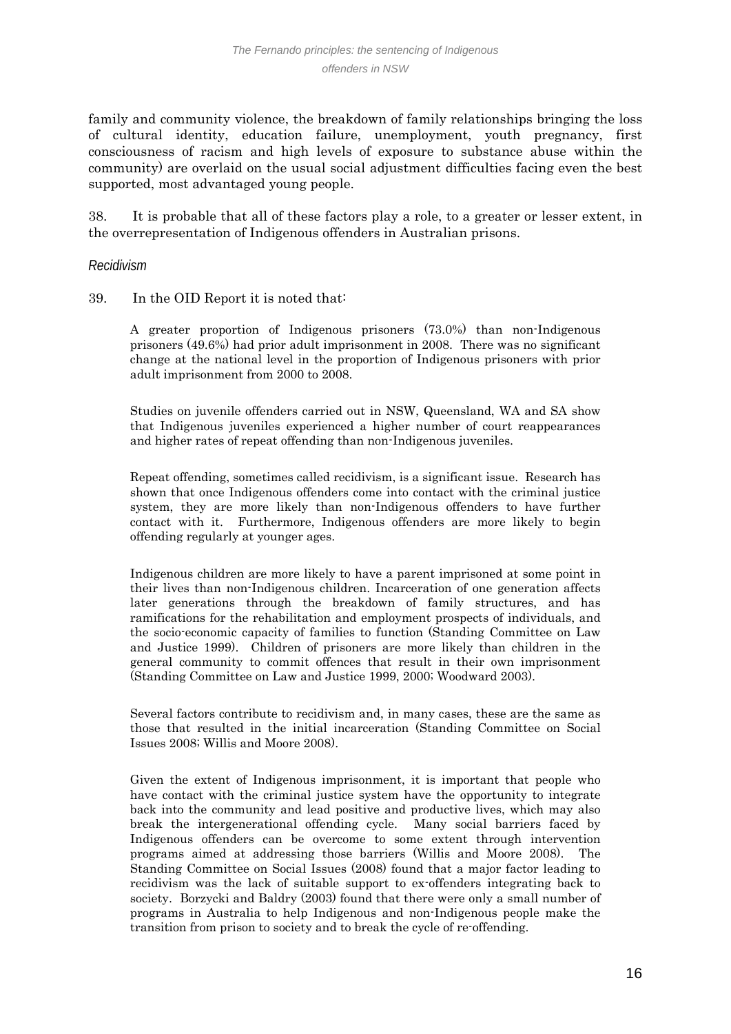family and community violence, the breakdown of family relationships bringing the loss of cultural identity, education failure, unemployment, youth pregnancy, first consciousness of racism and high levels of exposure to substance abuse within the community) are overlaid on the usual social adjustment difficulties facing even the best supported, most advantaged young people.

38. It is probable that all of these factors play a role, to a greater or lesser extent, in the overrepresentation of Indigenous offenders in Australian prisons.

*Recidivism*

39. In the OID Report it is noted that:

> A greater proportion of Indigenous prisoners (73.0%) than non-Indigenous prisoners (49.6%) had prior adult imprisonment in 2008. There was no significant change at the national level in the proportion of Indigenous prisoners with prior adult imprisonment from 2000 to 2008.
>
> Studies on juvenile offenders carried out in NSW, Queensland, WA and SA show that Indigenous juveniles experienced a higher number of court reappearances and higher rates of repeat offending than non-Indigenous juveniles.
>
> Repeat offending, sometimes called recidivism, is a significant issue. Research has shown that once Indigenous offenders come into contact with the criminal justice system, they are more likely than non-Indigenous offenders to have further contact with it. Furthermore, Indigenous offenders are more likely to begin offending regularly at younger ages.
>
> Indigenous children are more likely to have a parent imprisoned at some point in their lives than non-Indigenous children. Incarceration of one generation affects later generations through the breakdown of family structures, and has ramifications for the rehabilitation and employment prospects of individuals, and the socio-economic capacity of families to function (Standing Committee on Law and Justice 1999). Children of prisoners are more likely than children in the general community to commit offences that result in their own imprisonment (Standing Committee on Law and Justice 1999, 2000; Woodward 2003).
>
> Several factors contribute to recidivism and, in many cases, these are the same as those that resulted in the initial incarceration (Standing Committee on Social Issues 2008; Willis and Moore 2008).
>
> Given the extent of Indigenous imprisonment, it is important that people who have contact with the criminal justice system have the opportunity to integrate back into the community and lead positive and productive lives, which may also break the intergenerational offending cycle. Many social barriers faced by Indigenous offenders can be overcome to some extent through intervention programs aimed at addressing those barriers (Willis and Moore 2008). The Standing Committee on Social Issues (2008) found that a major factor leading to recidivism was the lack of suitable support to ex-offenders integrating back to society. Borzycki and Baldry (2003) found that there were only a small number of programs in Australia to help Indigenous and non-Indigenous people make the transition from prison to society and to break the cycle of re-offending.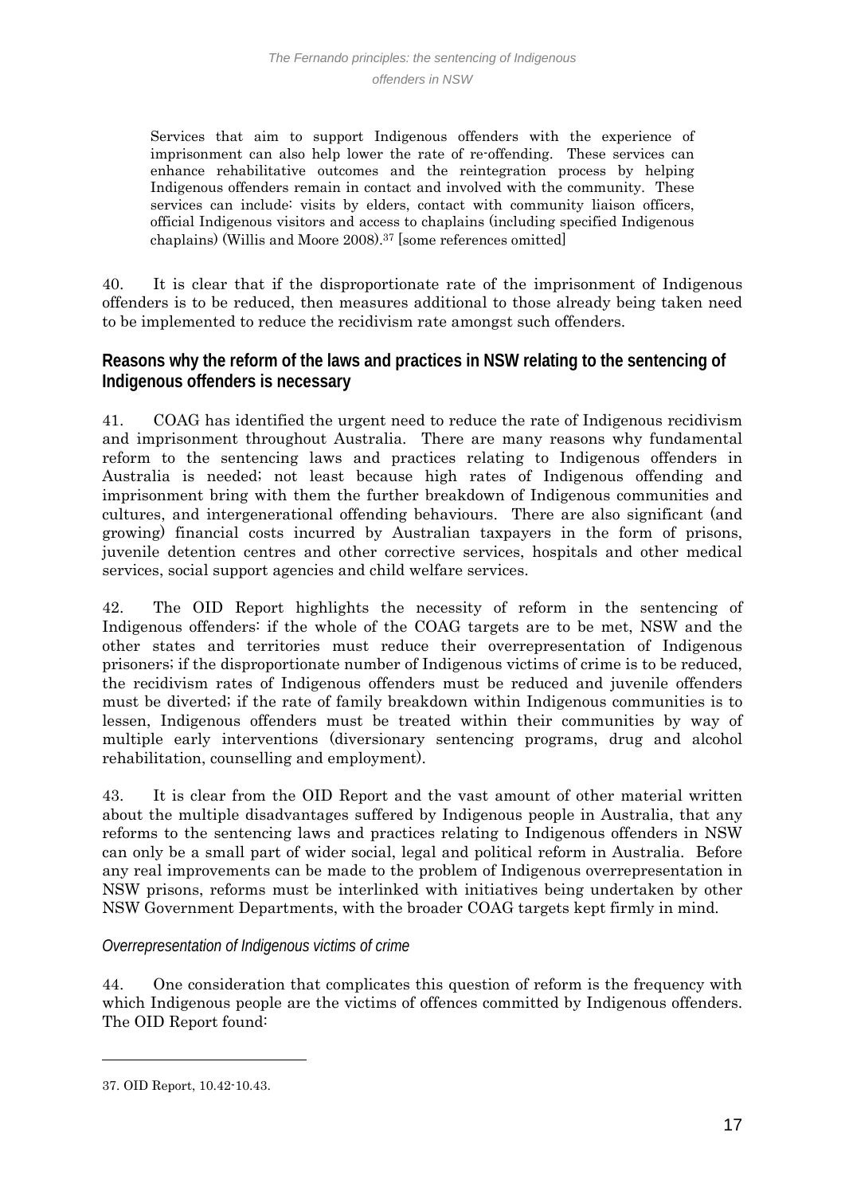> Services that aim to support Indigenous offenders with the experience of imprisonment can also help lower the rate of re-offending. These services can enhance rehabilitative outcomes and the reintegration process by helping Indigenous offenders remain in contact and involved with the community. These services can include: visits by elders, contact with community liaison officers, official Indigenous visitors and access to chaplains (including specified Indigenous chaplains) (Willis and Moore 2008).[37] [some references omitted]

40. It is clear that if the disproportionate rate of the imprisonment of Indigenous offenders is to be reduced, then measures additional to those already being taken need to be implemented to reduce the recidivism rate amongst such offenders.

## Reasons why the reform of the laws and practices in NSW relating to the sentencing of Indigenous offenders is necessary

41. COAG has identified the urgent need to reduce the rate of Indigenous recidivism and imprisonment throughout Australia. There are many reasons why fundamental reform to the sentencing laws and practices relating to Indigenous offenders in Australia is needed; not least because high rates of Indigenous offending and imprisonment bring with them the further breakdown of Indigenous communities and cultures, and intergenerational offending behaviours. There are also significant (and growing) financial costs incurred by Australian taxpayers in the form of prisons, juvenile detention centres and other corrective services, hospitals and other medical services, social support agencies and child welfare services.

42. The OID Report highlights the necessity of reform in the sentencing of Indigenous offenders: if the whole of the COAG targets are to be met, NSW and the other states and territories must reduce their overrepresentation of Indigenous prisoners; if the disproportionate number of Indigenous victims of crime is to be reduced, the recidivism rates of Indigenous offenders must be reduced and juvenile offenders must be diverted; if the rate of family breakdown within Indigenous communities is to lessen, Indigenous offenders must be treated within their communities by way of multiple early interventions (diversionary sentencing programs, drug and alcohol rehabilitation, counselling and employment).

43. It is clear from the OID Report and the vast amount of other material written about the multiple disadvantages suffered by Indigenous people in Australia, that any reforms to the sentencing laws and practices relating to Indigenous offenders in NSW can only be a small part of wider social, legal and political reform in Australia. Before any real improvements can be made to the problem of Indigenous overrepresentation in NSW prisons, reforms must be interlinked with initiatives being undertaken by other NSW Government Departments, with the broader COAG targets kept firmly in mind.

### *Overrepresentation of Indigenous victims of crime*

44. One consideration that complicates this question of reform is the frequency with which Indigenous people are the victims of offences committed by Indigenous offenders. The OID Report found:

---

37. OID Report, 10.42-10.43.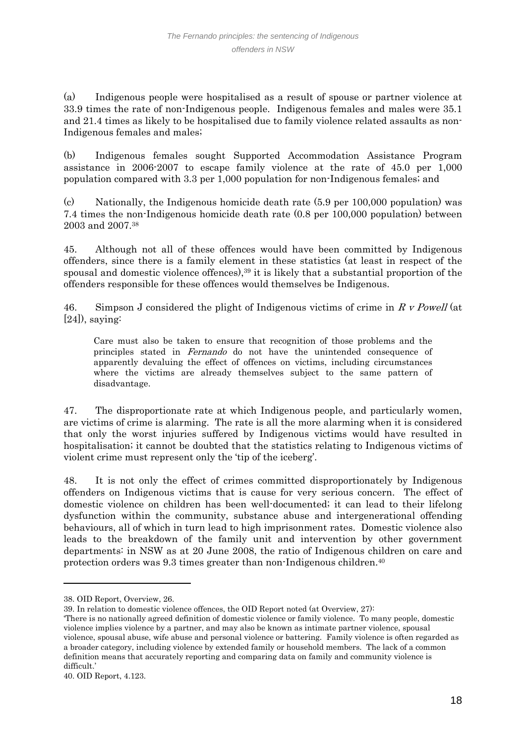(a) Indigenous people were hospitalised as a result of spouse or partner violence at 33.9 times the rate of non-Indigenous people. Indigenous females and males were 35.1 and 21.4 times as likely to be hospitalised due to family violence related assaults as non-Indigenous females and males;

(b) Indigenous females sought Supported Accommodation Assistance Program assistance in 2006-2007 to escape family violence at the rate of 45.0 per 1,000 population compared with 3.3 per 1,000 population for non-Indigenous females; and

(c) Nationally, the Indigenous homicide death rate (5.9 per 100,000 population) was 7.4 times the non-Indigenous homicide death rate (0.8 per 100,000 population) between 2003 and 2007.[38]

45. Although not all of these offences would have been committed by Indigenous offenders, since there is a family element in these statistics (at least in respect of the spousal and domestic violence offences),[39] it is likely that a substantial proportion of the offenders responsible for these offences would themselves be Indigenous.

46. Simpson J considered the plight of Indigenous victims of crime in *R v Powell* (at [24]), saying:

> Care must also be taken to ensure that recognition of those problems and the principles stated in *Fernando* do not have the unintended consequence of apparently devaluing the effect of offences on victims, including circumstances where the victims are already themselves subject to the same pattern of disadvantage.

47. The disproportionate rate at which Indigenous people, and particularly women, are victims of crime is alarming. The rate is all the more alarming when it is considered that only the worst injuries suffered by Indigenous victims would have resulted in hospitalisation; it cannot be doubted that the statistics relating to Indigenous victims of violent crime must represent only the 'tip of the iceberg'.

48. It is not only the effect of crimes committed disproportionately by Indigenous offenders on Indigenous victims that is cause for very serious concern. The effect of domestic violence on children has been well-documented; it can lead to their lifelong dysfunction within the community, substance abuse and intergenerational offending behaviours, all of which in turn lead to high imprisonment rates. Domestic violence also leads to the breakdown of the family unit and intervention by other government departments: in NSW as at 20 June 2008, the ratio of Indigenous children on care and protection orders was 9.3 times greater than non-Indigenous children.[40]

---

38. OID Report, Overview, 26.

39. In relation to domestic violence offences, the OID Report noted (at Overview, 27):
'There is no nationally agreed definition of domestic violence or family violence. To many people, domestic violence implies violence by a partner, and may also be known as intimate partner violence, spousal violence, spousal abuse, wife abuse and personal violence or battering. Family violence is often regarded as a broader category, including violence by extended family or household members. The lack of a common definition means that accurately reporting and comparing data on family and community violence is difficult.'

40. OID Report, 4.123.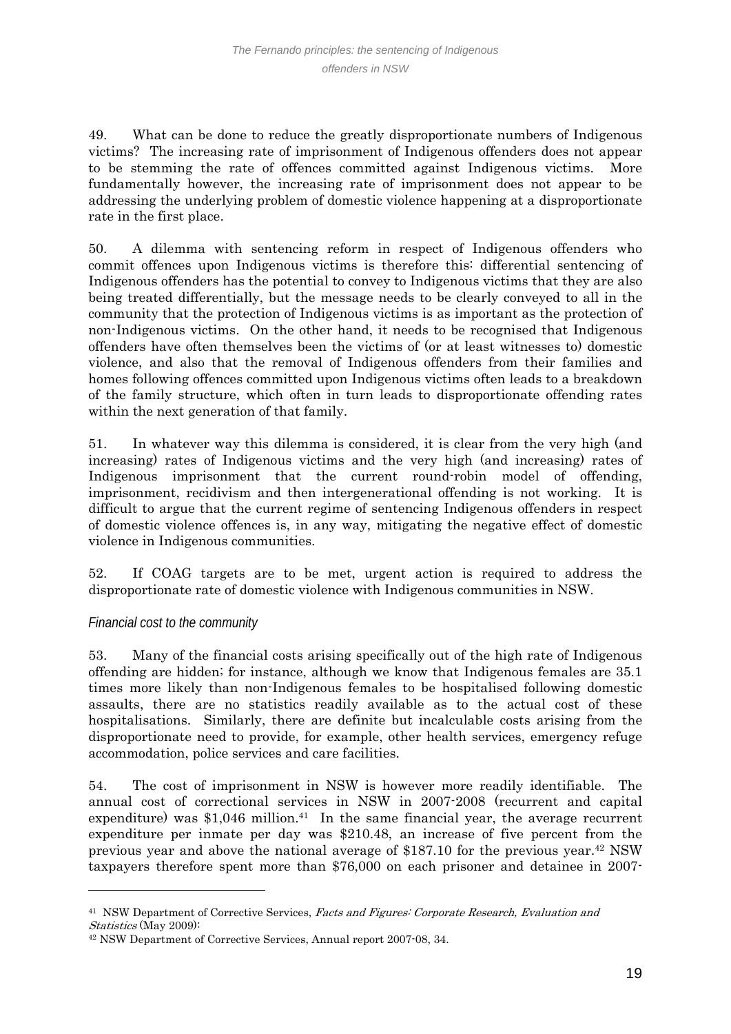49. What can be done to reduce the greatly disproportionate numbers of Indigenous victims? The increasing rate of imprisonment of Indigenous offenders does not appear to be stemming the rate of offences committed against Indigenous victims. More fundamentally however, the increasing rate of imprisonment does not appear to be addressing the underlying problem of domestic violence happening at a disproportionate rate in the first place.

50. A dilemma with sentencing reform in respect of Indigenous offenders who commit offences upon Indigenous victims is therefore this: differential sentencing of Indigenous offenders has the potential to convey to Indigenous victims that they are also being treated differentially, but the message needs to be clearly conveyed to all in the community that the protection of Indigenous victims is as important as the protection of non-Indigenous victims. On the other hand, it needs to be recognised that Indigenous offenders have often themselves been the victims of (or at least witnesses to) domestic violence, and also that the removal of Indigenous offenders from their families and homes following offences committed upon Indigenous victims often leads to a breakdown of the family structure, which often in turn leads to disproportionate offending rates within the next generation of that family.

51. In whatever way this dilemma is considered, it is clear from the very high (and increasing) rates of Indigenous victims and the very high (and increasing) rates of Indigenous imprisonment that the current round-robin model of offending, imprisonment, recidivism and then intergenerational offending is not working. It is difficult to argue that the current regime of sentencing Indigenous offenders in respect of domestic violence offences is, in any way, mitigating the negative effect of domestic violence in Indigenous communities.

52. If COAG targets are to be met, urgent action is required to address the disproportionate rate of domestic violence with Indigenous communities in NSW.

*Financial cost to the community*

53. Many of the financial costs arising specifically out of the high rate of Indigenous offending are hidden; for instance, although we know that Indigenous females are 35.1 times more likely than non-Indigenous females to be hospitalised following domestic assaults, there are no statistics readily available as to the actual cost of these hospitalisations. Similarly, there are definite but incalculable costs arising from the disproportionate need to provide, for example, other health services, emergency refuge accommodation, police services and care facilities.

54. The cost of imprisonment in NSW is however more readily identifiable. The annual cost of correctional services in NSW in 2007-2008 (recurrent and capital expenditure) was $1,046 million.[41] In the same financial year, the average recurrent expenditure per inmate per day was $210.48, an increase of five percent from the previous year and above the national average of $187.10 for the previous year.[42] NSW taxpayers therefore spent more than $76,000 on each prisoner and detainee in 2007-

---

[41] NSW Department of Corrective Services, *Facts and Figures: Corporate Research, Evaluation and Statistics* (May 2009):

[42] NSW Department of Corrective Services, Annual report 2007-08, 34.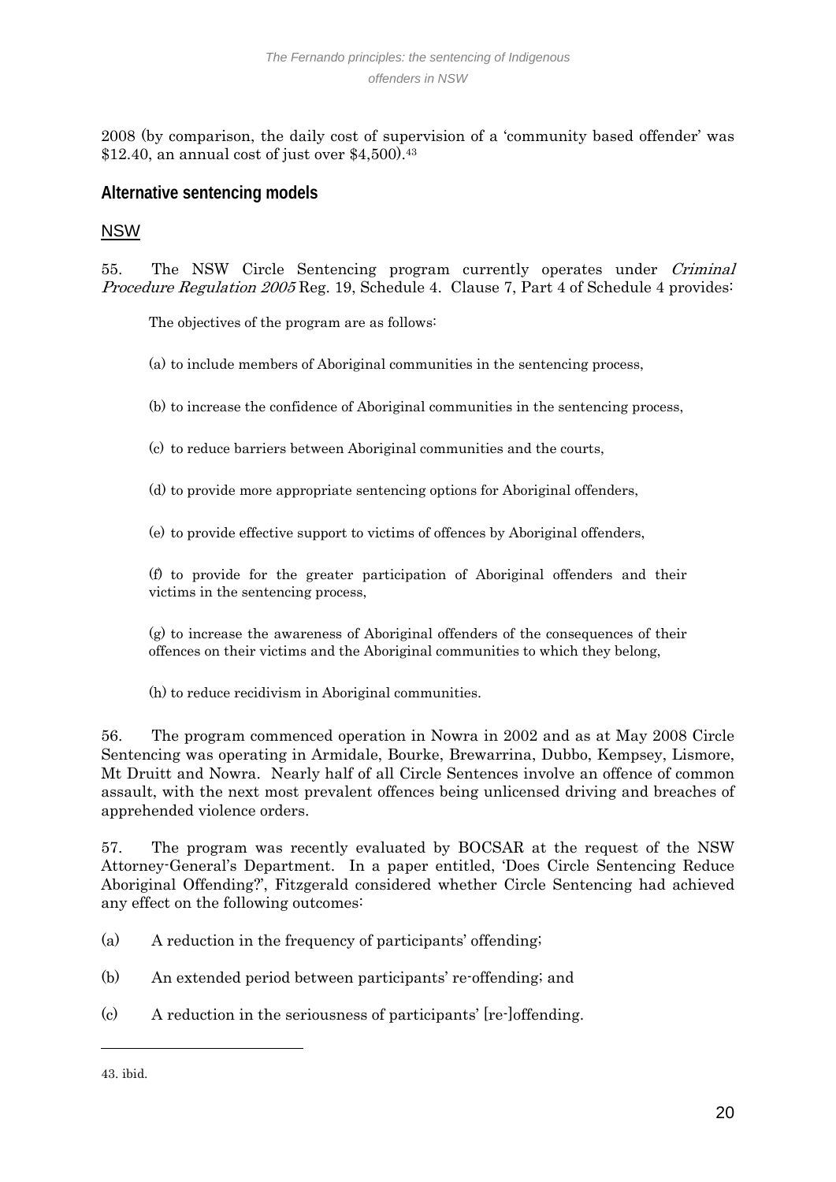2008 (by comparison, the daily cost of supervision of a 'community based offender' was $12.40, an annual cost of just over $4,500).[43]

## Alternative sentencing models

### NSW

55. The NSW Circle Sentencing program currently operates under *Criminal Procedure Regulation 2005* Reg. 19, Schedule 4. Clause 7, Part 4 of Schedule 4 provides:

> The objectives of the program are as follows:
>
> (a) to include members of Aboriginal communities in the sentencing process,
>
> (b) to increase the confidence of Aboriginal communities in the sentencing process,
>
> (c) to reduce barriers between Aboriginal communities and the courts,
>
> (d) to provide more appropriate sentencing options for Aboriginal offenders,
>
> (e) to provide effective support to victims of offences by Aboriginal offenders,
>
> (f) to provide for the greater participation of Aboriginal offenders and their victims in the sentencing process,
>
> (g) to increase the awareness of Aboriginal offenders of the consequences of their offences on their victims and the Aboriginal communities to which they belong,
>
> (h) to reduce recidivism in Aboriginal communities.

56. The program commenced operation in Nowra in 2002 and as at May 2008 Circle Sentencing was operating in Armidale, Bourke, Brewarrina, Dubbo, Kempsey, Lismore, Mt Druitt and Nowra. Nearly half of all Circle Sentences involve an offence of common assault, with the next most prevalent offences being unlicensed driving and breaches of apprehended violence orders.

57. The program was recently evaluated by BOCSAR at the request of the NSW Attorney-General's Department. In a paper entitled, 'Does Circle Sentencing Reduce Aboriginal Offending?', Fitzgerald considered whether Circle Sentencing had achieved any effect on the following outcomes:

(a) A reduction in the frequency of participants' offending;

(b) An extended period between participants' re-offending; and

(c) A reduction in the seriousness of participants' [re-]offending.

---

43. ibid.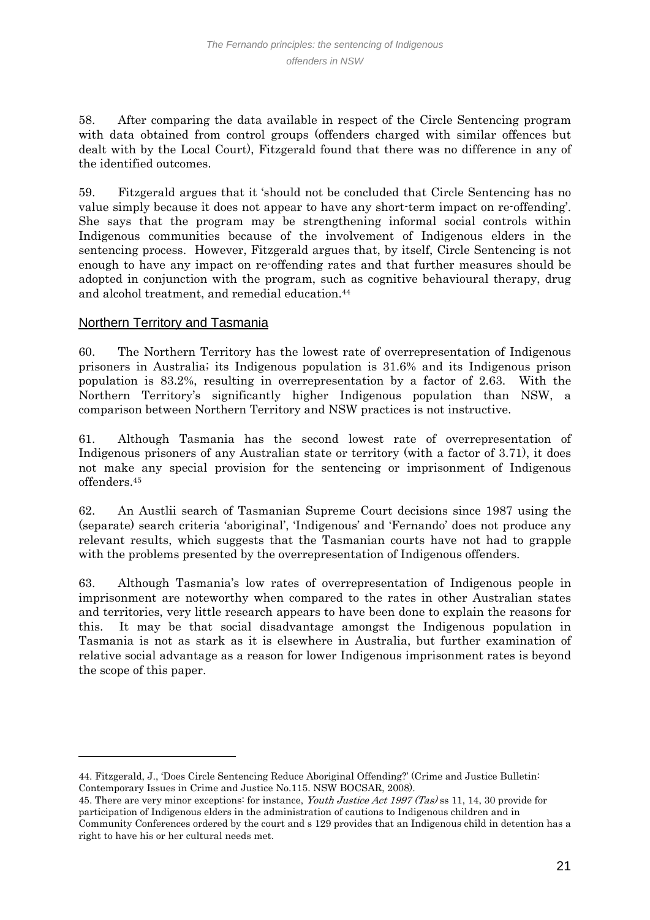58. After comparing the data available in respect of the Circle Sentencing program with data obtained from control groups (offenders charged with similar offences but dealt with by the Local Court), Fitzgerald found that there was no difference in any of the identified outcomes.

59. Fitzgerald argues that it 'should not be concluded that Circle Sentencing has no value simply because it does not appear to have any short-term impact on re-offending'. She says that the program may be strengthening informal social controls within Indigenous communities because of the involvement of Indigenous elders in the sentencing process. However, Fitzgerald argues that, by itself, Circle Sentencing is not enough to have any impact on re-offending rates and that further measures should be adopted in conjunction with the program, such as cognitive behavioural therapy, drug and alcohol treatment, and remedial education.[44]

## Northern Territory and Tasmania

60. The Northern Territory has the lowest rate of overrepresentation of Indigenous prisoners in Australia; its Indigenous population is 31.6% and its Indigenous prison population is 83.2%, resulting in overrepresentation by a factor of 2.63. With the Northern Territory's significantly higher Indigenous population than NSW, a comparison between Northern Territory and NSW practices is not instructive.

61. Although Tasmania has the second lowest rate of overrepresentation of Indigenous prisoners of any Australian state or territory (with a factor of 3.71), it does not make any special provision for the sentencing or imprisonment of Indigenous offenders.[45]

62. An Austlii search of Tasmanian Supreme Court decisions since 1987 using the (separate) search criteria 'aboriginal', 'Indigenous' and 'Fernando' does not produce any relevant results, which suggests that the Tasmanian courts have not had to grapple with the problems presented by the overrepresentation of Indigenous offenders.

63. Although Tasmania's low rates of overrepresentation of Indigenous people in imprisonment are noteworthy when compared to the rates in other Australian states and territories, very little research appears to have been done to explain the reasons for this. It may be that social disadvantage amongst the Indigenous population in Tasmania is not as stark as it is elsewhere in Australia, but further examination of relative social advantage as a reason for lower Indigenous imprisonment rates is beyond the scope of this paper.

---

44. Fitzgerald, J., 'Does Circle Sentencing Reduce Aboriginal Offending?' (Crime and Justice Bulletin: Contemporary Issues in Crime and Justice No.115. NSW BOCSAR, 2008).

45. There are very minor exceptions: for instance, *Youth Justice Act 1997 (Tas)* ss 11, 14, 30 provide for participation of Indigenous elders in the administration of cautions to Indigenous children and in Community Conferences ordered by the court and s 129 provides that an Indigenous child in detention has a right to have his or her cultural needs met.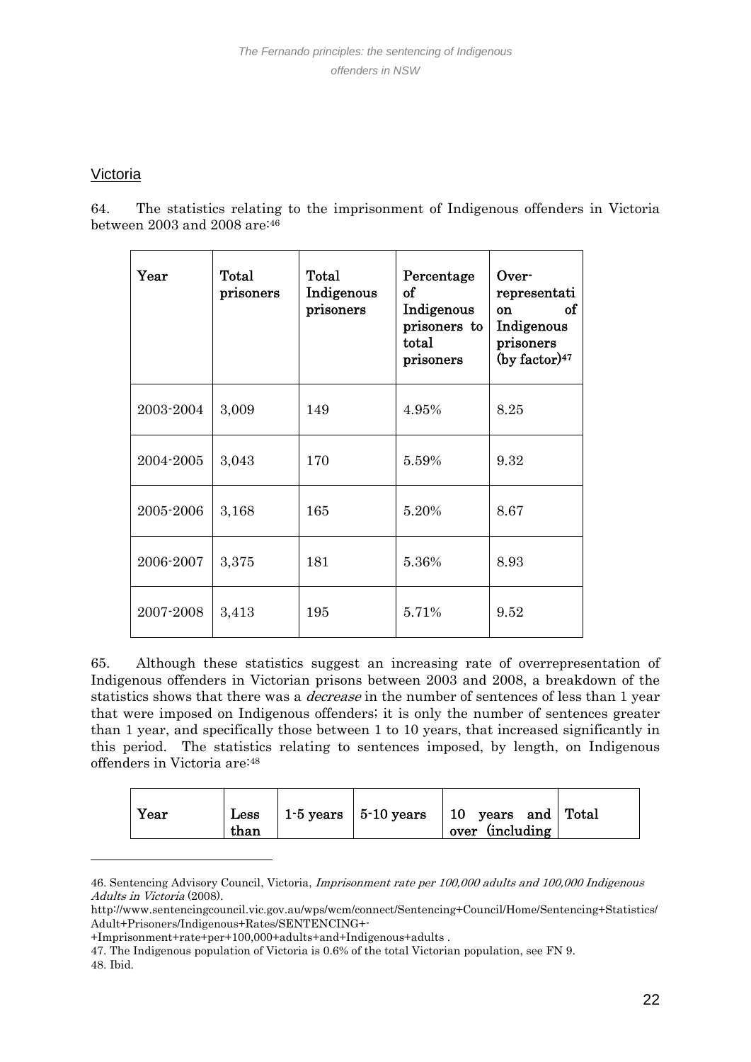## Victoria

64. The statistics relating to the imprisonment of Indigenous offenders in Victoria between 2003 and 2008 are:[46]

| Year | Total prisoners | Total Indigenous prisoners | Percentage of Indigenous prisoners to total prisoners | Over-representation of Indigenous prisoners (by factor)[47] |
|---|---|---|---|---|
| 2003-2004 | 3,009 | 149 | 4.95% | 8.25 |
| 2004-2005 | 3,043 | 170 | 5.59% | 9.32 |
| 2005-2006 | 3,168 | 165 | 5.20% | 8.67 |
| 2006-2007 | 3,375 | 181 | 5.36% | 8.93 |
| 2007-2008 | 3,413 | 195 | 5.71% | 9.52 |

65. Although these statistics suggest an increasing rate of overrepresentation of Indigenous offenders in Victorian prisons between 2003 and 2008, a breakdown of the statistics shows that there was a *decrease* in the number of sentences of less than 1 year that were imposed on Indigenous offenders; it is only the number of sentences greater than 1 year, and specifically those between 1 to 10 years, that increased significantly in this period. The statistics relating to sentences imposed, by length, on Indigenous offenders in Victoria are:[48]

| Year | Less than | 1-5 years | 5-10 years | 10 years and over (including | Total |
|---|---|---|---|---|---|

46. Sentencing Advisory Council, Victoria, *Imprisonment rate per 100,000 adults and 100,000 Indigenous Adults in Victoria* (2008). http://www.sentencingcouncil.vic.gov.au/wps/wcm/connect/Sentencing+Council/Home/Sentencing+Statistics/Adult+Prisoners/Indigenous+Rates/SENTENCING+-+Imprisonment+rate+per+100,000+adults+and+Indigenous+adults .

47. The Indigenous population of Victoria is 0.6% of the total Victorian population, see FN 9.

48. Ibid.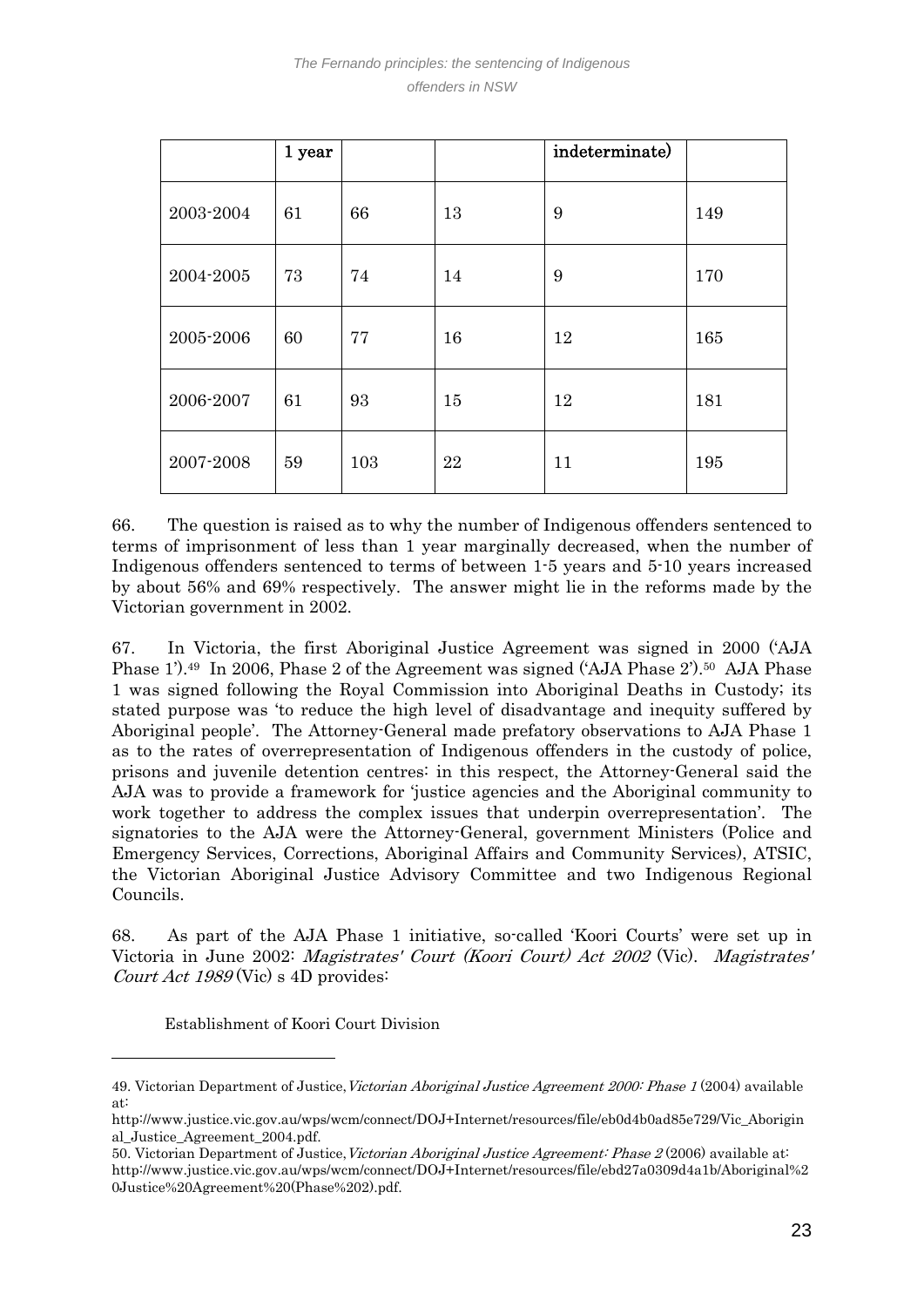| | 1 year | | | indeterminate) | |
|---|---|---|---|---|---|
| 2003-2004 | 61 | 66 | 13 | 9 | 149 |
| 2004-2005 | 73 | 74 | 14 | 9 | 170 |
| 2005-2006 | 60 | 77 | 16 | 12 | 165 |
| 2006-2007 | 61 | 93 | 15 | 12 | 181 |
| 2007-2008 | 59 | 103 | 22 | 11 | 195 |

66. The question is raised as to why the number of Indigenous offenders sentenced to terms of imprisonment of less than 1 year marginally decreased, when the number of Indigenous offenders sentenced to terms of between 1-5 years and 5-10 years increased by about 56% and 69% respectively. The answer might lie in the reforms made by the Victorian government in 2002.

67. In Victoria, the first Aboriginal Justice Agreement was signed in 2000 ('AJA Phase 1').[49] In 2006, Phase 2 of the Agreement was signed ('AJA Phase 2').[50] AJA Phase 1 was signed following the Royal Commission into Aboriginal Deaths in Custody; its stated purpose was 'to reduce the high level of disadvantage and inequity suffered by Aboriginal people'. The Attorney-General made prefatory observations to AJA Phase 1 as to the rates of overrepresentation of Indigenous offenders in the custody of police, prisons and juvenile detention centres: in this respect, the Attorney-General said the AJA was to provide a framework for 'justice agencies and the Aboriginal community to work together to address the complex issues that underpin overrepresentation'. The signatories to the AJA were the Attorney-General, government Ministers (Police and Emergency Services, Corrections, Aboriginal Affairs and Community Services), ATSIC, the Victorian Aboriginal Justice Advisory Committee and two Indigenous Regional Councils.

68. As part of the AJA Phase 1 initiative, so-called 'Koori Courts' were set up in Victoria in June 2002: *Magistrates' Court (Koori Court) Act 2002* (Vic). *Magistrates' Court Act 1989* (Vic) s 4D provides:

> Establishment of Koori Court Division

---

49. Victorian Department of Justice, *Victorian Aboriginal Justice Agreement 2000: Phase 1* (2004) available at: http://www.justice.vic.gov.au/wps/wcm/connect/DOJ+Internet/resources/file/eb0d4b0ad85e729/Vic_Aboriginal_Justice_Agreement_2004.pdf.

50. Victorian Department of Justice, *Victorian Aboriginal Justice Agreement: Phase 2* (2006) available at: http://www.justice.vic.gov.au/wps/wcm/connect/DOJ+Internet/resources/file/ebd27a0309d4a1b/Aboriginal%20Justice%20Agreement%20(Phase%202).pdf.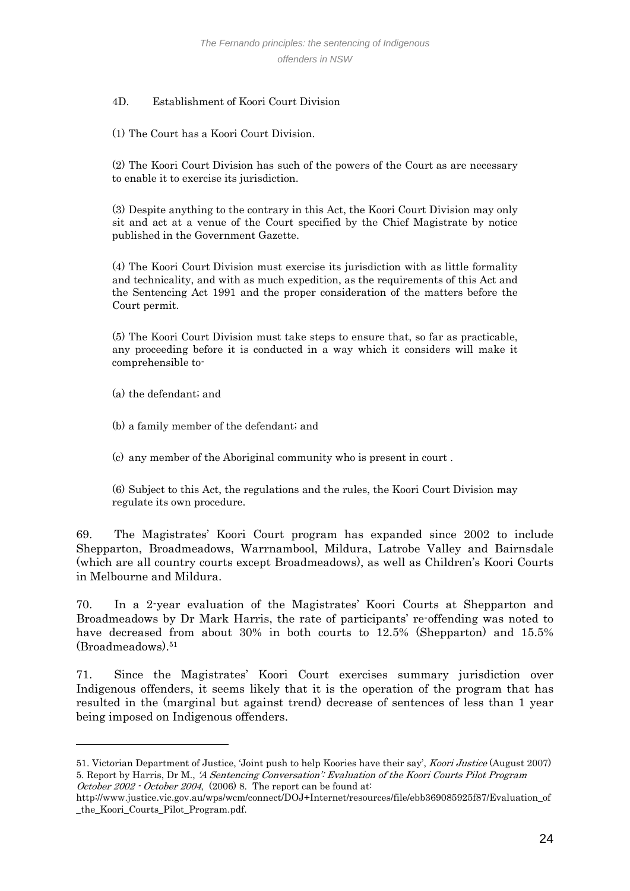4D. Establishment of Koori Court Division

(1) The Court has a Koori Court Division.

(2) The Koori Court Division has such of the powers of the Court as are necessary to enable it to exercise its jurisdiction.

(3) Despite anything to the contrary in this Act, the Koori Court Division may only sit and act at a venue of the Court specified by the Chief Magistrate by notice published in the Government Gazette.

(4) The Koori Court Division must exercise its jurisdiction with as little formality and technicality, and with as much expedition, as the requirements of this Act and the Sentencing Act 1991 and the proper consideration of the matters before the Court permit.

(5) The Koori Court Division must take steps to ensure that, so far as practicable, any proceeding before it is conducted in a way which it considers will make it comprehensible to-

(a) the defendant; and

(b) a family member of the defendant; and

(c) any member of the Aboriginal community who is present in court .

(6) Subject to this Act, the regulations and the rules, the Koori Court Division may regulate its own procedure.

69. The Magistrates' Koori Court program has expanded since 2002 to include Shepparton, Broadmeadows, Warrnambool, Mildura, Latrobe Valley and Bairnsdale (which are all country courts except Broadmeadows), as well as Children's Koori Courts in Melbourne and Mildura.

70. In a 2-year evaluation of the Magistrates' Koori Courts at Shepparton and Broadmeadows by Dr Mark Harris, the rate of participants' re-offending was noted to have decreased from about 30% in both courts to 12.5% (Shepparton) and 15.5% (Broadmeadows).[51]

71. Since the Magistrates' Koori Court exercises summary jurisdiction over Indigenous offenders, it seems likely that it is the operation of the program that has resulted in the (marginal but against trend) decrease of sentences of less than 1 year being imposed on Indigenous offenders.

---

51. Victorian Department of Justice, 'Joint push to help Koories have their say', *Koori Justice* (August 2007) 5. Report by Harris, Dr M., *'A Sentencing Conversation': Evaluation of the Koori Courts Pilot Program October 2002 - October 2004*, (2006) 8. The report can be found at: http://www.justice.vic.gov.au/wps/wcm/connect/DOJ+Internet/resources/file/ebb369085925f87/Evaluation_of_the_Koori_Courts_Pilot_Program.pdf.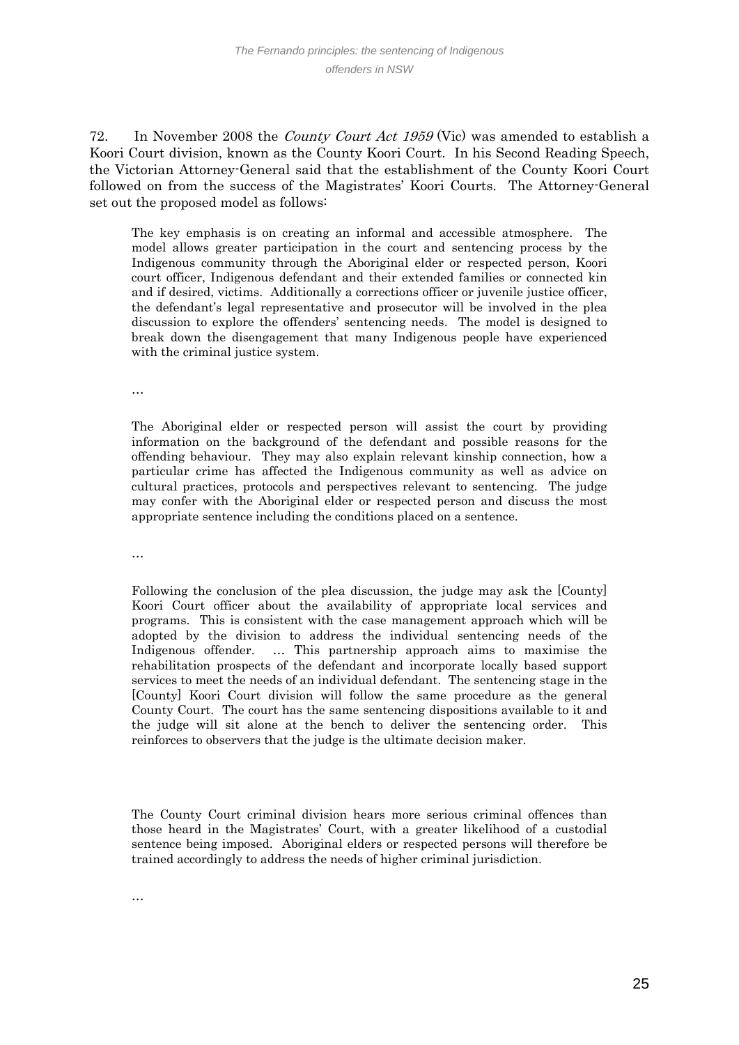72. In November 2008 the *County Court Act 1959* (Vic) was amended to establish a Koori Court division, known as the County Koori Court. In his Second Reading Speech, the Victorian Attorney-General said that the establishment of the County Koori Court followed on from the success of the Magistrates' Koori Courts. The Attorney-General set out the proposed model as follows:

> The key emphasis is on creating an informal and accessible atmosphere. The model allows greater participation in the court and sentencing process by the Indigenous community through the Aboriginal elder or respected person, Koori court officer, Indigenous defendant and their extended families or connected kin and if desired, victims. Additionally a corrections officer or juvenile justice officer, the defendant's legal representative and prosecutor will be involved in the plea discussion to explore the offenders' sentencing needs. The model is designed to break down the disengagement that many Indigenous people have experienced with the criminal justice system.
>
> …
>
> The Aboriginal elder or respected person will assist the court by providing information on the background of the defendant and possible reasons for the offending behaviour. They may also explain relevant kinship connection, how a particular crime has affected the Indigenous community as well as advice on cultural practices, protocols and perspectives relevant to sentencing. The judge may confer with the Aboriginal elder or respected person and discuss the most appropriate sentence including the conditions placed on a sentence.
>
> …
>
> Following the conclusion of the plea discussion, the judge may ask the [County] Koori Court officer about the availability of appropriate local services and programs. This is consistent with the case management approach which will be adopted by the division to address the individual sentencing needs of the Indigenous offender. … This partnership approach aims to maximise the rehabilitation prospects of the defendant and incorporate locally based support services to meet the needs of an individual defendant. The sentencing stage in the [County] Koori Court division will follow the same procedure as the general County Court. The court has the same sentencing dispositions available to it and the judge will sit alone at the bench to deliver the sentencing order. This reinforces to observers that the judge is the ultimate decision maker.
>
> The County Court criminal division hears more serious criminal offences than those heard in the Magistrates' Court, with a greater likelihood of a custodial sentence being imposed. Aboriginal elders or respected persons will therefore be trained accordingly to address the needs of higher criminal jurisdiction.
>
> …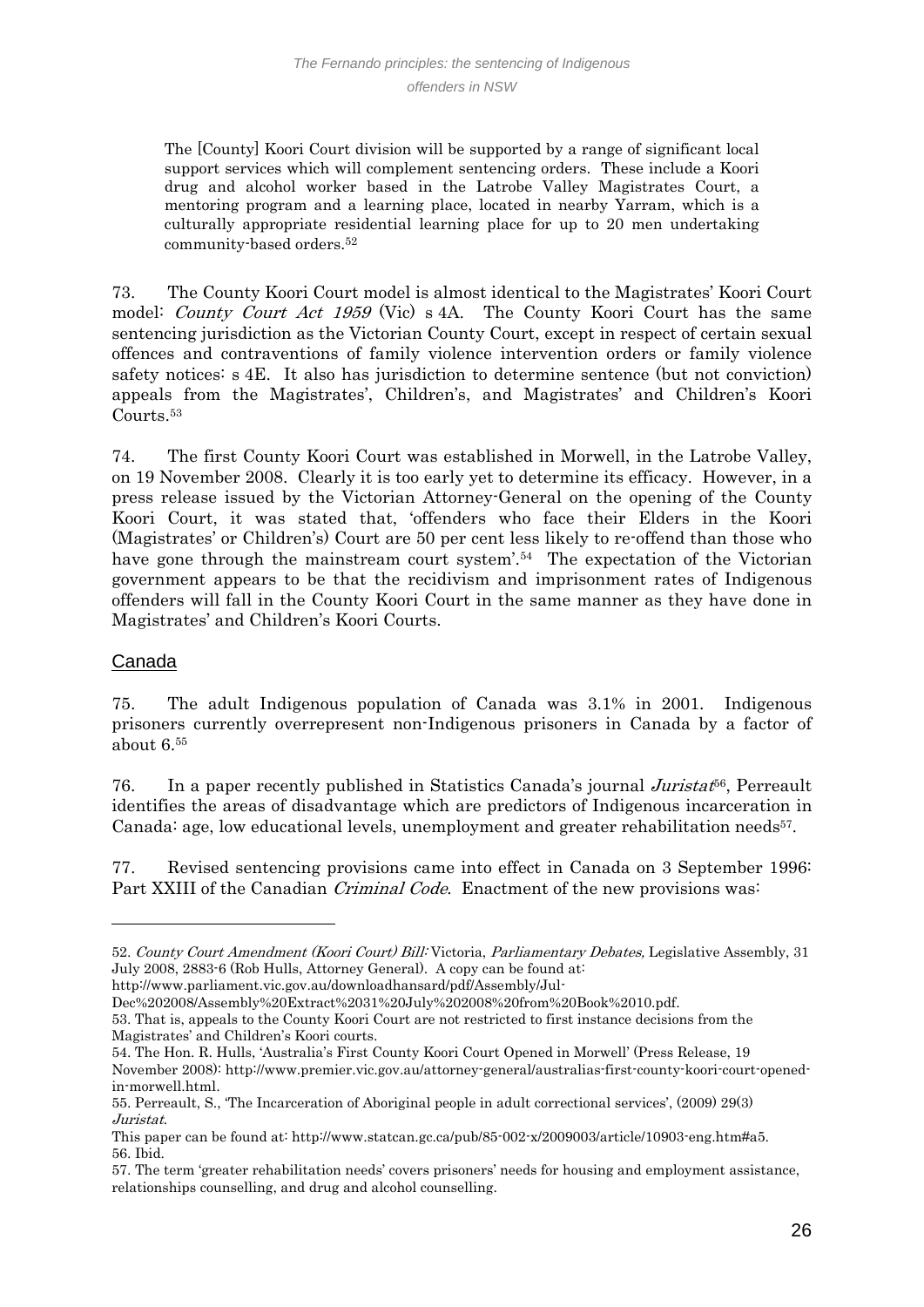> The [County] Koori Court division will be supported by a range of significant local support services which will complement sentencing orders. These include a Koori drug and alcohol worker based in the Latrobe Valley Magistrates Court, a mentoring program and a learning place, located in nearby Yarram, which is a culturally appropriate residential learning place for up to 20 men undertaking community-based orders.[52]

73. The County Koori Court model is almost identical to the Magistrates' Koori Court model: *County Court Act 1959* (Vic) s 4A. The County Koori Court has the same sentencing jurisdiction as the Victorian County Court, except in respect of certain sexual offences and contraventions of family violence intervention orders or family violence safety notices: s 4E. It also has jurisdiction to determine sentence (but not conviction) appeals from the Magistrates', Children's, and Magistrates' and Children's Koori Courts.[53]

74. The first County Koori Court was established in Morwell, in the Latrobe Valley, on 19 November 2008. Clearly it is too early yet to determine its efficacy. However, in a press release issued by the Victorian Attorney-General on the opening of the County Koori Court, it was stated that, 'offenders who face their Elders in the Koori (Magistrates' or Children's) Court are 50 per cent less likely to re-offend than those who have gone through the mainstream court system'.[54] The expectation of the Victorian government appears to be that the recidivism and imprisonment rates of Indigenous offenders will fall in the County Koori Court in the same manner as they have done in Magistrates' and Children's Koori Courts.

## Canada

75. The adult Indigenous population of Canada was 3.1% in 2001. Indigenous prisoners currently overrepresent non-Indigenous prisoners in Canada by a factor of about 6.[55]

76. In a paper recently published in Statistics Canada's journal *Juristat*[56], Perreault identifies the areas of disadvantage which are predictors of Indigenous incarceration in Canada: age, low educational levels, unemployment and greater rehabilitation needs[57].

77. Revised sentencing provisions came into effect in Canada on 3 September 1996: Part XXIII of the Canadian *Criminal Code*. Enactment of the new provisions was:

---

52. *County Court Amendment (Koori Court) Bill:* Victoria, *Parliamentary Debates,* Legislative Assembly, 31 July 2008, 2883-6 (Rob Hulls, Attorney General). A copy can be found at: http://www.parliament.vic.gov.au/downloadhansard/pdf/Assembly/Jul-Dec%202008/Assembly%20Extract%2031%20July%202008%20from%20Book%2010.pdf.

53. That is, appeals to the County Koori Court are not restricted to first instance decisions from the Magistrates' and Children's Koori courts.

54. The Hon. R. Hulls, 'Australia's First County Koori Court Opened in Morwell' (Press Release, 19 November 2008): http://www.premier.vic.gov.au/attorney-general/australias-first-county-koori-court-opened-in-morwell.html.

55. Perreault, S., 'The Incarceration of Aboriginal people in adult correctional services', (2009) 29(3) *Juristat*. This paper can be found at: http://www.statcan.gc.ca/pub/85-002-x/2009003/article/10903-eng.htm#a5.

56. Ibid.

57. The term 'greater rehabilitation needs' covers prisoners' needs for housing and employment assistance, relationships counselling, and drug and alcohol counselling.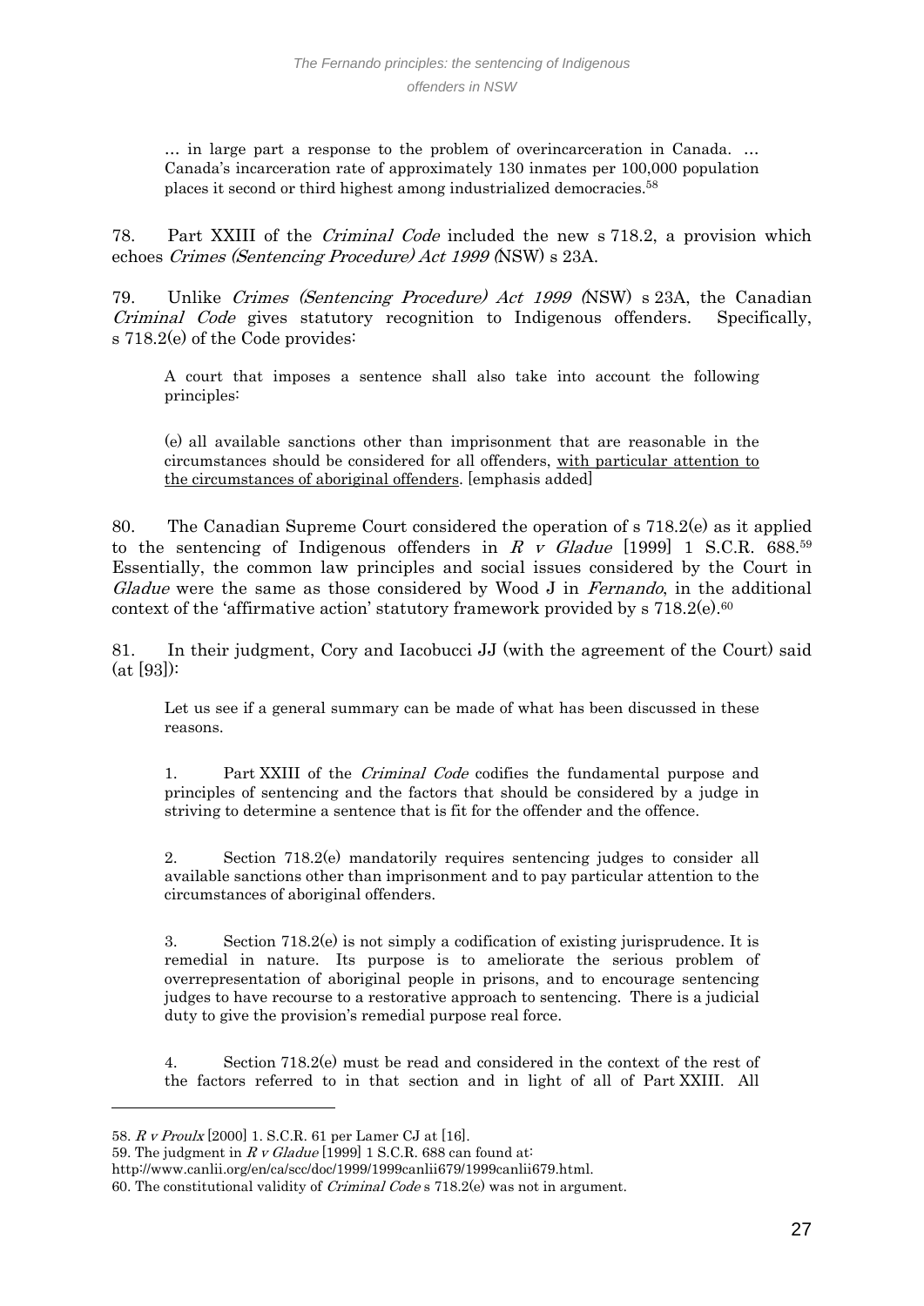> … in large part a response to the problem of overincarceration in Canada. … Canada's incarceration rate of approximately 130 inmates per 100,000 population places it second or third highest among industrialized democracies.[58]

78. Part XXIII of the *Criminal Code* included the new s 718.2, a provision which echoes *Crimes (Sentencing Procedure) Act 1999* (NSW) s 23A.

79. Unlike *Crimes (Sentencing Procedure) Act 1999* (NSW) s 23A, the Canadian *Criminal Code* gives statutory recognition to Indigenous offenders. Specifically, s 718.2(e) of the Code provides:

> A court that imposes a sentence shall also take into account the following principles:
>
> (e) all available sanctions other than imprisonment that are reasonable in the circumstances should be considered for all offenders, <u>with particular attention to the circumstances of aboriginal offenders</u>. [emphasis added]

80. The Canadian Supreme Court considered the operation of s 718.2(e) as it applied to the sentencing of Indigenous offenders in *R v Gladue* [1999] 1 S.C.R. 688.[59] Essentially, the common law principles and social issues considered by the Court in *Gladue* were the same as those considered by Wood J in *Fernando*, in the additional context of the 'affirmative action' statutory framework provided by s 718.2(e).[60]

81. In their judgment, Cory and Iacobucci JJ (with the agreement of the Court) said (at [93]):

> Let us see if a general summary can be made of what has been discussed in these reasons.
>
> 1. Part XXIII of the *Criminal Code* codifies the fundamental purpose and principles of sentencing and the factors that should be considered by a judge in striving to determine a sentence that is fit for the offender and the offence.
>
> 2. Section 718.2(e) mandatorily requires sentencing judges to consider all available sanctions other than imprisonment and to pay particular attention to the circumstances of aboriginal offenders.
>
> 3. Section 718.2(e) is not simply a codification of existing jurisprudence. It is remedial in nature. Its purpose is to ameliorate the serious problem of overrepresentation of aboriginal people in prisons, and to encourage sentencing judges to have recourse to a restorative approach to sentencing. There is a judicial duty to give the provision's remedial purpose real force.
>
> 4. Section 718.2(e) must be read and considered in the context of the rest of the factors referred to in that section and in light of all of Part XXIII. All

---

58. *R v Proulx* [2000] 1. S.C.R. 61 per Lamer CJ at [16].

59. The judgment in *R v Gladue* [1999] 1 S.C.R. 688 can found at: http://www.canlii.org/en/ca/scc/doc/1999/1999canlii679/1999canlii679.html.

60. The constitutional validity of *Criminal Code* s 718.2(e) was not in argument.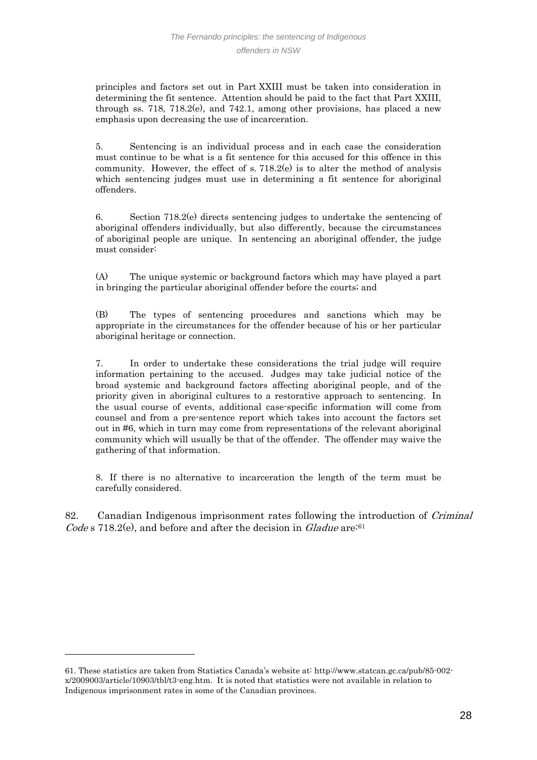principles and factors set out in Part XXIII must be taken into consideration in determining the fit sentence. Attention should be paid to the fact that Part XXIII, through ss. 718, 718.2(e), and 742.1, among other provisions, has placed a new emphasis upon decreasing the use of incarceration.

5. Sentencing is an individual process and in each case the consideration must continue to be what is a fit sentence for this accused for this offence in this community. However, the effect of s. 718.2(e) is to alter the method of analysis which sentencing judges must use in determining a fit sentence for aboriginal offenders.

6. Section 718.2(e) directs sentencing judges to undertake the sentencing of aboriginal offenders individually, but also differently, because the circumstances of aboriginal people are unique. In sentencing an aboriginal offender, the judge must consider:

(A) The unique systemic or background factors which may have played a part in bringing the particular aboriginal offender before the courts; and

(B) The types of sentencing procedures and sanctions which may be appropriate in the circumstances for the offender because of his or her particular aboriginal heritage or connection.

7. In order to undertake these considerations the trial judge will require information pertaining to the accused. Judges may take judicial notice of the broad systemic and background factors affecting aboriginal people, and of the priority given in aboriginal cultures to a restorative approach to sentencing. In the usual course of events, additional case-specific information will come from counsel and from a pre-sentence report which takes into account the factors set out in #6, which in turn may come from representations of the relevant aboriginal community which will usually be that of the offender. The offender may waive the gathering of that information.

8. If there is no alternative to incarceration the length of the term must be carefully considered.

82. Canadian Indigenous imprisonment rates following the introduction of *Criminal Code* s 718.2(e), and before and after the decision in *Gladue* are:[61]

61. These statistics are taken from Statistics Canada's website at: http://www.statcan.gc.ca/pub/85-002-x/2009003/article/10903/tbl/t3-eng.htm. It is noted that statistics were not available in relation to Indigenous imprisonment rates in some of the Canadian provinces.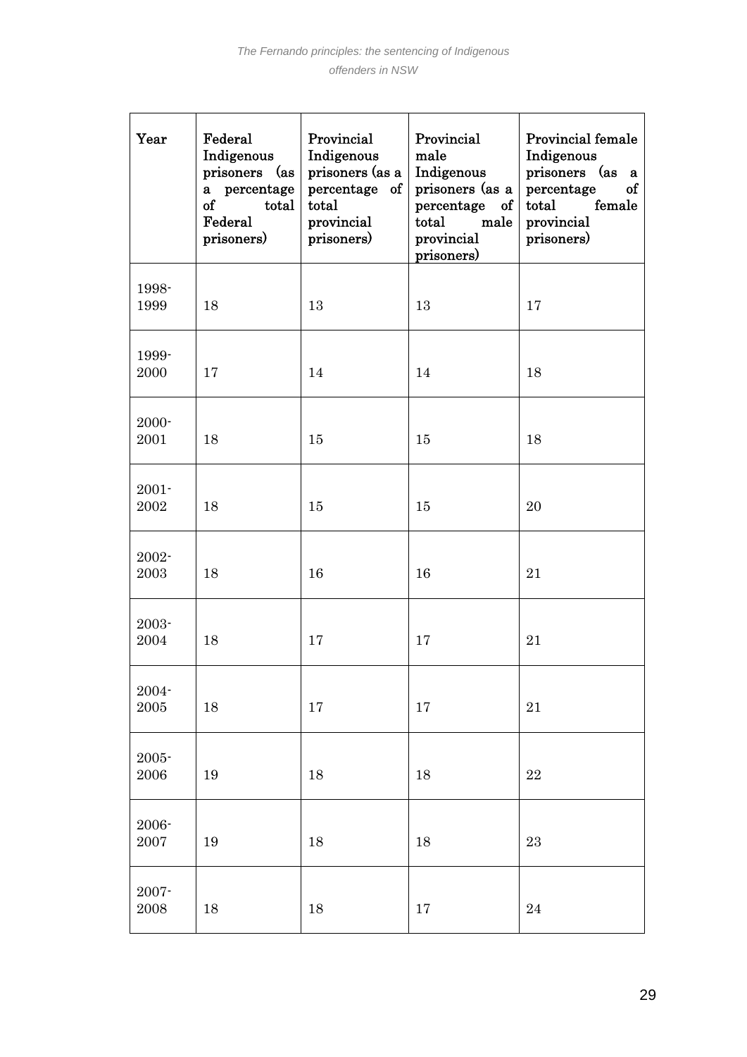| Year | Federal Indigenous prisoners (as a percentage of total Federal prisoners) | Provincial Indigenous prisoners (as a percentage of total provincial prisoners) | Provincial male Indigenous prisoners (as a percentage of total male provincial prisoners) | Provincial female Indigenous prisoners (as a percentage of total female provincial prisoners) |
|---|---|---|---|---|
| 1998-1999 | 18 | 13 | 13 | 17 |
| 1999-2000 | 17 | 14 | 14 | 18 |
| 2000-2001 | 18 | 15 | 15 | 18 |
| 2001-2002 | 18 | 15 | 15 | 20 |
| 2002-2003 | 18 | 16 | 16 | 21 |
| 2003-2004 | 18 | 17 | 17 | 21 |
| 2004-2005 | 18 | 17 | 17 | 21 |
| 2005-2006 | 19 | 18 | 18 | 22 |
| 2006-2007 | 19 | 18 | 18 | 23 |
| 2007-2008 | 18 | 18 | 17 | 24 |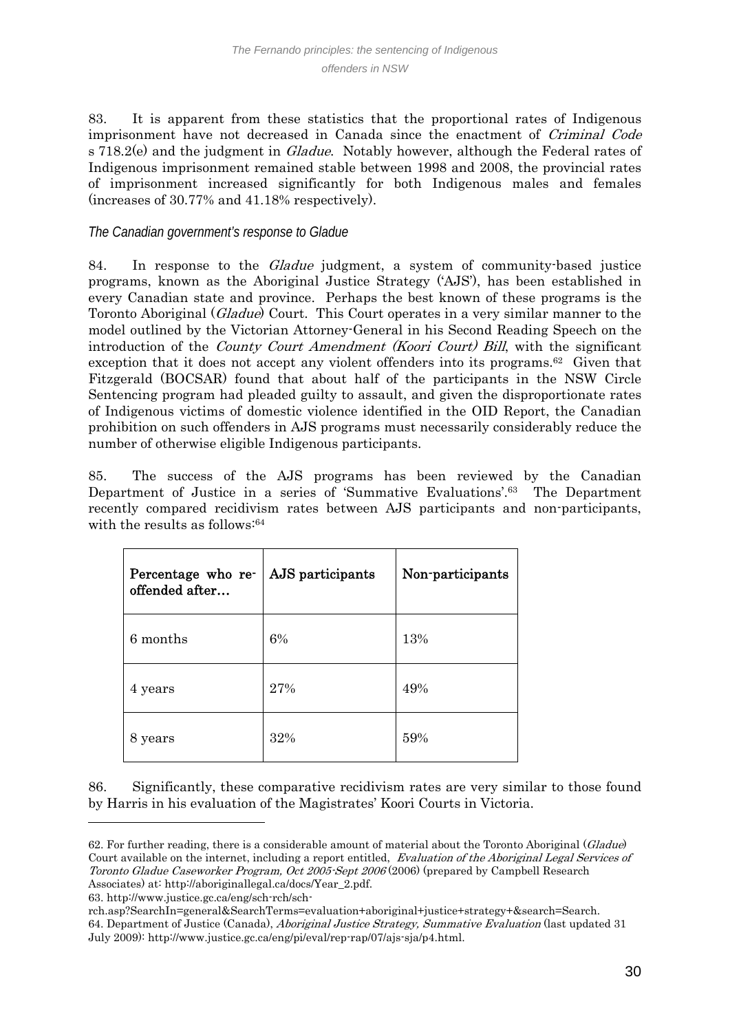83. It is apparent from these statistics that the proportional rates of Indigenous imprisonment have not decreased in Canada since the enactment of *Criminal Code* s 718.2(e) and the judgment in *Gladue*. Notably however, although the Federal rates of Indigenous imprisonment remained stable between 1998 and 2008, the provincial rates of imprisonment increased significantly for both Indigenous males and females (increases of 30.77% and 41.18% respectively).

*The Canadian government's response to Gladue*

84. In response to the *Gladue* judgment, a system of community-based justice programs, known as the Aboriginal Justice Strategy ('AJS'), has been established in every Canadian state and province. Perhaps the best known of these programs is the Toronto Aboriginal (*Gladue*) Court. This Court operates in a very similar manner to the model outlined by the Victorian Attorney-General in his Second Reading Speech on the introduction of the *County Court Amendment (Koori Court) Bill*, with the significant exception that it does not accept any violent offenders into its programs.[62] Given that Fitzgerald (BOCSAR) found that about half of the participants in the NSW Circle Sentencing program had pleaded guilty to assault, and given the disproportionate rates of Indigenous victims of domestic violence identified in the OID Report, the Canadian prohibition on such offenders in AJS programs must necessarily considerably reduce the number of otherwise eligible Indigenous participants.

85. The success of the AJS programs has been reviewed by the Canadian Department of Justice in a series of 'Summative Evaluations'.[63] The Department recently compared recidivism rates between AJS participants and non-participants, with the results as follows:[64]

| Percentage who re-offended after… | AJS participants | Non-participants |
|---|---|---|
| 6 months | 6% | 13% |
| 4 years | 27% | 49% |
| 8 years | 32% | 59% |

86. Significantly, these comparative recidivism rates are very similar to those found by Harris in his evaluation of the Magistrates' Koori Courts in Victoria.

---

62. For further reading, there is a considerable amount of material about the Toronto Aboriginal (*Gladue*) Court available on the internet, including a report entitled, *Evaluation of the Aboriginal Legal Services of Toronto Gladue Caseworker Program, Oct 2005-Sept 2006* (2006) (prepared by Campbell Research Associates) at: http://aboriginallegal.ca/docs/Year_2.pdf.

63. http://www.justice.gc.ca/eng/sch-rch/sch-rch.asp?SearchIn=general&SearchTerms=evaluation+aboriginal+justice+strategy+&search=Search.

64. Department of Justice (Canada), *Aboriginal Justice Strategy, Summative Evaluation* (last updated 31 July 2009): http://www.justice.gc.ca/eng/pi/eval/rep-rap/07/ajs-sja/p4.html.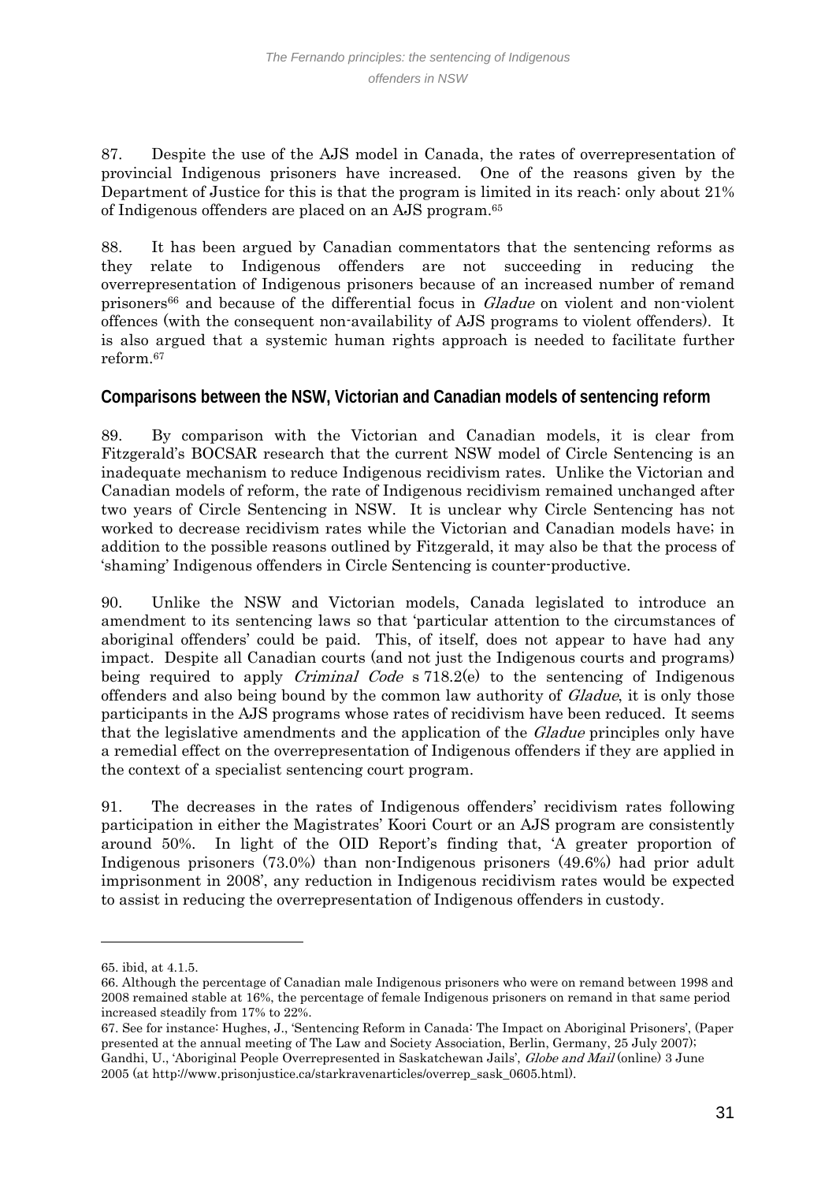87. Despite the use of the AJS model in Canada, the rates of overrepresentation of provincial Indigenous prisoners have increased. One of the reasons given by the Department of Justice for this is that the program is limited in its reach: only about 21% of Indigenous offenders are placed on an AJS program.[65]

88. It has been argued by Canadian commentators that the sentencing reforms as they relate to Indigenous offenders are not succeeding in reducing the overrepresentation of Indigenous prisoners because of an increased number of remand prisoners[66] and because of the differential focus in *Gladue* on violent and non-violent offences (with the consequent non-availability of AJS programs to violent offenders). It is also argued that a systemic human rights approach is needed to facilitate further reform.[67]

## Comparisons between the NSW, Victorian and Canadian models of sentencing reform

89. By comparison with the Victorian and Canadian models, it is clear from Fitzgerald's BOCSAR research that the current NSW model of Circle Sentencing is an inadequate mechanism to reduce Indigenous recidivism rates. Unlike the Victorian and Canadian models of reform, the rate of Indigenous recidivism remained unchanged after two years of Circle Sentencing in NSW. It is unclear why Circle Sentencing has not worked to decrease recidivism rates while the Victorian and Canadian models have; in addition to the possible reasons outlined by Fitzgerald, it may also be that the process of 'shaming' Indigenous offenders in Circle Sentencing is counter-productive.

90. Unlike the NSW and Victorian models, Canada legislated to introduce an amendment to its sentencing laws so that 'particular attention to the circumstances of aboriginal offenders' could be paid. This, of itself, does not appear to have had any impact. Despite all Canadian courts (and not just the Indigenous courts and programs) being required to apply *Criminal Code* s 718.2(e) to the sentencing of Indigenous offenders and also being bound by the common law authority of *Gladue*, it is only those participants in the AJS programs whose rates of recidivism have been reduced. It seems that the legislative amendments and the application of the *Gladue* principles only have a remedial effect on the overrepresentation of Indigenous offenders if they are applied in the context of a specialist sentencing court program.

91. The decreases in the rates of Indigenous offenders' recidivism rates following participation in either the Magistrates' Koori Court or an AJS program are consistently around 50%. In light of the OID Report's finding that, 'A greater proportion of Indigenous prisoners (73.0%) than non-Indigenous prisoners (49.6%) had prior adult imprisonment in 2008', any reduction in Indigenous recidivism rates would be expected to assist in reducing the overrepresentation of Indigenous offenders in custody.

---

65. ibid, at 4.1.5.

66. Although the percentage of Canadian male Indigenous prisoners who were on remand between 1998 and 2008 remained stable at 16%, the percentage of female Indigenous prisoners on remand in that same period increased steadily from 17% to 22%.

67. See for instance: Hughes, J., 'Sentencing Reform in Canada: The Impact on Aboriginal Prisoners', (Paper presented at the annual meeting of The Law and Society Association, Berlin, Germany, 25 July 2007); Gandhi, U., 'Aboriginal People Overrepresented in Saskatchewan Jails', *Globe and Mail* (online) 3 June 2005 (at http://www.prisonjustice.ca/starkravenarticles/overrep_sask_0605.html).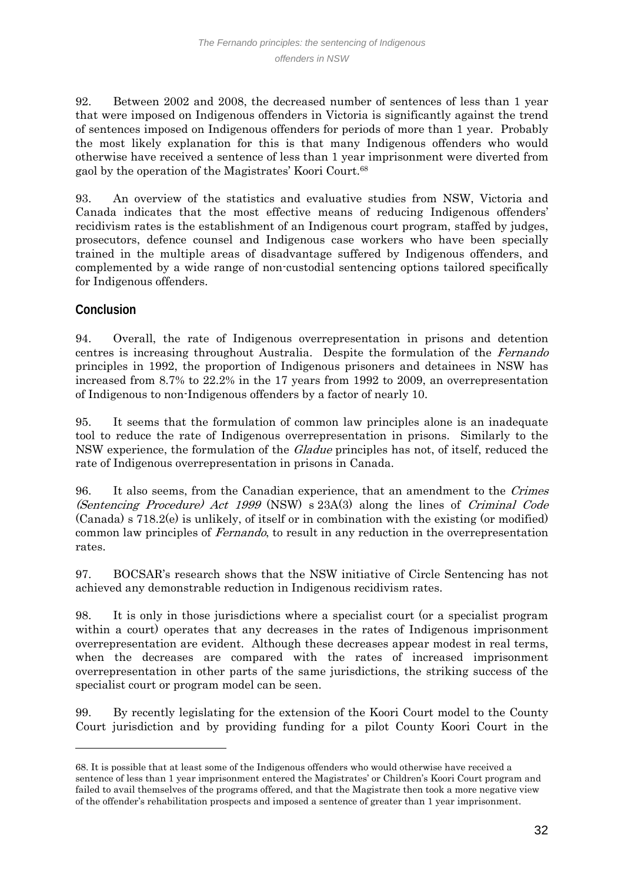92. Between 2002 and 2008, the decreased number of sentences of less than 1 year that were imposed on Indigenous offenders in Victoria is significantly against the trend of sentences imposed on Indigenous offenders for periods of more than 1 year. Probably the most likely explanation for this is that many Indigenous offenders who would otherwise have received a sentence of less than 1 year imprisonment were diverted from gaol by the operation of the Magistrates' Koori Court.[68]

93. An overview of the statistics and evaluative studies from NSW, Victoria and Canada indicates that the most effective means of reducing Indigenous offenders' recidivism rates is the establishment of an Indigenous court program, staffed by judges, prosecutors, defence counsel and Indigenous case workers who have been specially trained in the multiple areas of disadvantage suffered by Indigenous offenders, and complemented by a wide range of non-custodial sentencing options tailored specifically for Indigenous offenders.

## Conclusion

94. Overall, the rate of Indigenous overrepresentation in prisons and detention centres is increasing throughout Australia. Despite the formulation of the *Fernando* principles in 1992, the proportion of Indigenous prisoners and detainees in NSW has increased from 8.7% to 22.2% in the 17 years from 1992 to 2009, an overrepresentation of Indigenous to non-Indigenous offenders by a factor of nearly 10.

95. It seems that the formulation of common law principles alone is an inadequate tool to reduce the rate of Indigenous overrepresentation in prisons. Similarly to the NSW experience, the formulation of the *Gladue* principles has not, of itself, reduced the rate of Indigenous overrepresentation in prisons in Canada.

96. It also seems, from the Canadian experience, that an amendment to the *Crimes (Sentencing Procedure) Act 1999* (NSW) s 23A(3) along the lines of *Criminal Code* (Canada) s 718.2(e) is unlikely, of itself or in combination with the existing (or modified) common law principles of *Fernando*, to result in any reduction in the overrepresentation rates.

97. BOCSAR's research shows that the NSW initiative of Circle Sentencing has not achieved any demonstrable reduction in Indigenous recidivism rates.

98. It is only in those jurisdictions where a specialist court (or a specialist program within a court) operates that any decreases in the rates of Indigenous imprisonment overrepresentation are evident. Although these decreases appear modest in real terms, when the decreases are compared with the rates of increased imprisonment overrepresentation in other parts of the same jurisdictions, the striking success of the specialist court or program model can be seen.

99. By recently legislating for the extension of the Koori Court model to the County Court jurisdiction and by providing funding for a pilot County Koori Court in the

---

68. It is possible that at least some of the Indigenous offenders who would otherwise have received a sentence of less than 1 year imprisonment entered the Magistrates' or Children's Koori Court program and failed to avail themselves of the programs offered, and that the Magistrate then took a more negative view of the offender's rehabilitation prospects and imposed a sentence of greater than 1 year imprisonment.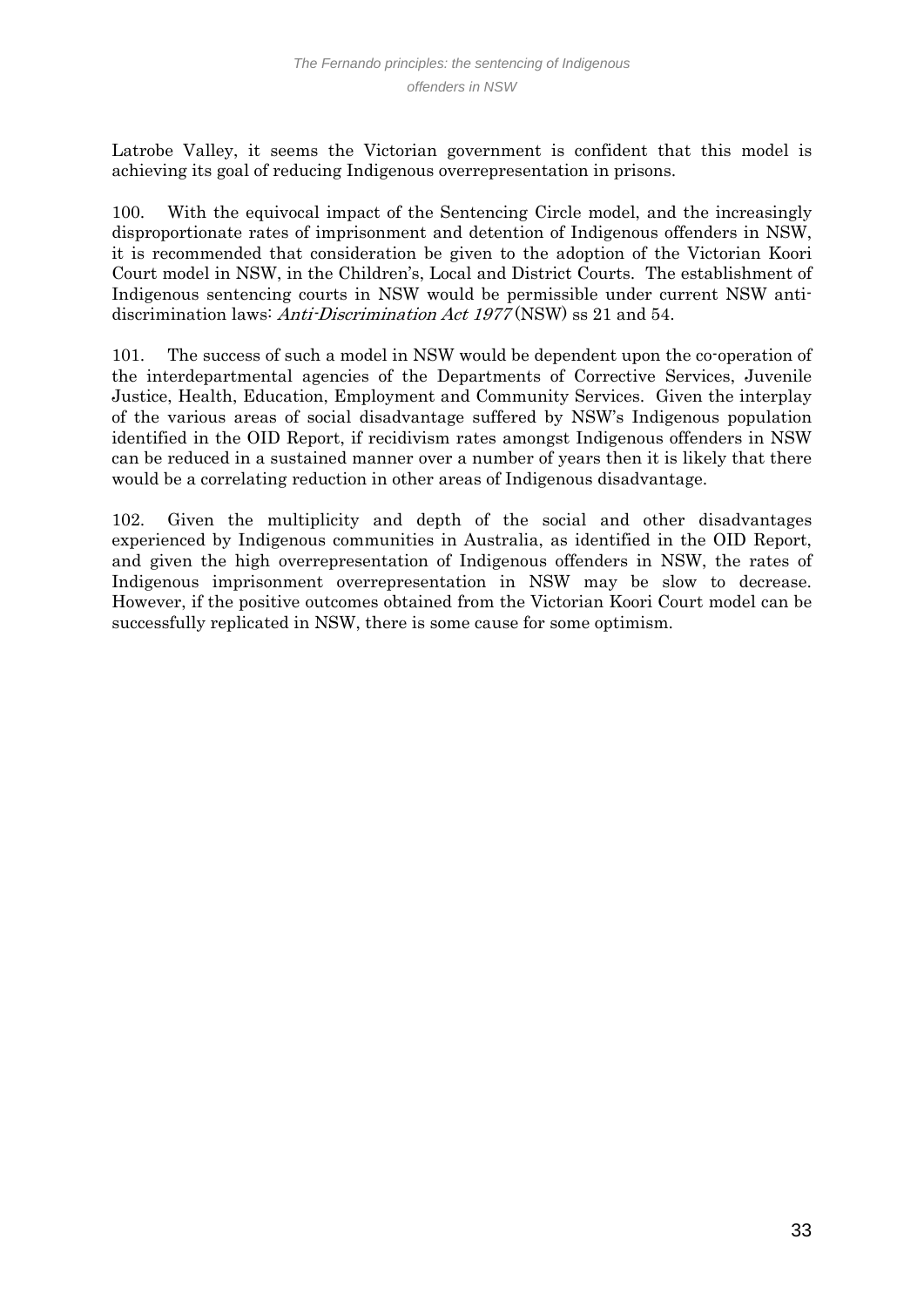Latrobe Valley, it seems the Victorian government is confident that this model is achieving its goal of reducing Indigenous overrepresentation in prisons.

100. With the equivocal impact of the Sentencing Circle model, and the increasingly disproportionate rates of imprisonment and detention of Indigenous offenders in NSW, it is recommended that consideration be given to the adoption of the Victorian Koori Court model in NSW, in the Children's, Local and District Courts. The establishment of Indigenous sentencing courts in NSW would be permissible under current NSW anti-discrimination laws: *Anti-Discrimination Act 1977* (NSW) ss 21 and 54.

101. The success of such a model in NSW would be dependent upon the co-operation of the interdepartmental agencies of the Departments of Corrective Services, Juvenile Justice, Health, Education, Employment and Community Services. Given the interplay of the various areas of social disadvantage suffered by NSW's Indigenous population identified in the OID Report, if recidivism rates amongst Indigenous offenders in NSW can be reduced in a sustained manner over a number of years then it is likely that there would be a correlating reduction in other areas of Indigenous disadvantage.

102. Given the multiplicity and depth of the social and other disadvantages experienced by Indigenous communities in Australia, as identified in the OID Report, and given the high overrepresentation of Indigenous offenders in NSW, the rates of Indigenous imprisonment overrepresentation in NSW may be slow to decrease. However, if the positive outcomes obtained from the Victorian Koori Court model can be successfully replicated in NSW, there is some cause for some optimism.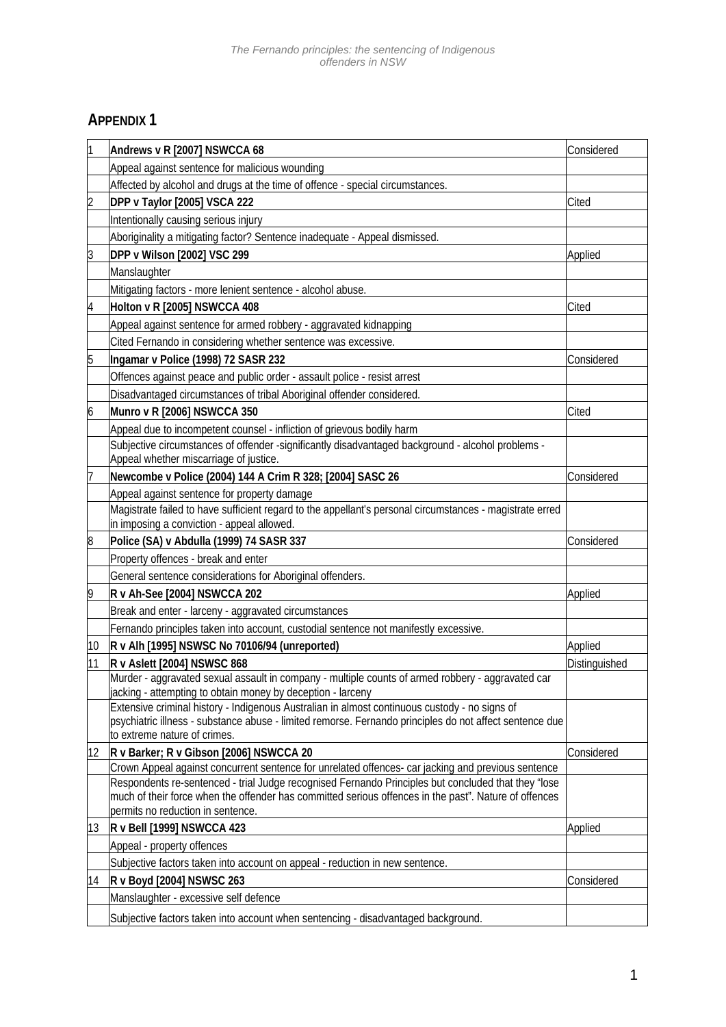## APPENDIX 1

| | | |
|---|---|---|
| 1 | **Andrews v R [2007] NSWCCA 68** | Considered |
| | Appeal against sentence for malicious wounding | |
| | Affected by alcohol and drugs at the time of offence - special circumstances. | |
| 2 | **DPP v Taylor [2005] VSCA 222** | Cited |
| | Intentionally causing serious injury | |
| | Aboriginality a mitigating factor? Sentence inadequate - Appeal dismissed. | |
| 3 | **DPP v Wilson [2002] VSC 299** | Applied |
| | Manslaughter | |
| | Mitigating factors - more lenient sentence - alcohol abuse. | |
| 4 | **Holton v R [2005] NSWCCA 408** | Cited |
| | Appeal against sentence for armed robbery - aggravated kidnapping | |
| | Cited Fernando in considering whether sentence was excessive. | |
| 5 | **Ingamar v Police (1998) 72 SASR 232** | Considered |
| | Offences against peace and public order - assault police - resist arrest | |
| | Disadvantaged circumstances of tribal Aboriginal offender considered. | |
| 6 | **Munro v R [2006] NSWCCA 350** | Cited |
| | Appeal due to incompetent counsel - infliction of grievous bodily harm | |
| | Subjective circumstances of offender -significantly disadvantaged background - alcohol problems - Appeal whether miscarriage of justice. | |
| 7 | **Newcombe v Police (2004) 144 A Crim R 328; [2004] SASC 26** | Considered |
| | Appeal against sentence for property damage | |
| | Magistrate failed to have sufficient regard to the appellant's personal circumstances - magistrate erred in imposing a conviction - appeal allowed. | |
| 8 | **Police (SA) v Abdulla (1999) 74 SASR 337** | Considered |
| | Property offences - break and enter | |
| | General sentence considerations for Aboriginal offenders. | |
| 9 | **R v Ah-See [2004] NSWCCA 202** | Applied |
| | Break and enter - larceny - aggravated circumstances | |
| | Fernando principles taken into account, custodial sentence not manifestly excessive. | |
| 10 | **R v Alh [1995] NSWSC No 70106/94 (unreported)** | Applied |
| 11 | **R v Aslett [2004] NSWSC 868** | Distinguished |
| | Murder - aggravated sexual assault in company - multiple counts of armed robbery - aggravated car jacking - attempting to obtain money by deception - larceny | |
| | Extensive criminal history - Indigenous Australian in almost continuous custody - no signs of psychiatric illness - substance abuse - limited remorse. Fernando principles do not affect sentence due to extreme nature of crimes. | |
| 12 | **R v Barker; R v Gibson [2006] NSWCCA 20** | Considered |
| | Crown Appeal against concurrent sentence for unrelated offences- car jacking and previous sentence | |
| | Respondents re-sentenced - trial Judge recognised Fernando Principles but concluded that they "lose much of their force when the offender has committed serious offences in the past". Nature of offences permits no reduction in sentence. | |
| 13 | **R v Bell [1999] NSWCCA 423** | Applied |
| | Appeal - property offences | |
| | Subjective factors taken into account on appeal - reduction in new sentence. | |
| 14 | **R v Boyd [2004] NSWSC 263** | Considered |
| | Manslaughter - excessive self defence | |
| | Subjective factors taken into account when sentencing - disadvantaged background. | |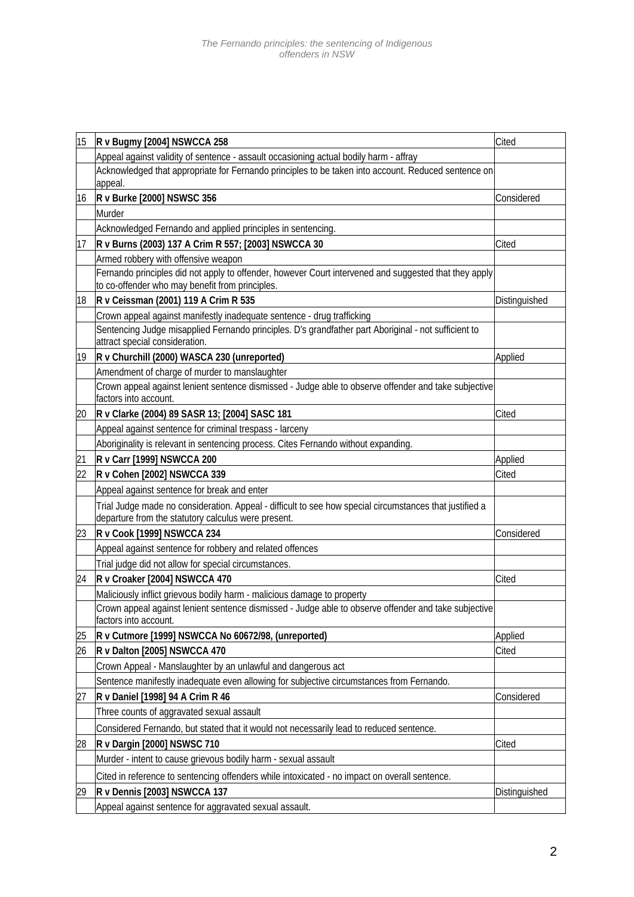| | | |
|---|---|---|
| 15 | **R v Bugmy [2004] NSWCCA 258** | Cited |
| | Appeal against validity of sentence - assault occasioning actual bodily harm - affray | |
| | Acknowledged that appropriate for Fernando principles to be taken into account. Reduced sentence on appeal. | |
| 16 | **R v Burke [2000] NSWSC 356** | Considered |
| | Murder | |
| | Acknowledged Fernando and applied principles in sentencing. | |
| 17 | **R v Burns (2003) 137 A Crim R 557; [2003] NSWCCA 30** | Cited |
| | Armed robbery with offensive weapon | |
| | Fernando principles did not apply to offender, however Court intervened and suggested that they apply to co-offender who may benefit from principles. | |
| 18 | **R v Ceissman (2001) 119 A Crim R 535** | Distinguished |
| | Crown appeal against manifestly inadequate sentence - drug trafficking | |
| | Sentencing Judge misapplied Fernando principles. D's grandfather part Aboriginal - not sufficient to attract special consideration. | |
| 19 | **R v Churchill (2000) WASCA 230 (unreported)** | Applied |
| | Amendment of charge of murder to manslaughter | |
| | Crown appeal against lenient sentence dismissed - Judge able to observe offender and take subjective factors into account. | |
| 20 | **R v Clarke (2004) 89 SASR 13; [2004] SASC 181** | Cited |
| | Appeal against sentence for criminal trespass - larceny | |
| | Aboriginality is relevant in sentencing process. Cites Fernando without expanding. | |
| 21 | **R v Carr [1999] NSWCCA 200** | Applied |
| 22 | **R v Cohen [2002] NSWCCA 339** | Cited |
| | Appeal against sentence for break and enter | |
| | Trial Judge made no consideration. Appeal - difficult to see how special circumstances that justified a departure from the statutory calculus were present. | |
| 23 | **R v Cook [1999] NSWCCA 234** | Considered |
| | Appeal against sentence for robbery and related offences | |
| | Trial judge did not allow for special circumstances. | |
| 24 | **R v Croaker [2004] NSWCCA 470** | Cited |
| | Maliciously inflict grievous bodily harm - malicious damage to property | |
| | Crown appeal against lenient sentence dismissed - Judge able to observe offender and take subjective factors into account. | |
| 25 | **R v Cutmore [1999] NSWCCA No 60672/98, (unreported)** | Applied |
| 26 | **R v Dalton [2005] NSWCCA 470** | Cited |
| | Crown Appeal - Manslaughter by an unlawful and dangerous act | |
| | Sentence manifestly inadequate even allowing for subjective circumstances from Fernando. | |
| 27 | **R v Daniel [1998] 94 A Crim R 46** | Considered |
| | Three counts of aggravated sexual assault | |
| | Considered Fernando, but stated that it would not necessarily lead to reduced sentence. | |
| 28 | **R v Dargin [2000] NSWSC 710** | Cited |
| | Murder - intent to cause grievous bodily harm - sexual assault | |
| | Cited in reference to sentencing offenders while intoxicated - no impact on overall sentence. | |
| 29 | **R v Dennis [2003] NSWCCA 137** | Distinguished |
| | Appeal against sentence for aggravated sexual assault. | |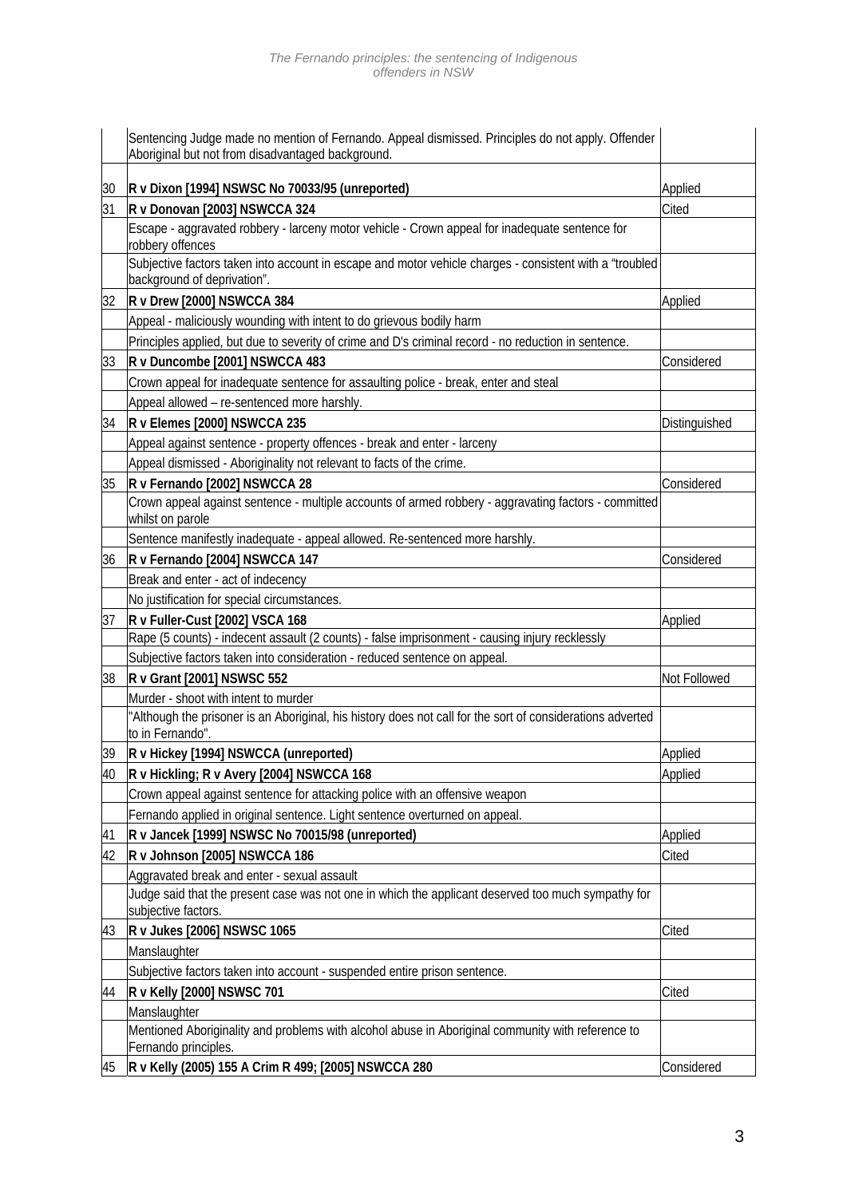| | | |
|---|---|---|
| | Sentencing Judge made no mention of Fernando. Appeal dismissed. Principles do not apply. Offender Aboriginal but not from disadvantaged background. | |
| 30 | **R v Dixon [1994] NSWSC No 70033/95 (unreported)** | Applied |
| 31 | **R v Donovan [2003] NSWCCA 324** | Cited |
| | Escape - aggravated robbery - larceny motor vehicle - Crown appeal for inadequate sentence for robbery offences | |
| | Subjective factors taken into account in escape and motor vehicle charges - consistent with a "troubled background of deprivation". | |
| 32 | **R v Drew [2000] NSWCCA 384** | Applied |
| | Appeal - maliciously wounding with intent to do grievous bodily harm | |
| | Principles applied, but due to severity of crime and D's criminal record - no reduction in sentence. | |
| 33 | **R v Duncombe [2001] NSWCCA 483** | Considered |
| | Crown appeal for inadequate sentence for assaulting police - break, enter and steal | |
| | Appeal allowed – re-sentenced more harshly. | |
| 34 | **R v Elemes [2000] NSWCCA 235** | Distinguished |
| | Appeal against sentence - property offences - break and enter - larceny | |
| | Appeal dismissed - Aboriginality not relevant to facts of the crime. | |
| 35 | **R v Fernando [2002] NSWCCA 28** | Considered |
| | Crown appeal against sentence - multiple accounts of armed robbery - aggravating factors - committed whilst on parole | |
| | Sentence manifestly inadequate - appeal allowed. Re-sentenced more harshly. | |
| 36 | **R v Fernando [2004] NSWCCA 147** | Considered |
| | Break and enter - act of indecency | |
| | No justification for special circumstances. | |
| 37 | **R v Fuller-Cust [2002] VSCA 168** | Applied |
| | Rape (5 counts) - indecent assault (2 counts) - false imprisonment - causing injury recklessly | |
| | Subjective factors taken into consideration - reduced sentence on appeal. | |
| 38 | **R v Grant [2001] NSWSC 552** | Not Followed |
| | Murder - shoot with intent to murder | |
| | "Although the prisoner is an Aboriginal, his history does not call for the sort of considerations adverted to in Fernando". | |
| 39 | **R v Hickey [1994] NSWCCA (unreported)** | Applied |
| 40 | **R v Hickling; R v Avery [2004] NSWCCA 168** | Applied |
| | Crown appeal against sentence for attacking police with an offensive weapon | |
| | Fernando applied in original sentence. Light sentence overturned on appeal. | |
| 41 | **R v Jancek [1999] NSWSC No 70015/98 (unreported)** | Applied |
| 42 | **R v Johnson [2005] NSWCCA 186** | Cited |
| | Aggravated break and enter - sexual assault | |
| | Judge said that the present case was not one in which the applicant deserved too much sympathy for subjective factors. | |
| 43 | **R v Jukes [2006] NSWSC 1065** | Cited |
| | Manslaughter | |
| | Subjective factors taken into account - suspended entire prison sentence. | |
| 44 | **R v Kelly [2000] NSWSC 701** | Cited |
| | Manslaughter | |
| | Mentioned Aboriginality and problems with alcohol abuse in Aboriginal community with reference to Fernando principles. | |
| 45 | **R v Kelly (2005) 155 A Crim R 499; [2005] NSWCCA 280** | Considered |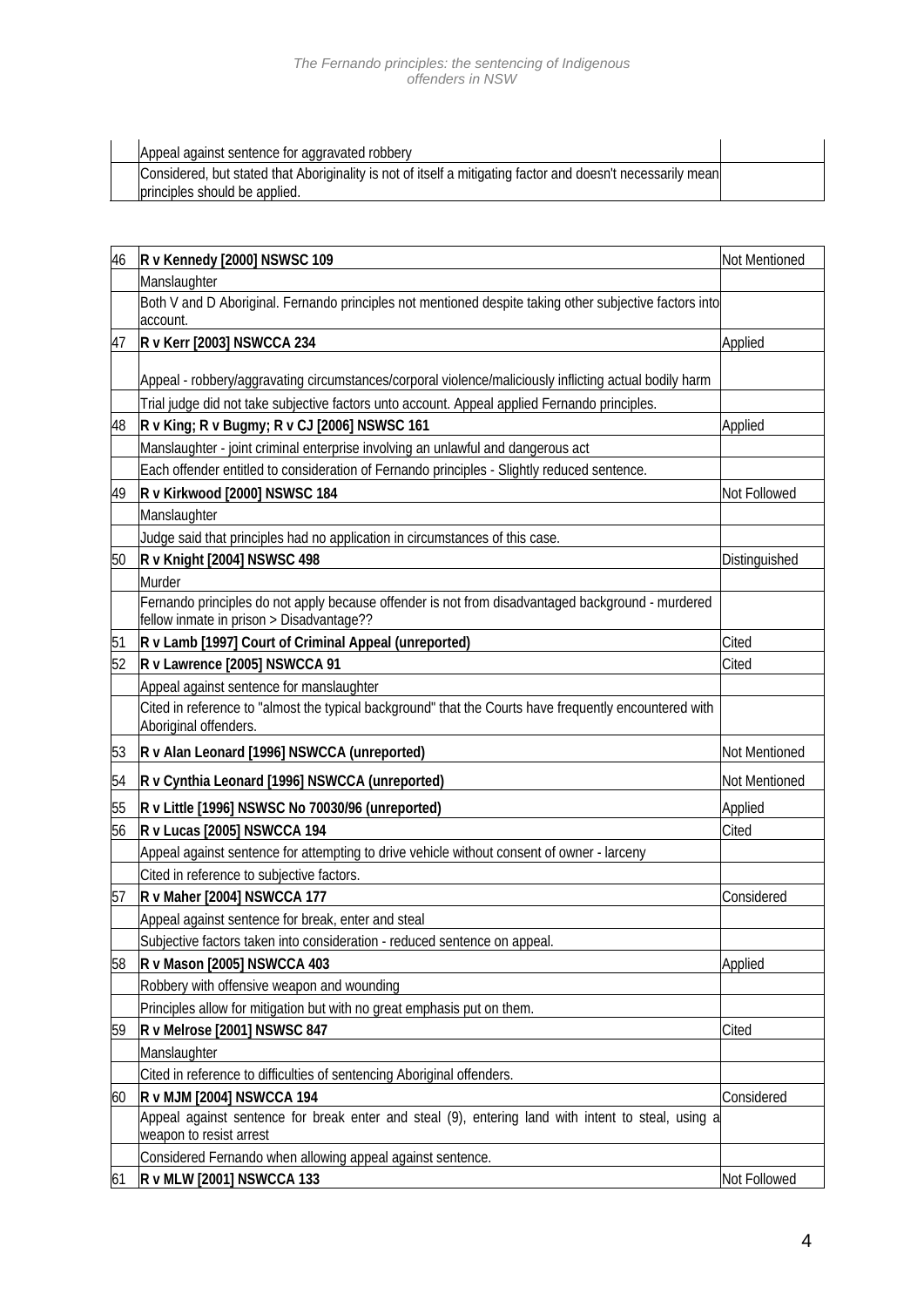| | | |
|---|---|---|
| | Appeal against sentence for aggravated robbery | |
| | Considered, but stated that Aboriginality is not of itself a mitigating factor and doesn't necessarily mean principles should be applied. | |

| | | |
|---|---|---|
| 46 | **R v Kennedy [2000] NSWSC 109** | Not Mentioned |
| | Manslaughter | |
| | Both V and D Aboriginal. Fernando principles not mentioned despite taking other subjective factors into account. | |
| 47 | **R v Kerr [2003] NSWCCA 234** | Applied |
| | Appeal - robbery/aggravating circumstances/corporal violence/maliciously inflicting actual bodily harm | |
| | Trial judge did not take subjective factors unto account. Appeal applied Fernando principles. | |
| 48 | **R v King; R v Bugmy; R v CJ [2006] NSWSC 161** | Applied |
| | Manslaughter - joint criminal enterprise involving an unlawful and dangerous act | |
| | Each offender entitled to consideration of Fernando principles - Slightly reduced sentence. | |
| 49 | **R v Kirkwood [2000] NSWSC 184** | Not Followed |
| | Manslaughter | |
| | Judge said that principles had no application in circumstances of this case. | |
| 50 | **R v Knight [2004] NSWSC 498** | Distinguished |
| | Murder | |
| | Fernando principles do not apply because offender is not from disadvantaged background - murdered fellow inmate in prison > Disadvantage?? | |
| 51 | **R v Lamb [1997] Court of Criminal Appeal (unreported)** | Cited |
| 52 | **R v Lawrence [2005] NSWCCA 91** | Cited |
| | Appeal against sentence for manslaughter | |
| | Cited in reference to "almost the typical background" that the Courts have frequently encountered with Aboriginal offenders. | |
| 53 | **R v Alan Leonard [1996] NSWCCA (unreported)** | Not Mentioned |
| 54 | **R v Cynthia Leonard [1996] NSWCCA (unreported)** | Not Mentioned |
| 55 | **R v Little [1996] NSWSC No 70030/96 (unreported)** | Applied |
| 56 | **R v Lucas [2005] NSWCCA 194** | Cited |
| | Appeal against sentence for attempting to drive vehicle without consent of owner - larceny | |
| | Cited in reference to subjective factors. | |
| 57 | **R v Maher [2004] NSWCCA 177** | Considered |
| | Appeal against sentence for break, enter and steal | |
| | Subjective factors taken into consideration - reduced sentence on appeal. | |
| 58 | **R v Mason [2005] NSWCCA 403** | Applied |
| | Robbery with offensive weapon and wounding | |
| | Principles allow for mitigation but with no great emphasis put on them. | |
| 59 | **R v Melrose [2001] NSWSC 847** | Cited |
| | Manslaughter | |
| | Cited in reference to difficulties of sentencing Aboriginal offenders. | |
| 60 | **R v MJM [2004] NSWCCA 194** | Considered |
| | Appeal against sentence for break enter and steal (9), entering land with intent to steal, using a weapon to resist arrest | |
| | Considered Fernando when allowing appeal against sentence. | |
| 61 | **R v MLW [2001] NSWCCA 133** | Not Followed |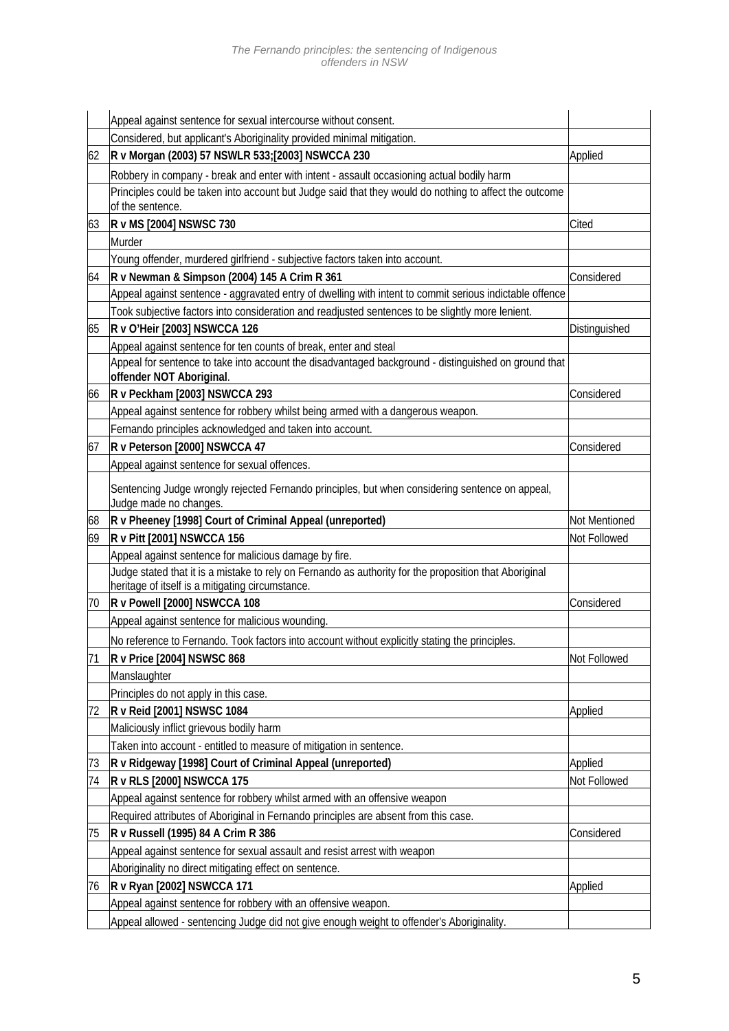| | | |
|---|---|---|
| | Appeal against sentence for sexual intercourse without consent. | |
| | Considered, but applicant's Aboriginality provided minimal mitigation. | |
| 62 | **R v Morgan (2003) 57 NSWLR 533;[2003] NSWCCA 230** | Applied |
| | Robbery in company - break and enter with intent - assault occasioning actual bodily harm | |
| | Principles could be taken into account but Judge said that they would do nothing to affect the outcome of the sentence. | |
| 63 | **R v MS [2004] NSWSC 730** | Cited |
| | Murder | |
| | Young offender, murdered girlfriend - subjective factors taken into account. | |
| 64 | **R v Newman & Simpson (2004) 145 A Crim R 361** | Considered |
| | Appeal against sentence - aggravated entry of dwelling with intent to commit serious indictable offence | |
| | Took subjective factors into consideration and readjusted sentences to be slightly more lenient. | |
| 65 | **R v O'Heir [2003] NSWCCA 126** | Distinguished |
| | Appeal against sentence for ten counts of break, enter and steal | |
| | Appeal for sentence to take into account the disadvantaged background - distinguished on ground that **offender NOT Aboriginal**. | |
| 66 | **R v Peckham [2003] NSWCCA 293** | Considered |
| | Appeal against sentence for robbery whilst being armed with a dangerous weapon. | |
| | Fernando principles acknowledged and taken into account. | |
| 67 | **R v Peterson [2000] NSWCCA 47** | Considered |
| | Appeal against sentence for sexual offences. | |
| | Sentencing Judge wrongly rejected Fernando principles, but when considering sentence on appeal, Judge made no changes. | |
| 68 | **R v Pheeney [1998] Court of Criminal Appeal (unreported)** | Not Mentioned |
| 69 | **R v Pitt [2001] NSWCCA 156** | Not Followed |
| | Appeal against sentence for malicious damage by fire. | |
| | Judge stated that it is a mistake to rely on Fernando as authority for the proposition that Aboriginal heritage of itself is a mitigating circumstance. | |
| 70 | **R v Powell [2000] NSWCCA 108** | Considered |
| | Appeal against sentence for malicious wounding. | |
| | No reference to Fernando. Took factors into account without explicitly stating the principles. | |
| 71 | **R v Price [2004] NSWSC 868** | Not Followed |
| | Manslaughter | |
| | Principles do not apply in this case. | |
| 72 | **R v Reid [2001] NSWSC 1084** | Applied |
| | Maliciously inflict grievous bodily harm | |
| | Taken into account - entitled to measure of mitigation in sentence. | |
| 73 | **R v Ridgeway [1998] Court of Criminal Appeal (unreported)** | Applied |
| 74 | **R v RLS [2000] NSWCCA 175** | Not Followed |
| | Appeal against sentence for robbery whilst armed with an offensive weapon | |
| | Required attributes of Aboriginal in Fernando principles are absent from this case. | |
| 75 | **R v Russell (1995) 84 A Crim R 386** | Considered |
| | Appeal against sentence for sexual assault and resist arrest with weapon | |
| | Aboriginality no direct mitigating effect on sentence. | |
| 76 | **R v Ryan [2002] NSWCCA 171** | Applied |
| | Appeal against sentence for robbery with an offensive weapon. | |
| | Appeal allowed - sentencing Judge did not give enough weight to offender's Aboriginality. | |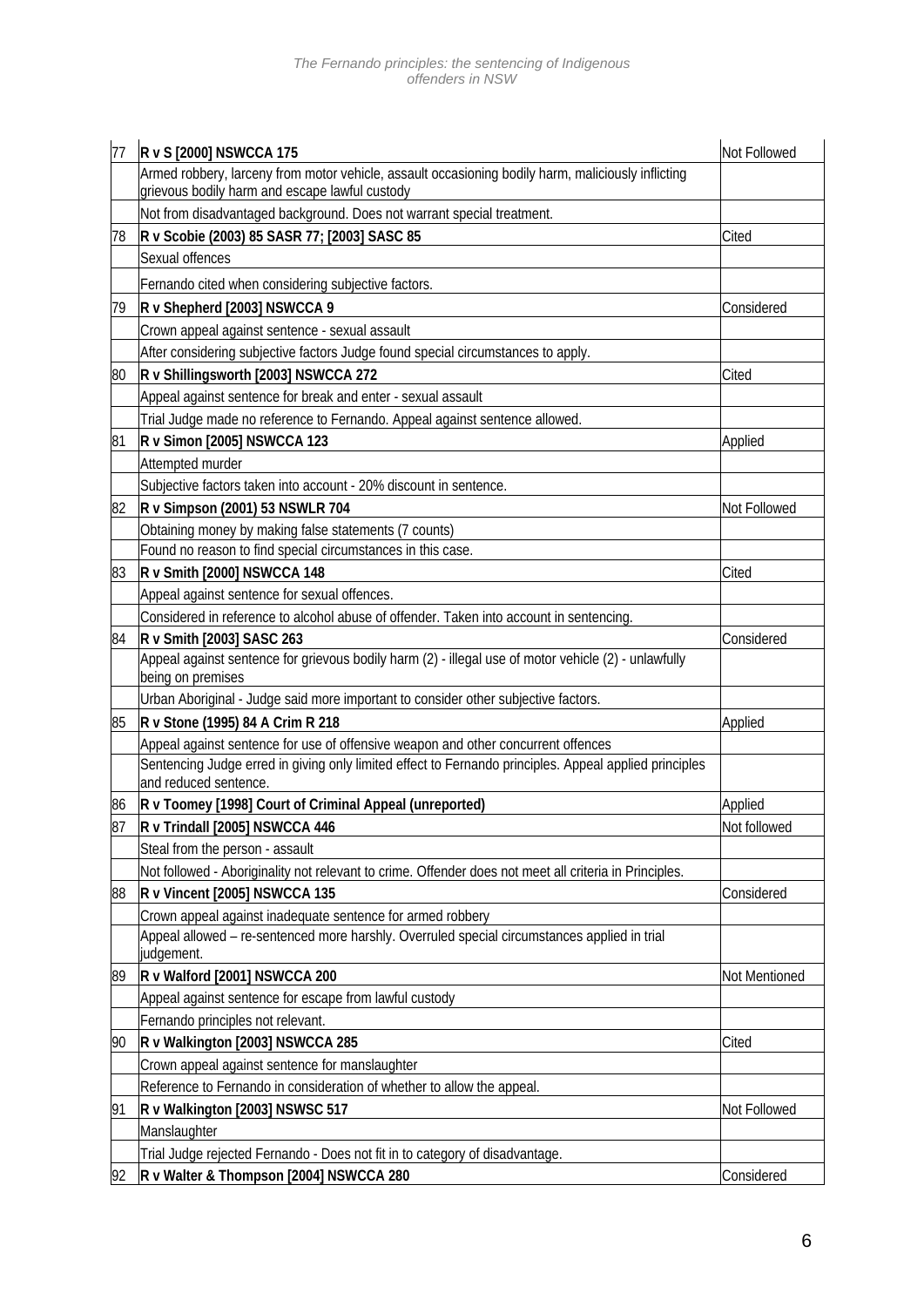| | | |
|---|---|---|
| 77 | **R v S [2000] NSWCCA 175** | Not Followed |
| | Armed robbery, larceny from motor vehicle, assault occasioning bodily harm, maliciously inflicting grievous bodily harm and escape lawful custody | |
| | Not from disadvantaged background. Does not warrant special treatment. | |
| 78 | **R v Scobie (2003) 85 SASR 77; [2003] SASC 85** | Cited |
| | Sexual offences | |
| | Fernando cited when considering subjective factors. | |
| 79 | **R v Shepherd [2003] NSWCCA 9** | Considered |
| | Crown appeal against sentence - sexual assault | |
| | After considering subjective factors Judge found special circumstances to apply. | |
| 80 | **R v Shillingsworth [2003] NSWCCA 272** | Cited |
| | Appeal against sentence for break and enter - sexual assault | |
| | Trial Judge made no reference to Fernando. Appeal against sentence allowed. | |
| 81 | **R v Simon [2005] NSWCCA 123** | Applied |
| | Attempted murder | |
| | Subjective factors taken into account - 20% discount in sentence. | |
| 82 | **R v Simpson (2001) 53 NSWLR 704** | Not Followed |
| | Obtaining money by making false statements (7 counts) | |
| | Found no reason to find special circumstances in this case. | |
| 83 | **R v Smith [2000] NSWCCA 148** | Cited |
| | Appeal against sentence for sexual offences. | |
| | Considered in reference to alcohol abuse of offender. Taken into account in sentencing. | |
| 84 | **R v Smith [2003] SASC 263** | Considered |
| | Appeal against sentence for grievous bodily harm (2) - illegal use of motor vehicle (2) - unlawfully being on premises | |
| | Urban Aboriginal - Judge said more important to consider other subjective factors. | |
| 85 | **R v Stone (1995) 84 A Crim R 218** | Applied |
| | Appeal against sentence for use of offensive weapon and other concurrent offences | |
| | Sentencing Judge erred in giving only limited effect to Fernando principles. Appeal applied principles and reduced sentence. | |
| 86 | **R v Toomey [1998] Court of Criminal Appeal (unreported)** | Applied |
| 87 | **R v Trindall [2005] NSWCCA 446** | Not followed |
| | Steal from the person - assault | |
| | Not followed - Aboriginality not relevant to crime. Offender does not meet all criteria in Principles. | |
| 88 | **R v Vincent [2005] NSWCCA 135** | Considered |
| | Crown appeal against inadequate sentence for armed robbery | |
| | Appeal allowed – re-sentenced more harshly. Overruled special circumstances applied in trial judgement. | |
| 89 | **R v Walford [2001] NSWCCA 200** | Not Mentioned |
| | Appeal against sentence for escape from lawful custody | |
| | Fernando principles not relevant. | |
| 90 | **R v Walkington [2003] NSWCCA 285** | Cited |
| | Crown appeal against sentence for manslaughter | |
| | Reference to Fernando in consideration of whether to allow the appeal. | |
| 91 | **R v Walkington [2003] NSWSC 517** | Not Followed |
| | Manslaughter | |
| | Trial Judge rejected Fernando - Does not fit in to category of disadvantage. | |
| 92 | **R v Walter & Thompson [2004] NSWCCA 280** | Considered |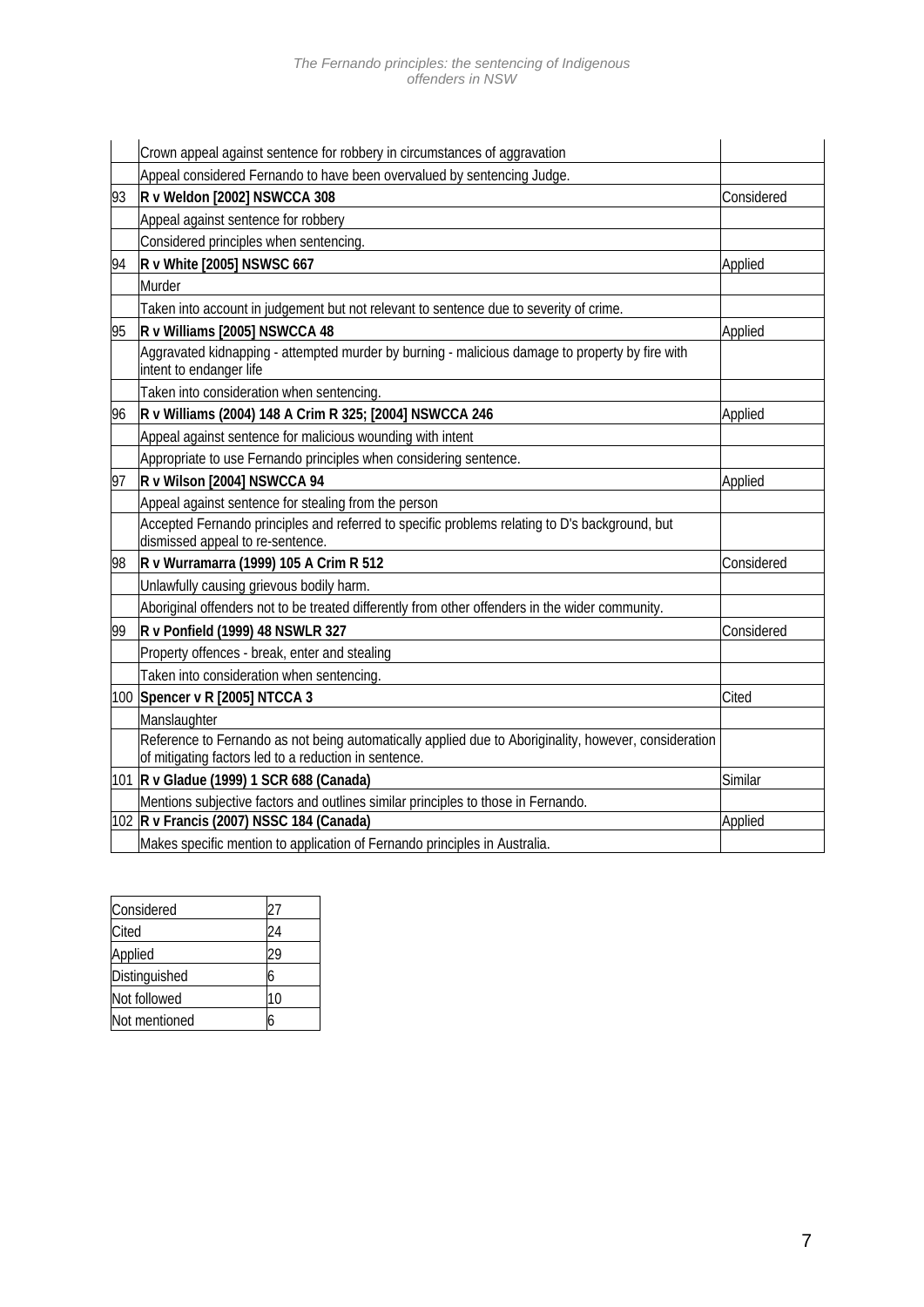| | | |
|---|---|---|
| | Crown appeal against sentence for robbery in circumstances of aggravation | |
| | Appeal considered Fernando to have been overvalued by sentencing Judge. | |
| 93 | **R v Weldon [2002] NSWCCA 308** | Considered |
| | Appeal against sentence for robbery | |
| | Considered principles when sentencing. | |
| 94 | **R v White [2005] NSWSC 667** | Applied |
| | Murder | |
| | Taken into account in judgement but not relevant to sentence due to severity of crime. | |
| 95 | **R v Williams [2005] NSWCCA 48** | Applied |
| | Aggravated kidnapping - attempted murder by burning - malicious damage to property by fire with intent to endanger life | |
| | Taken into consideration when sentencing. | |
| 96 | **R v Williams (2004) 148 A Crim R 325; [2004] NSWCCA 246** | Applied |
| | Appeal against sentence for malicious wounding with intent | |
| | Appropriate to use Fernando principles when considering sentence. | |
| 97 | **R v Wilson [2004] NSWCCA 94** | Applied |
| | Appeal against sentence for stealing from the person | |
| | Accepted Fernando principles and referred to specific problems relating to D's background, but dismissed appeal to re-sentence. | |
| 98 | **R v Wurramarra (1999) 105 A Crim R 512** | Considered |
| | Unlawfully causing grievous bodily harm. | |
| | Aboriginal offenders not to be treated differently from other offenders in the wider community. | |
| 99 | **R v Ponfield (1999) 48 NSWLR 327** | Considered |
| | Property offences - break, enter and stealing | |
| | Taken into consideration when sentencing. | |
| 100 | **Spencer v R [2005] NTCCA 3** | Cited |
| | Manslaughter | |
| | Reference to Fernando as not being automatically applied due to Aboriginality, however, consideration of mitigating factors led to a reduction in sentence. | |
| 101 | **R v Gladue (1999) 1 SCR 688 (Canada)** | Similar |
| | Mentions subjective factors and outlines similar principles to those in Fernando. | |
| 102 | **R v Francis (2007) NSSC 184 (Canada)** | Applied |
| | Makes specific mention to application of Fernando principles in Australia. | |

| | |
|---|---|
| Considered | 27 |
| Cited | 24 |
| Applied | 29 |
| Distinguished | 6 |
| Not followed | 10 |
| Not mentioned | 6 |